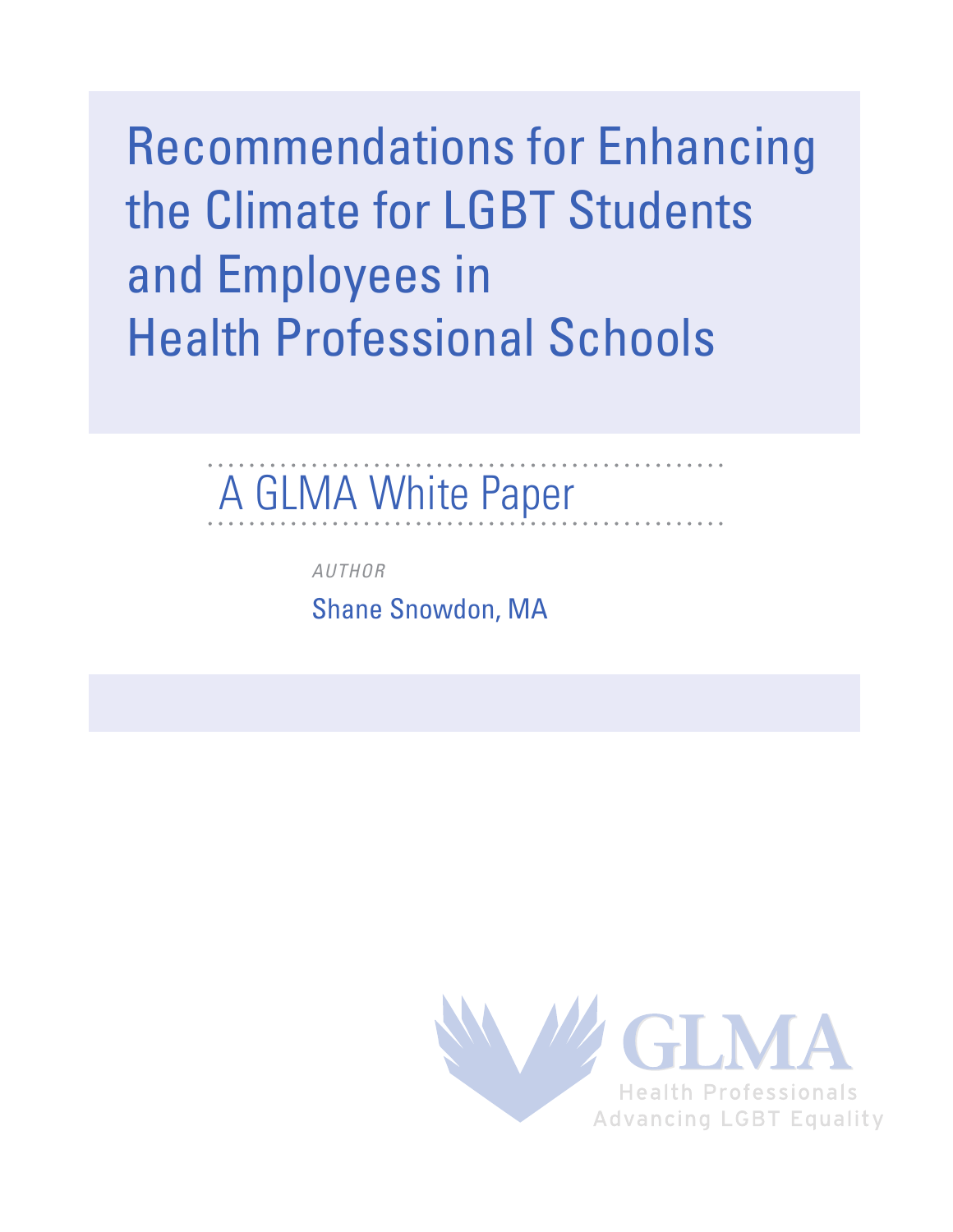# Recommendations for Enhancing the Climate for LGBT Students and Employees in Health Professional Schools

## A GLMA White Paper

*AUTHOR*

Shane Snowdon, MA

GLMA

Health Professionals Advancing LGBT Equality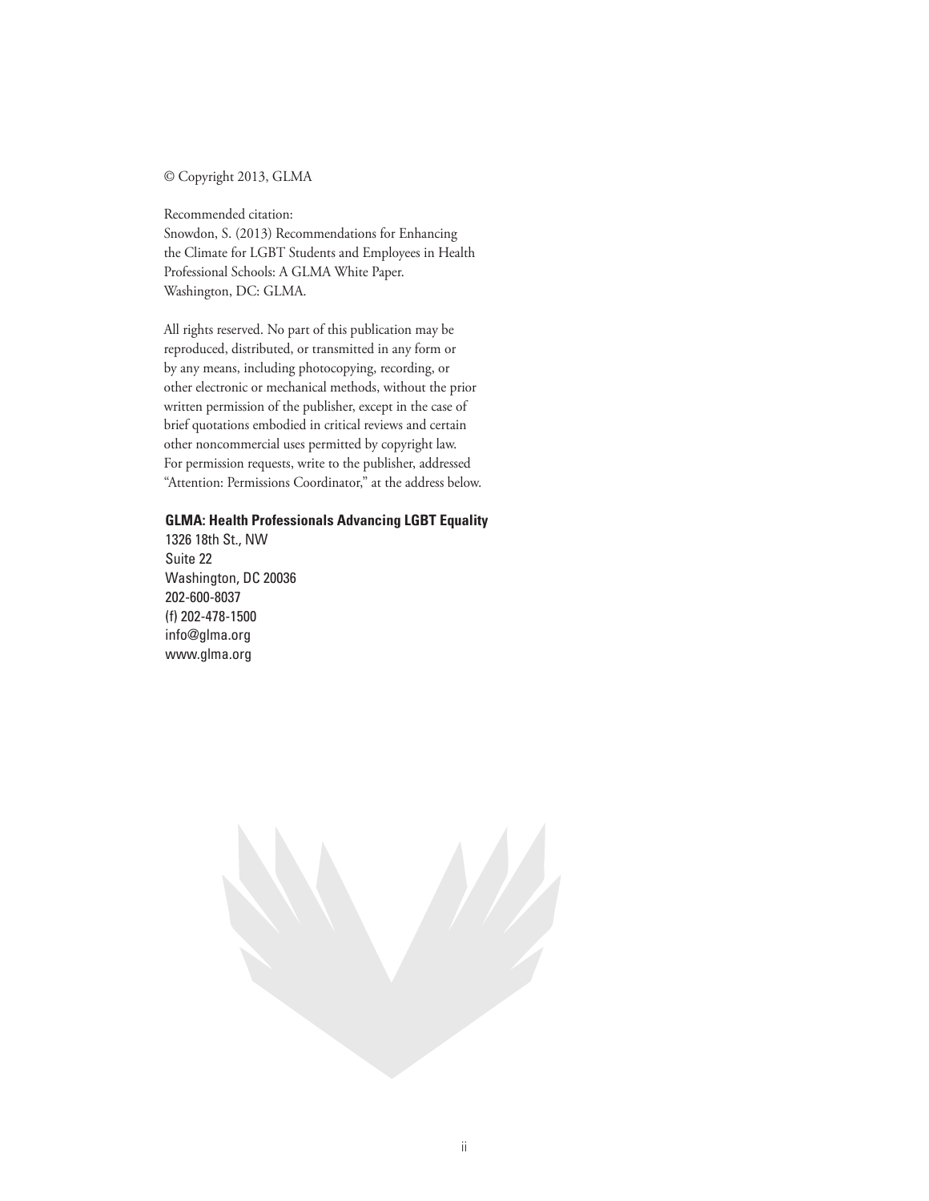© Copyright 2013, GLMA

Recommended citation:
Snowdon, S. (2013) Recommendations for Enhancing the Climate for LGBT Students and Employees in Health Professional Schools: A GLMA White Paper. Washington, DC: GLMA.

All rights reserved. No part of this publication may be reproduced, distributed, or transmitted in any form or by any means, including photocopying, recording, or other electronic or mechanical methods, without the prior written permission of the publisher, except in the case of brief quotations embodied in critical reviews and certain other noncommercial uses permitted by copyright law. For permission requests, write to the publisher, addressed "Attention: Permissions Coordinator," at the address below.

**GLMA: Health Professionals Advancing LGBT Equality**
1326 18th St., NW
Suite 22
Washington, DC 20036
202-600-8037
(f) 202-478-1500
info@glma.org
www.glma.org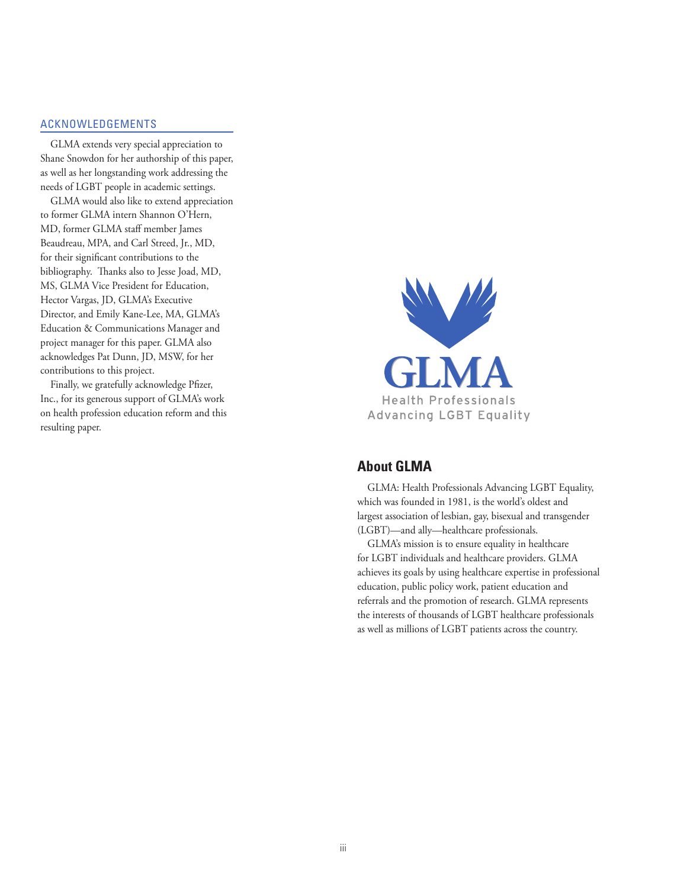## ACKNOWLEDGEMENTS

GLMA extends very special appreciation to Shane Snowdon for her authorship of this paper, as well as her longstanding work addressing the needs of LGBT people in academic settings.

GLMA would also like to extend appreciation to former GLMA intern Shannon O'Hern, MD, former GLMA staff member James Beaudreau, MPA, and Carl Streed, Jr., MD, for their significant contributions to the bibliography. Thanks also to Jesse Joad, MD, MS, GLMA Vice President for Education, Hector Vargas, JD, GLMA's Executive Director, and Emily Kane-Lee, MA, GLMA's Education & Communications Manager and project manager for this paper. GLMA also acknowledges Pat Dunn, JD, MSW, for her contributions to this project.

Finally, we gratefully acknowledge Pfizer, Inc., for its generous support of GLMA's work on health profession education reform and this resulting paper.

GLMA
Health Professionals
Advancing LGBT Equality

## About GLMA

GLMA: Health Professionals Advancing LGBT Equality, which was founded in 1981, is the world's oldest and largest association of lesbian, gay, bisexual and transgender (LGBT)—and ally—healthcare professionals.

GLMA's mission is to ensure equality in healthcare for LGBT individuals and healthcare providers. GLMA achieves its goals by using healthcare expertise in professional education, public policy work, patient education and referrals and the promotion of research. GLMA represents the interests of thousands of LGBT healthcare professionals as well as millions of LGBT patients across the country.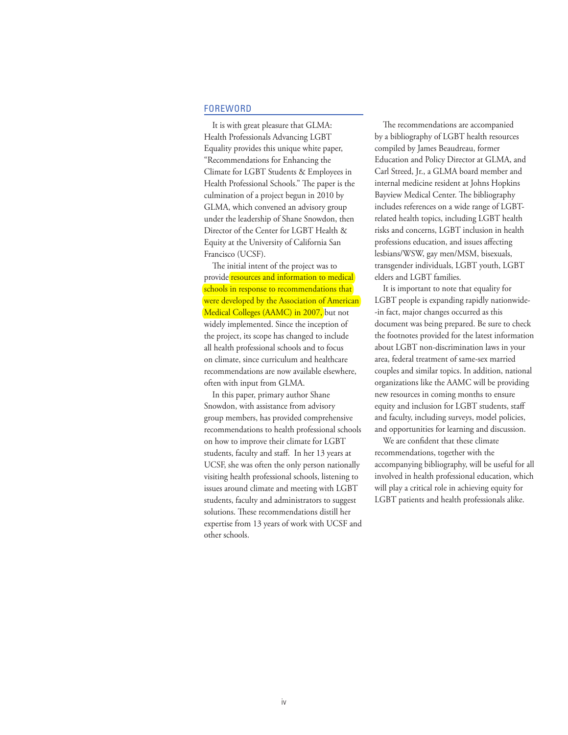## FOREWORD

It is with great pleasure that GLMA: Health Professionals Advancing LGBT Equality provides this unique white paper, "Recommendations for Enhancing the Climate for LGBT Students & Employees in Health Professional Schools." The paper is the culmination of a project begun in 2010 by GLMA, which convened an advisory group under the leadership of Shane Snowdon, then Director of the Center for LGBT Health & Equity at the University of California San Francisco (UCSF).

The initial intent of the project was to provide resources and information to medical schools in response to recommendations that were developed by the Association of American Medical Colleges (AAMC) in 2007, but not widely implemented. Since the inception of the project, its scope has changed to include all health professional schools and to focus on climate, since curriculum and healthcare recommendations are now available elsewhere, often with input from GLMA.

In this paper, primary author Shane Snowdon, with assistance from advisory group members, has provided comprehensive recommendations to health professional schools on how to improve their climate for LGBT students, faculty and staff. In her 13 years at UCSF, she was often the only person nationally visiting health professional schools, listening to issues around climate and meeting with LGBT students, faculty and administrators to suggest solutions. These recommendations distill her expertise from 13 years of work with UCSF and other schools.

The recommendations are accompanied by a bibliography of LGBT health resources compiled by James Beaudreau, former Education and Policy Director at GLMA, and Carl Streed, Jr., a GLMA board member and internal medicine resident at Johns Hopkins Bayview Medical Center. The bibliography includes references on a wide range of LGBT-related health topics, including LGBT health risks and concerns, LGBT inclusion in health professions education, and issues affecting lesbians/WSW, gay men/MSM, bisexuals, transgender individuals, LGBT youth, LGBT elders and LGBT families.

It is important to note that equality for LGBT people is expanding rapidly nationwide--in fact, major changes occurred as this document was being prepared. Be sure to check the footnotes provided for the latest information about LGBT non-discrimination laws in your area, federal treatment of same-sex married couples and similar topics. In addition, national organizations like the AAMC will be providing new resources in coming months to ensure equity and inclusion for LGBT students, staff and faculty, including surveys, model policies, and opportunities for learning and discussion.

We are confident that these climate recommendations, together with the accompanying bibliography, will be useful for all involved in health professional education, which will play a critical role in achieving equity for LGBT patients and health professionals alike.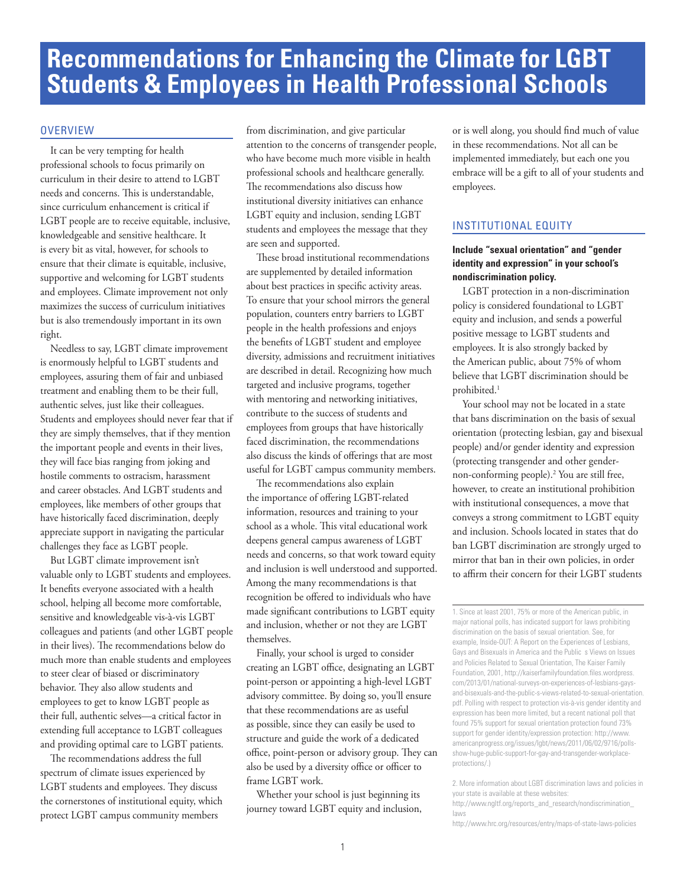# Recommendations for Enhancing the Climate for LGBT Students & Employees in Health Professional Schools

## OVERVIEW

It can be very tempting for health professional schools to focus primarily on curriculum in their desire to attend to LGBT needs and concerns. This is understandable, since curriculum enhancement is critical if LGBT people are to receive equitable, inclusive, knowledgeable and sensitive healthcare. It is every bit as vital, however, for schools to ensure that their climate is equitable, inclusive, supportive and welcoming for LGBT students and employees. Climate improvement not only maximizes the success of curriculum initiatives but is also tremendously important in its own right.

Needless to say, LGBT climate improvement is enormously helpful to LGBT students and employees, assuring them of fair and unbiased treatment and enabling them to be their full, authentic selves, just like their colleagues. Students and employees should never fear that if they are simply themselves, that if they mention the important people and events in their lives, they will face bias ranging from joking and hostile comments to ostracism, harassment and career obstacles. And LGBT students and employees, like members of other groups that have historically faced discrimination, deeply appreciate support in navigating the particular challenges they face as LGBT people.

But LGBT climate improvement isn't valuable only to LGBT students and employees. It benefits everyone associated with a health school, helping all become more comfortable, sensitive and knowledgeable vis-à-vis LGBT colleagues and patients (and other LGBT people in their lives). The recommendations below do much more than enable students and employees to steer clear of biased or discriminatory behavior. They also allow students and employees to get to know LGBT people as their full, authentic selves—a critical factor in extending full acceptance to LGBT colleagues and providing optimal care to LGBT patients.

The recommendations address the full spectrum of climate issues experienced by LGBT students and employees. They discuss the cornerstones of institutional equity, which protect LGBT campus community members from discrimination, and give particular attention to the concerns of transgender people, who have become much more visible in health professional schools and healthcare generally. The recommendations also discuss how institutional diversity initiatives can enhance LGBT equity and inclusion, sending LGBT students and employees the message that they are seen and supported.

These broad institutional recommendations are supplemented by detailed information about best practices in specific activity areas. To ensure that your school mirrors the general population, counters entry barriers to LGBT people in the health professions and enjoys the benefits of LGBT student and employee diversity, admissions and recruitment initiatives are described in detail. Recognizing how much targeted and inclusive programs, together with mentoring and networking initiatives, contribute to the success of students and employees from groups that have historically faced discrimination, the recommendations also discuss the kinds of offerings that are most useful for LGBT campus community members.

The recommendations also explain the importance of offering LGBT-related information, resources and training to your school as a whole. This vital educational work deepens general campus awareness of LGBT needs and concerns, so that work toward equity and inclusion is well understood and supported. Among the many recommendations is that recognition be offered to individuals who have made significant contributions to LGBT equity and inclusion, whether or not they are LGBT themselves.

Finally, your school is urged to consider creating an LGBT office, designating an LGBT point-person or appointing a high-level LGBT advisory committee. By doing so, you'll ensure that these recommendations are as useful as possible, since they can easily be used to structure and guide the work of a dedicated office, point-person or advisory group. They can also be used by a diversity office or officer to frame LGBT work.

Whether your school is just beginning its journey toward LGBT equity and inclusion, or is well along, you should find much of value in these recommendations. Not all can be implemented immediately, but each one you embrace will be a gift to all of your students and employees.

## INSTITUTIONAL EQUITY

**Include "sexual orientation" and "gender identity and expression" in your school's nondiscrimination policy.**

LGBT protection in a non-discrimination policy is considered foundational to LGBT equity and inclusion, and sends a powerful positive message to LGBT students and employees. It is also strongly backed by the American public, about 75% of whom believe that LGBT discrimination should be prohibited.[1]

Your school may not be located in a state that bans discrimination on the basis of sexual orientation (protecting lesbian, gay and bisexual people) and/or gender identity and expression (protecting transgender and other gender-non-conforming people).[2] You are still free, however, to create an institutional prohibition with institutional consequences, a move that conveys a strong commitment to LGBT equity and inclusion. Schools located in states that do ban LGBT discrimination are strongly urged to mirror that ban in their own policies, in order to affirm their concern for their LGBT students

1. Since at least 2001, 75% or more of the American public, in major national polls, has indicated support for laws prohibiting discrimination on the basis of sexual orientation. See, for example, Inside-OUT: A Report on the Experiences of Lesbians, Gays and Bisexuals in America and the Public s Views on Issues and Policies Related to Sexual Orientation, The Kaiser Family Foundation, 2001, http://kaiserfamilyfoundation.files.wordpress.com/2013/01/national-surveys-on-experiences-of-lesbians-gays-and-bisexuals-and-the-public-s-views-related-to-sexual-orientation.pdf. Polling with respect to protection vis-à-vis gender identity and expression has been more limited, but a recent national poll that found 75% support for sexual orientation protection found 73% support for gender identity/expression protection: http://www.americanprogress.org/issues/lgbt/news/2011/06/02/9716/polls-show-huge-public-support-for-gay-and-transgender-workplace-protections/.)

2. More information about LGBT discrimination laws and policies in your state is available at these websites:
http://www.ngltf.org/reports_and_research/nondiscrimination_laws
http://www.hrc.org/resources/entry/maps-of-state-laws-policies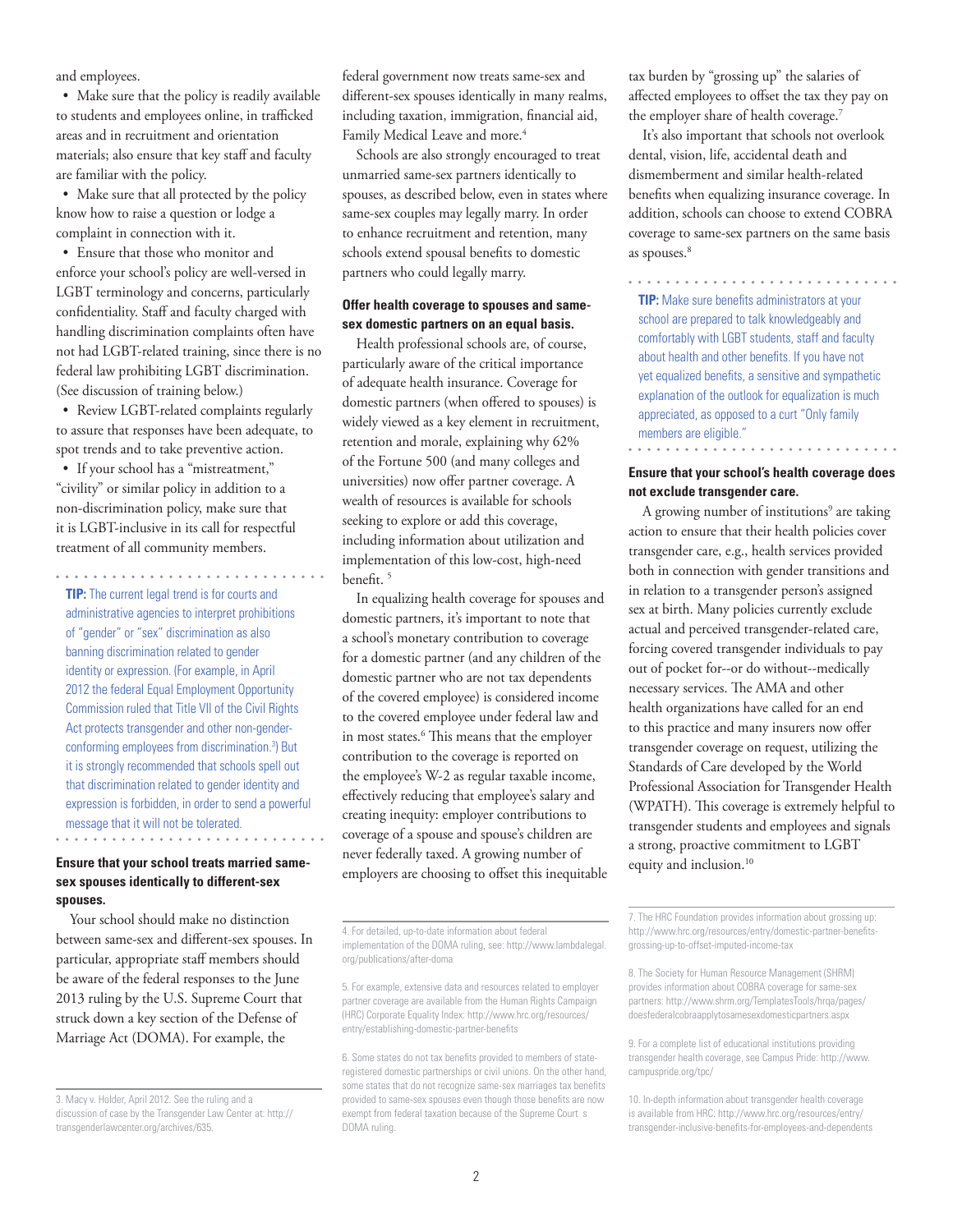and employees.

- Make sure that the policy is readily available to students and employees online, in trafficked areas and in recruitment and orientation materials; also ensure that key staff and faculty are familiar with the policy.
- Make sure that all protected by the policy know how to raise a question or lodge a complaint in connection with it.
- Ensure that those who monitor and enforce your school's policy are well-versed in LGBT terminology and concerns, particularly confidentiality. Staff and faculty charged with handling discrimination complaints often have not had LGBT-related training, since there is no federal law prohibiting LGBT discrimination. (See discussion of training below.)
- Review LGBT-related complaints regularly to assure that responses have been adequate, to spot trends and to take preventive action.
- If your school has a "mistreatment," "civility" or similar policy in addition to a non-discrimination policy, make sure that it is LGBT-inclusive in its call for respectful treatment of all community members.

**TIP:** The current legal trend is for courts and administrative agencies to interpret prohibitions of "gender" or "sex" discrimination as also banning discrimination related to gender identity or expression. (For example, in April 2012 the federal Equal Employment Opportunity Commission ruled that Title VII of the Civil Rights Act protects transgender and other non-gender-conforming employees from discrimination.[3]) But it is strongly recommended that schools spell out that discrimination related to gender identity and expression is forbidden, in order to send a powerful message that it will not be tolerated.

**Ensure that your school treats married same-sex spouses identically to different-sex spouses.**

Your school should make no distinction between same-sex and different-sex spouses. In particular, appropriate staff members should be aware of the federal responses to the June 2013 ruling by the U.S. Supreme Court that struck down a key section of the Defense of Marriage Act (DOMA). For example, the federal government now treats same-sex and different-sex spouses identically in many realms, including taxation, immigration, financial aid, Family Medical Leave and more.[4]

Schools are also strongly encouraged to treat unmarried same-sex partners identically to spouses, as described below, even in states where same-sex couples may legally marry. In order to enhance recruitment and retention, many schools extend spousal benefits to domestic partners who could legally marry.

**Offer health coverage to spouses and same-sex domestic partners on an equal basis.**

Health professional schools are, of course, particularly aware of the critical importance of adequate health insurance. Coverage for domestic partners (when offered to spouses) is widely viewed as a key element in recruitment, retention and morale, explaining why 62% of the Fortune 500 (and many colleges and universities) now offer partner coverage. A wealth of resources is available for schools seeking to explore or add this coverage, including information about utilization and implementation of this low-cost, high-need benefit.[5]

In equalizing health coverage for spouses and domestic partners, it's important to note that a school's monetary contribution to coverage for a domestic partner (and any children of the domestic partner who are not tax dependents of the covered employee) is considered income to the covered employee under federal law and in most states.[6] This means that the employer contribution to the coverage is reported on the employee's W-2 as regular taxable income, effectively reducing that employee's salary and creating inequity: employer contributions to coverage of a spouse and spouse's children are never federally taxed. A growing number of employers are choosing to offset this inequitable tax burden by "grossing up" the salaries of affected employees to offset the tax they pay on the employer share of health coverage.[7]

It's also important that schools not overlook dental, vision, life, accidental death and dismemberment and similar health-related benefits when equalizing insurance coverage. In addition, schools can choose to extend COBRA coverage to same-sex partners on the same basis as spouses.[8]

**TIP:** Make sure benefits administrators at your school are prepared to talk knowledgeably and comfortably with LGBT students, staff and faculty about health and other benefits. If you have not yet equalized benefits, a sensitive and sympathetic explanation of the outlook for equalization is much appreciated, as opposed to a curt "Only family members are eligible."

**Ensure that your school's health coverage does not exclude transgender care.**

A growing number of institutions[9] are taking action to ensure that their health policies cover transgender care, e.g., health services provided both in connection with gender transitions and in relation to a transgender person's assigned sex at birth. Many policies currently exclude actual and perceived transgender-related care, forcing covered transgender individuals to pay out of pocket for--or do without--medically necessary services. The AMA and other health organizations have called for an end to this practice and many insurers now offer transgender coverage on request, utilizing the Standards of Care developed by the World Professional Association for Transgender Health (WPATH). This coverage is extremely helpful to transgender students and employees and signals a strong, proactive commitment to LGBT equity and inclusion.[10]

---

3. Macy v. Holder, April 2012. See the ruling and a discussion of case by the Transgender Law Center at: http://transgenderlawcenter.org/archives/635.

4. For detailed, up-to-date information about federal implementation of the DOMA ruling, see: http://www.lambdalegal.org/publications/after-doma

5. For example, extensive data and resources related to employer partner coverage are available from the Human Rights Campaign (HRC) Corporate Equality Index: http://www.hrc.org/resources/entry/establishing-domestic-partner-benefits

6. Some states do not tax benefits provided to members of state-registered domestic partnerships or civil unions. On the other hand, some states that do not recognize same-sex marriages tax benefits provided to same-sex spouses even though those benefits are now exempt from federal taxation because of the Supreme Court s DOMA ruling.

7. The HRC Foundation provides information about grossing up: http://www.hrc.org/resources/entry/domestic-partner-benefits-grossing-up-to-offset-imputed-income-tax

8. The Society for Human Resource Management (SHRM) provides information about COBRA coverage for same-sex partners: http://www.shrm.org/TemplatesTools/hrqa/pages/doesfederalcobraapplytosamesexdomesticpartners.aspx

9. For a complete list of educational institutions providing transgender health coverage, see Campus Pride: http://www.campuspride.org/tpc/

10. In-depth information about transgender health coverage is available from HRC: http://www.hrc.org/resources/entry/transgender-inclusive-benefits-for-employees-and-dependents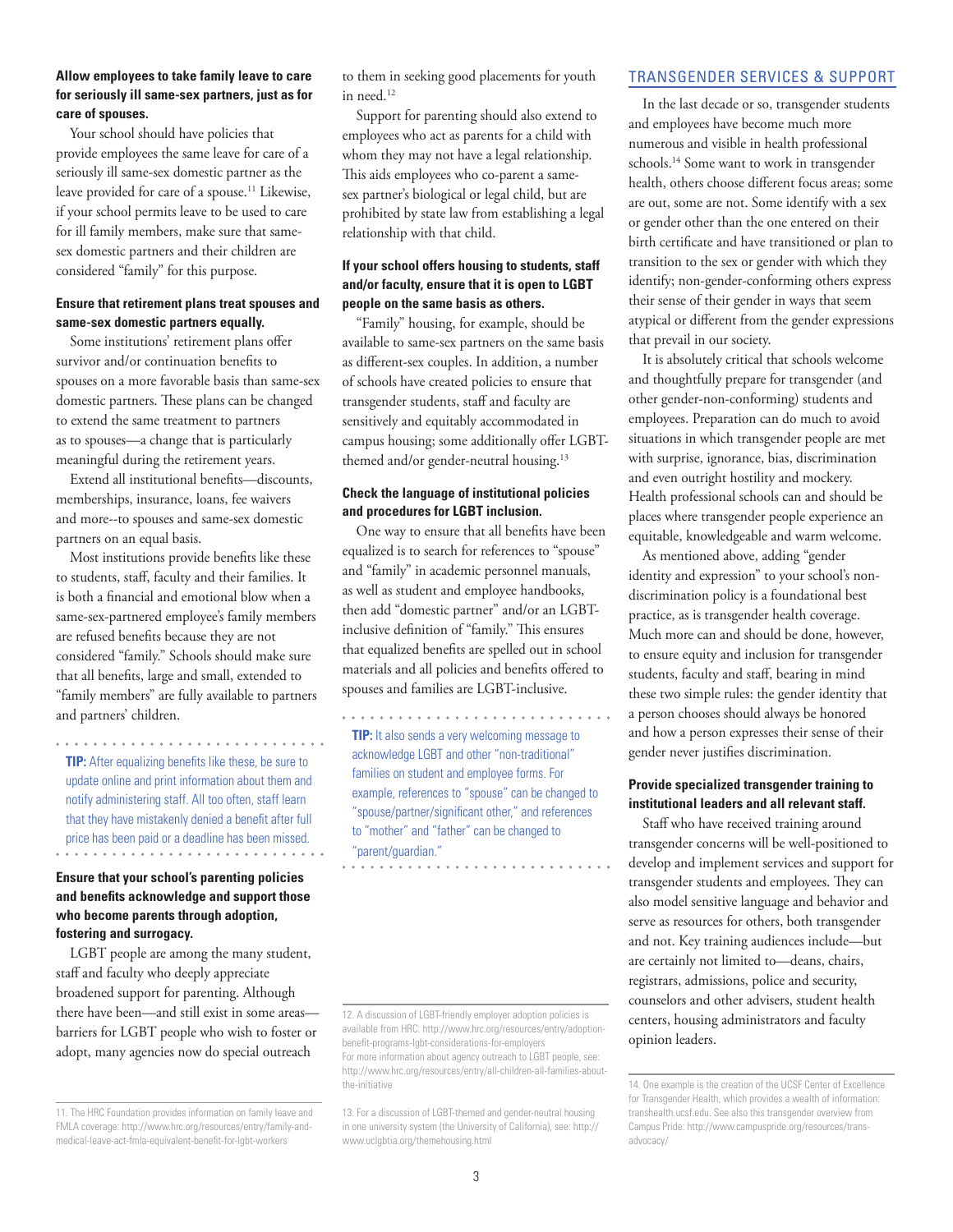**Allow employees to take family leave to care for seriously ill same-sex partners, just as for care of spouses.**

Your school should have policies that provide employees the same leave for care of a seriously ill same-sex domestic partner as the leave provided for care of a spouse.[11] Likewise, if your school permits leave to be used to care for ill family members, make sure that same-sex domestic partners and their children are considered "family" for this purpose.

**Ensure that retirement plans treat spouses and same-sex domestic partners equally.**

Some institutions' retirement plans offer survivor and/or continuation benefits to spouses on a more favorable basis than same-sex domestic partners. These plans can be changed to extend the same treatment to partners as to spouses—a change that is particularly meaningful during the retirement years.

Extend all institutional benefits—discounts, memberships, insurance, loans, fee waivers and more--to spouses and same-sex domestic partners on an equal basis.

Most institutions provide benefits like these to students, staff, faculty and their families. It is both a financial and emotional blow when a same-sex-partnered employee's family members are refused benefits because they are not considered "family." Schools should make sure that all benefits, large and small, extended to "family members" are fully available to partners and partners' children.

**TIP:** After equalizing benefits like these, be sure to update online and print information about them and notify administering staff. All too often, staff learn that they have mistakenly denied a benefit after full price has been paid or a deadline has been missed.

**Ensure that your school's parenting policies and benefits acknowledge and support those who become parents through adoption, fostering and surrogacy.**

LGBT people are among the many student, staff and faculty who deeply appreciate broadened support for parenting. Although there have been—and still exist in some areas—barriers for LGBT people who wish to foster or adopt, many agencies now do special outreach to them in seeking good placements for youth in need.[12]

Support for parenting should also extend to employees who act as parents for a child with whom they may not have a legal relationship. This aids employees who co-parent a same-sex partner's biological or legal child, but are prohibited by state law from establishing a legal relationship with that child.

**If your school offers housing to students, staff and/or faculty, ensure that it is open to LGBT people on the same basis as others.**

"Family" housing, for example, should be available to same-sex partners on the same basis as different-sex couples. In addition, a number of schools have created policies to ensure that transgender students, staff and faculty are sensitively and equitably accommodated in campus housing; some additionally offer LGBT-themed and/or gender-neutral housing.[13]

**Check the language of institutional policies and procedures for LGBT inclusion.**

One way to ensure that all benefits have been equalized is to search for references to "spouse" and "family" in academic personnel manuals, as well as student and employee handbooks, then add "domestic partner" and/or an LGBT-inclusive definition of "family." This ensures that equalized benefits are spelled out in school materials and all policies and benefits offered to spouses and families are LGBT-inclusive.

**TIP:** It also sends a very welcoming message to acknowledge LGBT and other "non-traditional" families on student and employee forms. For example, references to "spouse" can be changed to "spouse/partner/significant other," and references to "mother" and "father" can be changed to "parent/guardian."

## TRANSGENDER SERVICES & SUPPORT

In the last decade or so, transgender students and employees have become much more numerous and visible in health professional schools.[14] Some want to work in transgender health, others choose different focus areas; some are out, some are not. Some identify with a sex or gender other than the one entered on their birth certificate and have transitioned or plan to transition to the sex or gender with which they identify; non-gender-conforming others express their sense of their gender in ways that seem atypical or different from the gender expressions that prevail in our society.

It is absolutely critical that schools welcome and thoughtfully prepare for transgender (and other gender-non-conforming) students and employees. Preparation can do much to avoid situations in which transgender people are met with surprise, ignorance, bias, discrimination and even outright hostility and mockery. Health professional schools can and should be places where transgender people experience an equitable, knowledgeable and warm welcome.

As mentioned above, adding "gender identity and expression" to your school's non-discrimination policy is a foundational best practice, as is transgender health coverage. Much more can and should be done, however, to ensure equity and inclusion for transgender students, faculty and staff, bearing in mind these two simple rules: the gender identity that a person chooses should always be honored and how a person expresses their sense of their gender never justifies discrimination.

**Provide specialized transgender training to institutional leaders and all relevant staff.**

Staff who have received training around transgender concerns will be well-positioned to develop and implement services and support for transgender students and employees. They can also model sensitive language and behavior and serve as resources for others, both transgender and not. Key training audiences include—but are certainly not limited to—deans, chairs, registrars, admissions, police and security, counselors and other advisers, student health centers, housing administrators and faculty opinion leaders.

---

11. The HRC Foundation provides information on family leave and FMLA coverage: http://www.hrc.org/resources/entry/family-and-medical-leave-act-fmla-equivalent-benefit-for-lgbt-workers

12. A discussion of LGBT-friendly employer adoption policies is available from HRC: http://www.hrc.org/resources/entry/adoption-benefit-programs-lgbt-considerations-for-employers For more information about agency outreach to LGBT people, see: http://www.hrc.org/resources/entry/all-children-all-families-about-the-initiative

13. For a discussion of LGBT-themed and gender-neutral housing in one university system (the University of California), see: http://www.uclgbtia.org/themehousing.html

14. One example is the creation of the UCSF Center of Excellence for Transgender Health, which provides a wealth of information: transhealth.ucsf.edu. See also this transgender overview from Campus Pride: http://www.campuspride.org/resources/trans-advocacy/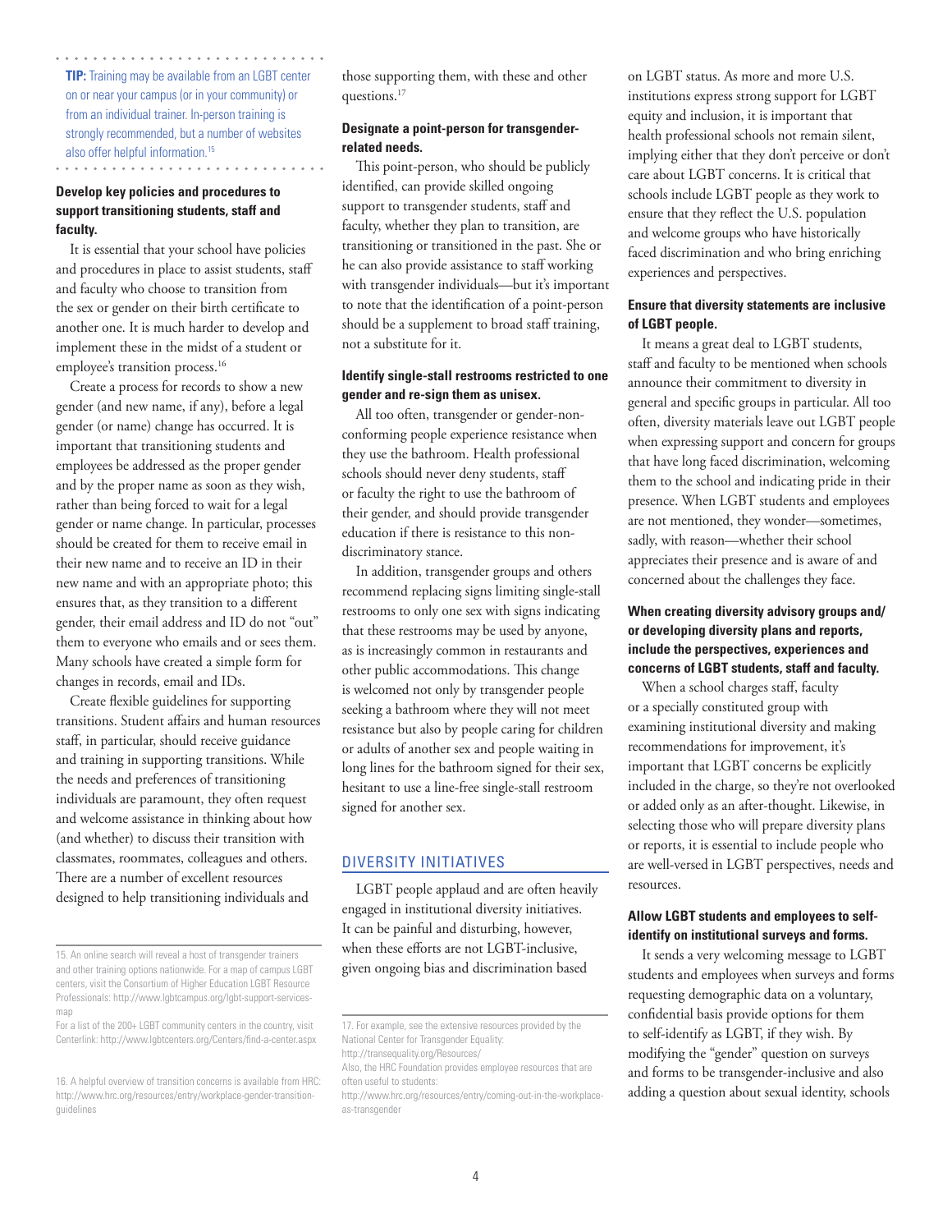**TIP:** Training may be available from an LGBT center on or near your campus (or in your community) or from an individual trainer. In-person training is strongly recommended, but a number of websites also offer helpful information.[15]

### Develop key policies and procedures to support transitioning students, staff and faculty.

It is essential that your school have policies and procedures in place to assist students, staff and faculty who choose to transition from the sex or gender on their birth certificate to another one. It is much harder to develop and implement these in the midst of a student or employee's transition process.[16]

Create a process for records to show a new gender (and new name, if any), before a legal gender (or name) change has occurred. It is important that transitioning students and employees be addressed as the proper gender and by the proper name as soon as they wish, rather than being forced to wait for a legal gender or name change. In particular, processes should be created for them to receive email in their new name and to receive an ID in their new name and with an appropriate photo; this ensures that, as they transition to a different gender, their email address and ID do not "out" them to everyone who emails and or sees them. Many schools have created a simple form for changes in records, email and IDs.

Create flexible guidelines for supporting transitions. Student affairs and human resources staff, in particular, should receive guidance and training in supporting transitions. While the needs and preferences of transitioning individuals are paramount, they often request and welcome assistance in thinking about how (and whether) to discuss their transition with classmates, roommates, colleagues and others. There are a number of excellent resources designed to help transitioning individuals and those supporting them, with these and other questions.[17]

### Designate a point-person for transgender-related needs.

This point-person, who should be publicly identified, can provide skilled ongoing support to transgender students, staff and faculty, whether they plan to transition, are transitioning or transitioned in the past. She or he can also provide assistance to staff working with transgender individuals—but it's important to note that the identification of a point-person should be a supplement to broad staff training, not a substitute for it.

### Identify single-stall restrooms restricted to one gender and re-sign them as unisex.

All too often, transgender or gender-non-conforming people experience resistance when they use the bathroom. Health professional schools should never deny students, staff or faculty the right to use the bathroom of their gender, and should provide transgender education if there is resistance to this non-discriminatory stance.

In addition, transgender groups and others recommend replacing signs limiting single-stall restrooms to only one sex with signs indicating that these restrooms may be used by anyone, as is increasingly common in restaurants and other public accommodations. This change is welcomed not only by transgender people seeking a bathroom where they will not meet resistance but also by people caring for children or adults of another sex and people waiting in long lines for the bathroom signed for their sex, hesitant to use a line-free single-stall restroom signed for another sex.

## DIVERSITY INITIATIVES

LGBT people applaud and are often heavily engaged in institutional diversity initiatives. It can be painful and disturbing, however, when these efforts are not LGBT-inclusive, given ongoing bias and discrimination based on LGBT status. As more and more U.S. institutions express strong support for LGBT equity and inclusion, it is important that health professional schools not remain silent, implying either that they don't perceive or don't care about LGBT concerns. It is critical that schools include LGBT people as they work to ensure that they reflect the U.S. population and welcome groups who have historically faced discrimination and who bring enriching experiences and perspectives.

### Ensure that diversity statements are inclusive of LGBT people.

It means a great deal to LGBT students, staff and faculty to be mentioned when schools announce their commitment to diversity in general and specific groups in particular. All too often, diversity materials leave out LGBT people when expressing support and concern for groups that have long faced discrimination, welcoming them to the school and indicating pride in their presence. When LGBT students and employees are not mentioned, they wonder—sometimes, sadly, with reason—whether their school appreciates their presence and is aware of and concerned about the challenges they face.

### When creating diversity advisory groups and/or developing diversity plans and reports, include the perspectives, experiences and concerns of LGBT students, staff and faculty.

When a school charges staff, faculty or a specially constituted group with examining institutional diversity and making recommendations for improvement, it's important that LGBT concerns be explicitly included in the charge, so they're not overlooked or added only as an after-thought. Likewise, in selecting those who will prepare diversity plans or reports, it is essential to include people who are well-versed in LGBT perspectives, needs and resources.

### Allow LGBT students and employees to self-identify on institutional surveys and forms.

It sends a very welcoming message to LGBT students and employees when surveys and forms requesting demographic data on a voluntary, confidential basis provide options for them to self-identify as LGBT, if they wish. By modifying the "gender" question on surveys and forms to be transgender-inclusive and also adding a question about sexual identity, schools

---

15. An online search will reveal a host of transgender trainers and other training options nationwide. For a map of campus LGBT centers, visit the Consortium of Higher Education LGBT Resource Professionals: http://www.lgbtcampus.org/lgbt-support-services-map
For a list of the 200+ LGBT community centers in the country, visit Centerlink: http://www.lgbtcenters.org/Centers/find-a-center.aspx

16. A helpful overview of transition concerns is available from HRC: http://www.hrc.org/resources/entry/workplace-gender-transition-guidelines

17. For example, see the extensive resources provided by the National Center for Transgender Equality: http://transequality.org/Resources/
Also, the HRC Foundation provides employee resources that are often useful to students: http://www.hrc.org/resources/entry/coming-out-in-the-workplace-as-transgender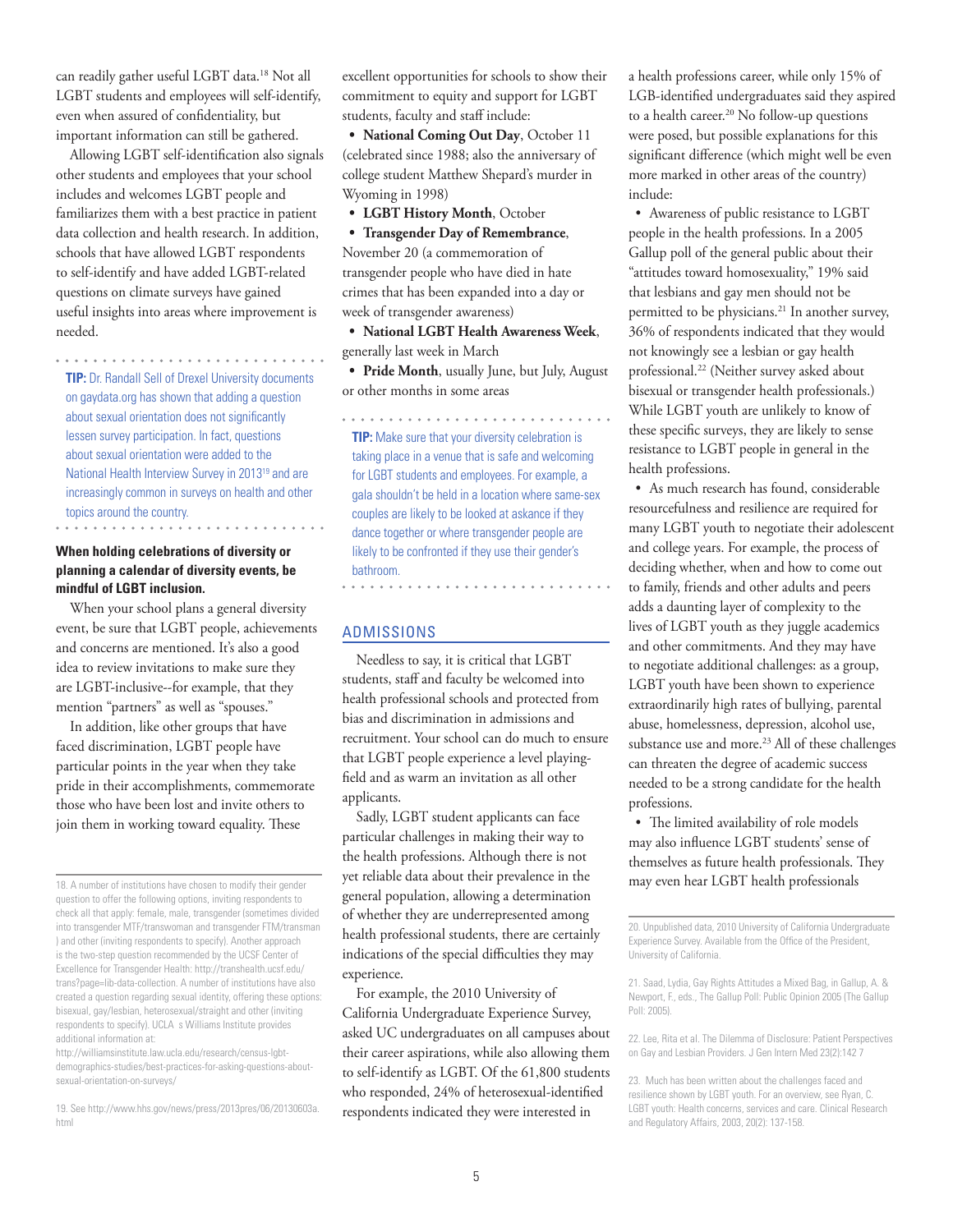can readily gather useful LGBT data.[18] Not all LGBT students and employees will self-identify, even when assured of confidentiality, but important information can still be gathered.

Allowing LGBT self-identification also signals other students and employees that your school includes and welcomes LGBT people and familiarizes them with a best practice in patient data collection and health research. In addition, schools that have allowed LGBT respondents to self-identify and have added LGBT-related questions on climate surveys have gained useful insights into areas where improvement is needed.

**TIP:** Dr. Randall Sell of Drexel University documents on gaydata.org has shown that adding a question about sexual orientation does not significantly lessen survey participation. In fact, questions about sexual orientation were added to the National Health Interview Survey in 2013[19] and are increasingly common in surveys on health and other topics around the country.

**When holding celebrations of diversity or planning a calendar of diversity events, be mindful of LGBT inclusion.**

When your school plans a general diversity event, be sure that LGBT people, achievements and concerns are mentioned. It's also a good idea to review invitations to make sure they are LGBT-inclusive--for example, that they mention "partners" as well as "spouses."

In addition, like other groups that have faced discrimination, LGBT people have particular points in the year when they take pride in their accomplishments, commemorate those who have been lost and invite others to join them in working toward equality. These excellent opportunities for schools to show their commitment to equity and support for LGBT students, faculty and staff include:

- **National Coming Out Day**, October 11 (celebrated since 1988; also the anniversary of college student Matthew Shepard's murder in Wyoming in 1998)
- **LGBT History Month**, October
- **Transgender Day of Remembrance**, November 20 (a commemoration of transgender people who have died in hate crimes that has been expanded into a day or week of transgender awareness)
- **National LGBT Health Awareness Week**, generally last week in March
- **Pride Month**, usually June, but July, August or other months in some areas

**TIP:** Make sure that your diversity celebration is taking place in a venue that is safe and welcoming for LGBT students and employees. For example, a gala shouldn't be held in a location where same-sex couples are likely to be looked at askance if they dance together or where transgender people are likely to be confronted if they use their gender's bathroom.

## ADMISSIONS

Needless to say, it is critical that LGBT students, staff and faculty be welcomed into health professional schools and protected from bias and discrimination in admissions and recruitment. Your school can do much to ensure that LGBT people experience a level playing-field and as warm an invitation as all other applicants.

Sadly, LGBT student applicants can face particular challenges in making their way to the health professions. Although there is not yet reliable data about their prevalence in the general population, allowing a determination of whether they are underrepresented among health professional students, there are certainly indications of the special difficulties they may experience.

For example, the 2010 University of California Undergraduate Experience Survey, asked UC undergraduates on all campuses about their career aspirations, while also allowing them to self-identify as LGBT. Of the 61,800 students who responded, 24% of heterosexual-identified respondents indicated they were interested in a health professions career, while only 15% of LGB-identified undergraduates said they aspired to a health career.[20] No follow-up questions were posed, but possible explanations for this significant difference (which might well be even more marked in other areas of the country) include:

- Awareness of public resistance to LGBT people in the health professions. In a 2005 Gallup poll of the general public about their "attitudes toward homosexuality," 19% said that lesbians and gay men should not be permitted to be physicians.[21] In another survey, 36% of respondents indicated that they would not knowingly see a lesbian or gay health professional.[22] (Neither survey asked about bisexual or transgender health professionals.) While LGBT youth are unlikely to know of these specific surveys, they are likely to sense resistance to LGBT people in general in the health professions.
- As much research has found, considerable resourcefulness and resilience are required for many LGBT youth to negotiate their adolescent and college years. For example, the process of deciding whether, when and how to come out to family, friends and other adults and peers adds a daunting layer of complexity to the lives of LGBT youth as they juggle academics and other commitments. And they may have to negotiate additional challenges: as a group, LGBT youth have been shown to experience extraordinarily high rates of bullying, parental abuse, homelessness, depression, alcohol use, substance use and more.[23] All of these challenges can threaten the degree of academic success needed to be a strong candidate for the health professions.
- The limited availability of role models may also influence LGBT students' sense of themselves as future health professionals. They may even hear LGBT health professionals

---

18. A number of institutions have chosen to modify their gender question to offer the following options, inviting respondents to check all that apply: female, male, transgender (sometimes divided into transgender MTF/transwoman and transgender FTM/transman ) and other (inviting respondents to specify). Another approach is the two-step question recommended by the UCSF Center of Excellence for Transgender Health: http://transhealth.ucsf.edu/trans?page=lib-data-collection. A number of institutions have also created a question regarding sexual identity, offering these options: bisexual, gay/lesbian, heterosexual/straight and other (inviting respondents to specify). UCLA s Williams Institute provides additional information at: http://williamsinstitute.law.ucla.edu/research/census-lgbt-demographics-studies/best-practices-for-asking-questions-about-sexual-orientation-on-surveys/

19. See http://www.hhs.gov/news/press/2013pres/06/20130603a.html

20. Unpublished data, 2010 University of California Undergraduate Experience Survey. Available from the Office of the President, University of California.

21. Saad, Lydia, Gay Rights Attitudes a Mixed Bag, in Gallup, A. & Newport, F., eds., The Gallup Poll: Public Opinion 2005 (The Gallup Poll: 2005).

22. Lee, Rita et al. The Dilemma of Disclosure: Patient Perspectives on Gay and Lesbian Providers. J Gen Intern Med 23(2):142 7

23. Much has been written about the challenges faced and resilience shown by LGBT youth. For an overview, see Ryan, C. LGBT youth: Health concerns, services and care. Clinical Research and Regulatory Affairs, 2003, 20(2): 137-158.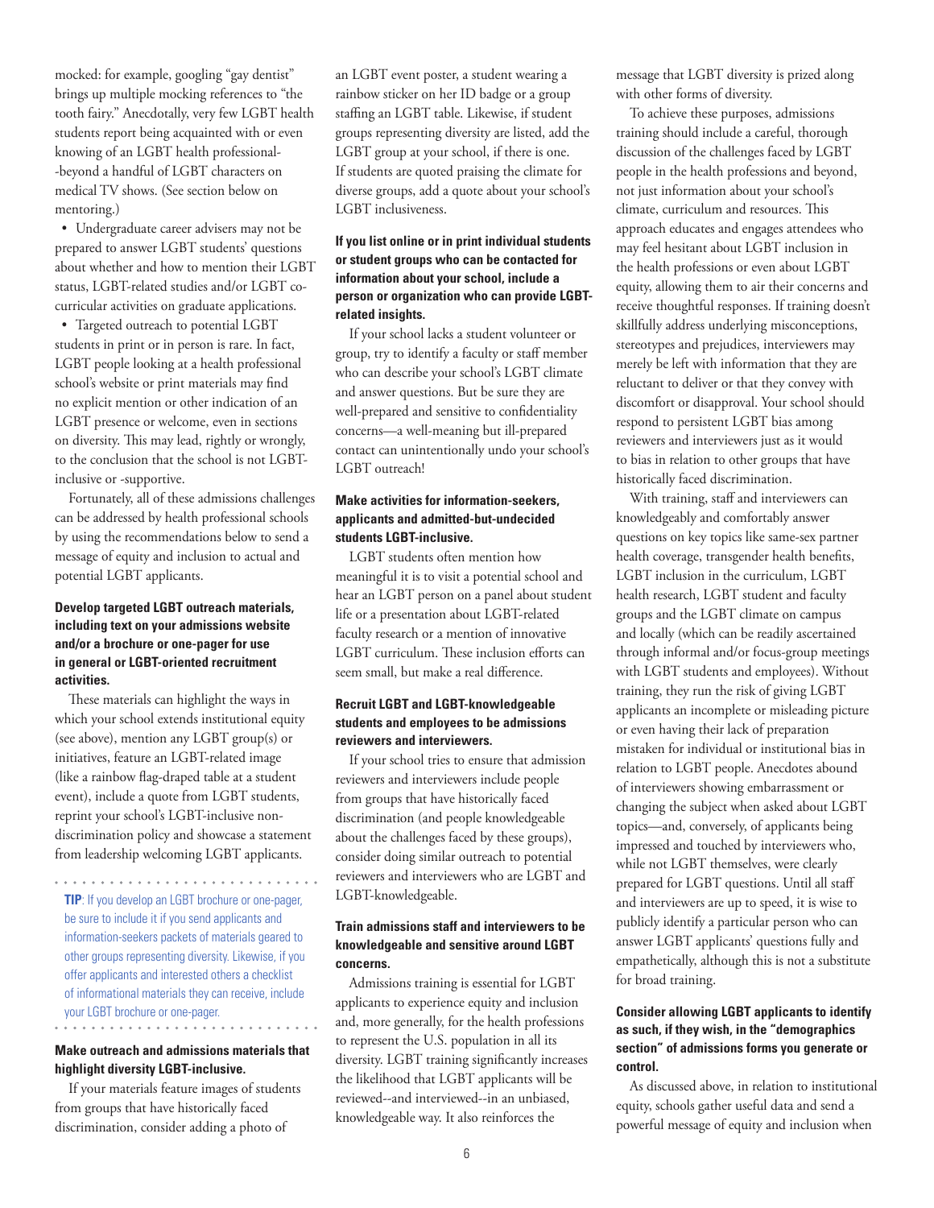mocked: for example, googling "gay dentist" brings up multiple mocking references to "the tooth fairy." Anecdotally, very few LGBT health students report being acquainted with or even knowing of an LGBT health professional--beyond a handful of LGBT characters on medical TV shows. (See section below on mentoring.)

- Undergraduate career advisers may not be prepared to answer LGBT students' questions about whether and how to mention their LGBT status, LGBT-related studies and/or LGBT co-curricular activities on graduate applications.
- Targeted outreach to potential LGBT students in print or in person is rare. In fact, LGBT people looking at a health professional school's website or print materials may find no explicit mention or other indication of an LGBT presence or welcome, even in sections on diversity. This may lead, rightly or wrongly, to the conclusion that the school is not LGBT-inclusive or -supportive.

Fortunately, all of these admissions challenges can be addressed by health professional schools by using the recommendations below to send a message of equity and inclusion to actual and potential LGBT applicants.

**Develop targeted LGBT outreach materials, including text on your admissions website and/or a brochure or one-pager for use in general or LGBT-oriented recruitment activities.**

These materials can highlight the ways in which your school extends institutional equity (see above), mention any LGBT group(s) or initiatives, feature an LGBT-related image (like a rainbow flag-draped table at a student event), include a quote from LGBT students, reprint your school's LGBT-inclusive non-discrimination policy and showcase a statement from leadership welcoming LGBT applicants.

**TIP**: If you develop an LGBT brochure or one-pager, be sure to include it if you send applicants and information-seekers packets of materials geared to other groups representing diversity. Likewise, if you offer applicants and interested others a checklist of informational materials they can receive, include your LGBT brochure or one-pager.

**Make outreach and admissions materials that highlight diversity LGBT-inclusive.**

If your materials feature images of students from groups that have historically faced discrimination, consider adding a photo of an LGBT event poster, a student wearing a rainbow sticker on her ID badge or a group staffing an LGBT table. Likewise, if student groups representing diversity are listed, add the LGBT group at your school, if there is one. If students are quoted praising the climate for diverse groups, add a quote about your school's LGBT inclusiveness.

**If you list online or in print individual students or student groups who can be contacted for information about your school, include a person or organization who can provide LGBT-related insights.**

If your school lacks a student volunteer or group, try to identify a faculty or staff member who can describe your school's LGBT climate and answer questions. But be sure they are well-prepared and sensitive to confidentiality concerns—a well-meaning but ill-prepared contact can unintentionally undo your school's LGBT outreach!

**Make activities for information-seekers, applicants and admitted-but-undecided students LGBT-inclusive.**

LGBT students often mention how meaningful it is to visit a potential school and hear an LGBT person on a panel about student life or a presentation about LGBT-related faculty research or a mention of innovative LGBT curriculum. These inclusion efforts can seem small, but make a real difference.

**Recruit LGBT and LGBT-knowledgeable students and employees to be admissions reviewers and interviewers.**

If your school tries to ensure that admission reviewers and interviewers include people from groups that have historically faced discrimination (and people knowledgeable about the challenges faced by these groups), consider doing similar outreach to potential reviewers and interviewers who are LGBT and LGBT-knowledgeable.

**Train admissions staff and interviewers to be knowledgeable and sensitive around LGBT concerns.**

Admissions training is essential for LGBT applicants to experience equity and inclusion and, more generally, for the health professions to represent the U.S. population in all its diversity. LGBT training significantly increases the likelihood that LGBT applicants will be reviewed--and interviewed--in an unbiased, knowledgeable way. It also reinforces the message that LGBT diversity is prized along with other forms of diversity.

To achieve these purposes, admissions training should include a careful, thorough discussion of the challenges faced by LGBT people in the health professions and beyond, not just information about your school's climate, curriculum and resources. This approach educates and engages attendees who may feel hesitant about LGBT inclusion in the health professions or even about LGBT equity, allowing them to air their concerns and receive thoughtful responses. If training doesn't skillfully address underlying misconceptions, stereotypes and prejudices, interviewers may merely be left with information that they are reluctant to deliver or that they convey with discomfort or disapproval. Your school should respond to persistent LGBT bias among reviewers and interviewers just as it would to bias in relation to other groups that have historically faced discrimination.

With training, staff and interviewers can knowledgeably and comfortably answer questions on key topics like same-sex partner health coverage, transgender health benefits, LGBT inclusion in the curriculum, LGBT health research, LGBT student and faculty groups and the LGBT climate on campus and locally (which can be readily ascertained through informal and/or focus-group meetings with LGBT students and employees). Without training, they run the risk of giving LGBT applicants an incomplete or misleading picture or even having their lack of preparation mistaken for individual or institutional bias in relation to LGBT people. Anecdotes abound of interviewers showing embarrassment or changing the subject when asked about LGBT topics—and, conversely, of applicants being impressed and touched by interviewers who, while not LGBT themselves, were clearly prepared for LGBT questions. Until all staff and interviewers are up to speed, it is wise to publicly identify a particular person who can answer LGBT applicants' questions fully and empathetically, although this is not a substitute for broad training.

**Consider allowing LGBT applicants to identify as such, if they wish, in the "demographics section" of admissions forms you generate or control.**

As discussed above, in relation to institutional equity, schools gather useful data and send a powerful message of equity and inclusion when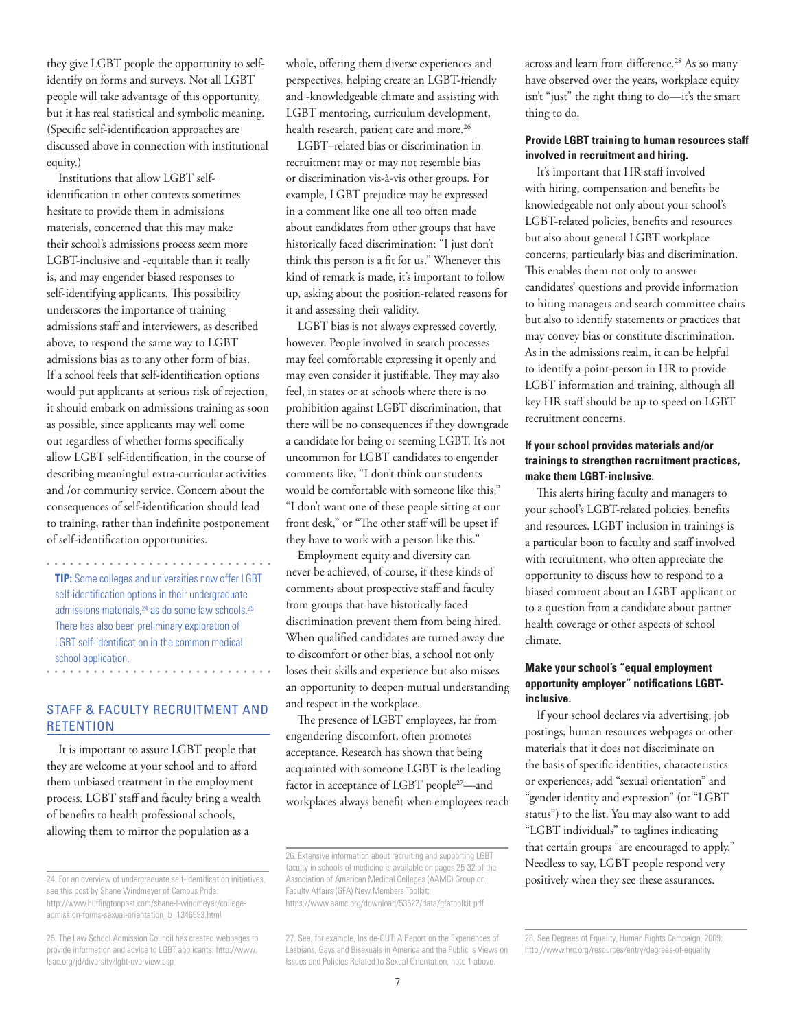they give LGBT people the opportunity to self-identify on forms and surveys. Not all LGBT people will take advantage of this opportunity, but it has real statistical and symbolic meaning. (Specific self-identification approaches are discussed above in connection with institutional equity.)

Institutions that allow LGBT self-identification in other contexts sometimes hesitate to provide them in admissions materials, concerned that this may make their school's admissions process seem more LGBT-inclusive and -equitable than it really is, and may engender biased responses to self-identifying applicants. This possibility underscores the importance of training admissions staff and interviewers, as described above, to respond the same way to LGBT admissions bias as to any other form of bias. If a school feels that self-identification options would put applicants at serious risk of rejection, it should embark on admissions training as soon as possible, since applicants may well come out regardless of whether forms specifically allow LGBT self-identification, in the course of describing meaningful extra-curricular activities and /or community service. Concern about the consequences of self-identification should lead to training, rather than indefinite postponement of self-identification opportunities.

**TIP:** Some colleges and universities now offer LGBT self-identification options in their undergraduate admissions materials,[24] as do some law schools.[25] There has also been preliminary exploration of LGBT self-identification in the common medical school application.

## STAFF & FACULTY RECRUITMENT AND RETENTION

It is important to assure LGBT people that they are welcome at your school and to afford them unbiased treatment in the employment process. LGBT staff and faculty bring a wealth of benefits to health professional schools, allowing them to mirror the population as a whole, offering them diverse experiences and perspectives, helping create an LGBT-friendly and -knowledgeable climate and assisting with LGBT mentoring, curriculum development, health research, patient care and more.[26]

LGBT–related bias or discrimination in recruitment may or may not resemble bias or discrimination vis-à-vis other groups. For example, LGBT prejudice may be expressed in a comment like one all too often made about candidates from other groups that have historically faced discrimination: "I just don't think this person is a fit for us." Whenever this kind of remark is made, it's important to follow up, asking about the position-related reasons for it and assessing their validity.

LGBT bias is not always expressed covertly, however. People involved in search processes may feel comfortable expressing it openly and may even consider it justifiable. They may also feel, in states or at schools where there is no prohibition against LGBT discrimination, that there will be no consequences if they downgrade a candidate for being or seeming LGBT. It's not uncommon for LGBT candidates to engender comments like, "I don't think our students would be comfortable with someone like this," "I don't want one of these people sitting at our front desk," or "The other staff will be upset if they have to work with a person like this."

Employment equity and diversity can never be achieved, of course, if these kinds of comments about prospective staff and faculty from groups that have historically faced discrimination prevent them from being hired. When qualified candidates are turned away due to discomfort or other bias, a school not only loses their skills and experience but also misses an opportunity to deepen mutual understanding and respect in the workplace.

The presence of LGBT employees, far from engendering discomfort, often promotes acceptance. Research has shown that being acquainted with someone LGBT is the leading factor in acceptance of LGBT people[27]—and workplaces always benefit when employees reach across and learn from difference.[28] As so many have observed over the years, workplace equity isn't "just" the right thing to do—it's the smart thing to do.

**Provide LGBT training to human resources staff involved in recruitment and hiring.**

It's important that HR staff involved with hiring, compensation and benefits be knowledgeable not only about your school's LGBT-related policies, benefits and resources but also about general LGBT workplace concerns, particularly bias and discrimination. This enables them not only to answer candidates' questions and provide information to hiring managers and search committee chairs but also to identify statements or practices that may convey bias or constitute discrimination. As in the admissions realm, it can be helpful to identify a point-person in HR to provide LGBT information and training, although all key HR staff should be up to speed on LGBT recruitment concerns.

**If your school provides materials and/or trainings to strengthen recruitment practices, make them LGBT-inclusive.**

This alerts hiring faculty and managers to your school's LGBT-related policies, benefits and resources. LGBT inclusion in trainings is a particular boon to faculty and staff involved with recruitment, who often appreciate the opportunity to discuss how to respond to a biased comment about an LGBT applicant or to a question from a candidate about partner health coverage or other aspects of school climate.

**Make your school's "equal employment opportunity employer" notifications LGBT-inclusive.**

If your school declares via advertising, job postings, human resources webpages or other materials that it does not discriminate on the basis of specific identities, characteristics or experiences, add "sexual orientation" and "gender identity and expression" (or "LGBT status") to the list. You may also want to add "LGBT individuals" to taglines indicating that certain groups "are encouraged to apply." Needless to say, LGBT people respond very positively when they see these assurances.

---

24. For an overview of undergraduate self-identification initiatives, see this post by Shane Windmeyer of Campus Pride: http://www.huffingtonpost.com/shane-l-windmeyer/college-admission-forms-sexual-orientation_b_1346593.html

25. The Law School Admission Council has created webpages to provide information and advice to LGBT applicants: http://www.lsac.org/jd/diversity/lgbt-overview.asp

26. Extensive information about recruiting and supporting LGBT faculty in schools of medicine is available on pages 25-32 of the Association of American Medical Colleges (AAMC) Group on Faculty Affairs (GFA) New Members Toolkit: https://www.aamc.org/download/53522/data/gfatoolkit.pdf

27. See, for example, Inside-OUT: A Report on the Experiences of Lesbians, Gays and Bisexuals in America and the Public s Views on Issues and Policies Related to Sexual Orientation, note 1 above.

28. See Degrees of Equality, Human Rights Campaign, 2009: http://www.hrc.org/resources/entry/degrees-of-equality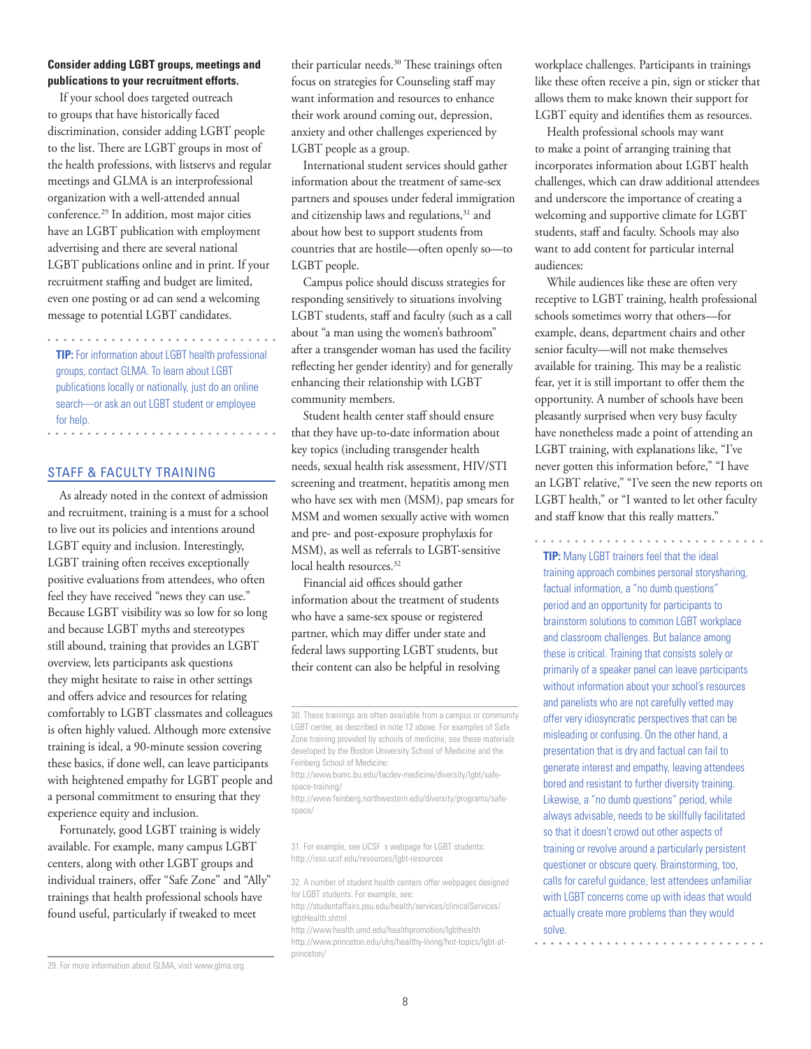**Consider adding LGBT groups, meetings and publications to your recruitment efforts.**

If your school does targeted outreach to groups that have historically faced discrimination, consider adding LGBT people to the list. There are LGBT groups in most of the health professions, with listservs and regular meetings and GLMA is an interprofessional organization with a well-attended annual conference.[29] In addition, most major cities have an LGBT publication with employment advertising and there are several national LGBT publications online and in print. If your recruitment staffing and budget are limited, even one posting or ad can send a welcoming message to potential LGBT candidates.

**TIP:** For information about LGBT health professional groups, contact GLMA. To learn about LGBT publications locally or nationally, just do an online search—or ask an out LGBT student or employee for help.

## STAFF & FACULTY TRAINING

As already noted in the context of admission and recruitment, training is a must for a school to live out its policies and intentions around LGBT equity and inclusion. Interestingly, LGBT training often receives exceptionally positive evaluations from attendees, who often feel they have received "news they can use." Because LGBT visibility was so low for so long and because LGBT myths and stereotypes still abound, training that provides an LGBT overview, lets participants ask questions they might hesitate to raise in other settings and offers advice and resources for relating comfortably to LGBT classmates and colleagues is often highly valued. Although more extensive training is ideal, a 90-minute session covering these basics, if done well, can leave participants with heightened empathy for LGBT people and a personal commitment to ensuring that they experience equity and inclusion.

Fortunately, good LGBT training is widely available. For example, many campus LGBT centers, along with other LGBT groups and individual trainers, offer "Safe Zone" and "Ally" trainings that health professional schools have found useful, particularly if tweaked to meet their particular needs.[30] These trainings often focus on strategies for Counseling staff may want information and resources to enhance their work around coming out, depression, anxiety and other challenges experienced by LGBT people as a group.

International student services should gather information about the treatment of same-sex partners and spouses under federal immigration and citizenship laws and regulations,[31] and about how best to support students from countries that are hostile—often openly so—to LGBT people.

Campus police should discuss strategies for responding sensitively to situations involving LGBT students, staff and faculty (such as a call about "a man using the women's bathroom" after a transgender woman has used the facility reflecting her gender identity) and for generally enhancing their relationship with LGBT community members.

Student health center staff should ensure that they have up-to-date information about key topics (including transgender health needs, sexual health risk assessment, HIV/STI screening and treatment, hepatitis among men who have sex with men (MSM), pap smears for MSM and women sexually active with women and pre- and post-exposure prophylaxis for MSM), as well as referrals to LGBT-sensitive local health resources.[32]

Financial aid offices should gather information about the treatment of students who have a same-sex spouse or registered partner, which may differ under state and federal laws supporting LGBT students, but their content can also be helpful in resolving workplace challenges. Participants in trainings like these often receive a pin, sign or sticker that allows them to make known their support for LGBT equity and identifies them as resources.

Health professional schools may want to make a point of arranging training that incorporates information about LGBT health challenges, which can draw additional attendees and underscore the importance of creating a welcoming and supportive climate for LGBT students, staff and faculty. Schools may also want to add content for particular internal audiences:

While audiences like these are often very receptive to LGBT training, health professional schools sometimes worry that others—for example, deans, department chairs and other senior faculty—will not make themselves available for training. This may be a realistic fear, yet it is still important to offer them the opportunity. A number of schools have been pleasantly surprised when very busy faculty have nonetheless made a point of attending an LGBT training, with explanations like, "I've never gotten this information before," "I have an LGBT relative," "I've seen the new reports on LGBT health," or "I wanted to let other faculty and staff know that this really matters."

**TIP:** Many LGBT trainers feel that the ideal training approach combines personal storysharing, factual information, a "no dumb questions" period and an opportunity for participants to brainstorm solutions to common LGBT workplace and classroom challenges. But balance among these is critical. Training that consists solely or primarily of a speaker panel can leave participants without information about your school's resources and panelists who are not carefully vetted may offer very idiosyncratic perspectives that can be misleading or confusing. On the other hand, a presentation that is dry and factual can fail to generate interest and empathy, leaving attendees bored and resistant to further diversity training. Likewise, a "no dumb questions" period, while always advisable, needs to be skillfully facilitated so that it doesn't crowd out other aspects of training or revolve around a particularly persistent questioner or obscure query. Brainstorming, too, calls for careful guidance, lest attendees unfamiliar with LGBT concerns come up with ideas that would actually create more problems than they would solve.

---

29. For more information about GLMA, visit www.glma.org.

30. These trainings are often available from a campus or community LGBT center, as described in note 12 above. For examples of Safe Zone training provided by schools of medicine, see these materials developed by the Boston University School of Medicine and the Feinberg School of Medicine:
http://www.bumc.bu.edu/facdev-medicine/diversity/lgbt/safe-space-training/
http://www.feinberg.northwestern.edu/diversity/programs/safe-space/

31. For example, see UCSF s webpage for LGBT students: http://isso.ucsf.edu/resources/lgbt-resources

32. A number of student health centers offer webpages designed for LGBT students. For example, see:
http://studentaffairs.psu.edu/health/services/clinicalServices/lgbtHealth.shtml
http://www.health.umd.edu/healthpromotion/lgbthealth
http://www.princeton.edu/uhs/healthy-living/hot-topics/lgbt-at-princeton/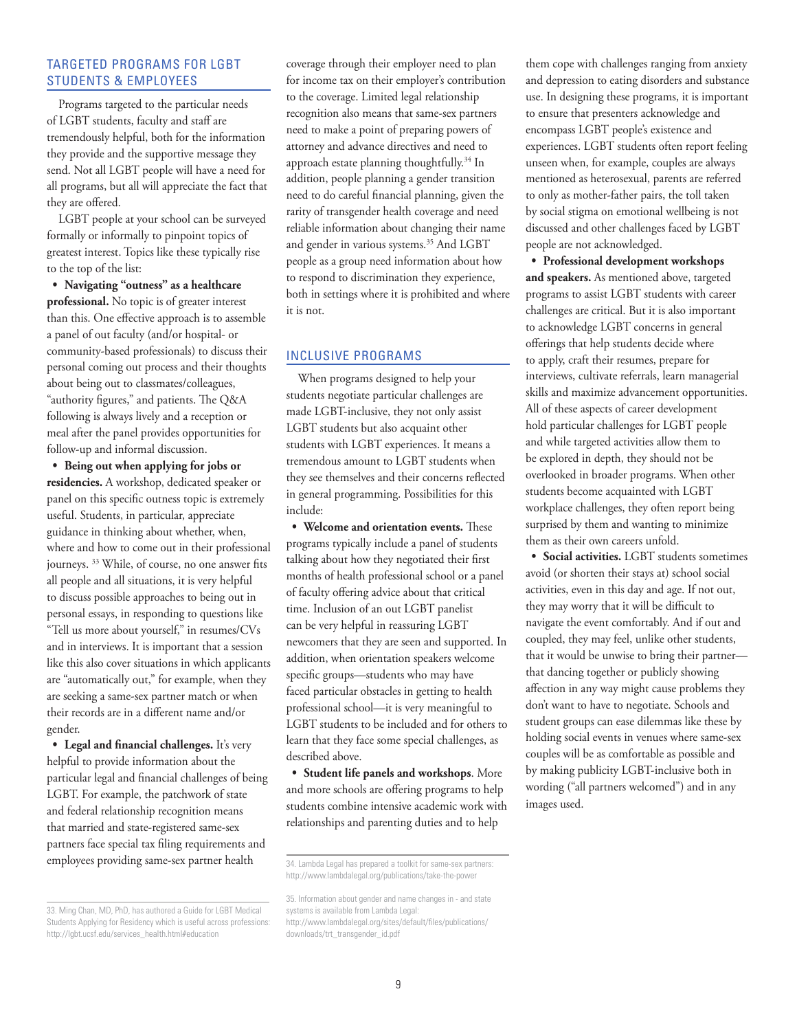## TARGETED PROGRAMS FOR LGBT STUDENTS & EMPLOYEES

Programs targeted to the particular needs of LGBT students, faculty and staff are tremendously helpful, both for the information they provide and the supportive message they send. Not all LGBT people will have a need for all programs, but all will appreciate the fact that they are offered.

LGBT people at your school can be surveyed formally or informally to pinpoint topics of greatest interest. Topics like these typically rise to the top of the list:

- **Navigating "outness" as a healthcare professional.** No topic is of greater interest than this. One effective approach is to assemble a panel of out faculty (and/or hospital- or community-based professionals) to discuss their personal coming out process and their thoughts about being out to classmates/colleagues, "authority figures," and patients. The Q&A following is always lively and a reception or meal after the panel provides opportunities for follow-up and informal discussion.
- **Being out when applying for jobs or residencies.** A workshop, dedicated speaker or panel on this specific outness topic is extremely useful. Students, in particular, appreciate guidance in thinking about whether, when, where and how to come out in their professional journeys. [33] While, of course, no one answer fits all people and all situations, it is very helpful to discuss possible approaches to being out in personal essays, in responding to questions like "Tell us more about yourself," in resumes/CVs and in interviews. It is important that a session like this also cover situations in which applicants are "automatically out," for example, when they are seeking a same-sex partner match or when their records are in a different name and/or gender.
- **Legal and financial challenges.** It's very helpful to provide information about the particular legal and financial challenges of being LGBT. For example, the patchwork of state and federal relationship recognition means that married and state-registered same-sex partners face special tax filing requirements and employees providing same-sex partner health coverage through their employer need to plan for income tax on their employer's contribution to the coverage. Limited legal relationship recognition also means that same-sex partners need to make a point of preparing powers of attorney and advance directives and need to approach estate planning thoughtfully.[34] In addition, people planning a gender transition need to do careful financial planning, given the rarity of transgender health coverage and need reliable information about changing their name and gender in various systems.[35] And LGBT people as a group need information about how to respond to discrimination they experience, both in settings where it is prohibited and where it is not.

## INCLUSIVE PROGRAMS

When programs designed to help your students negotiate particular challenges are made LGBT-inclusive, they not only assist LGBT students but also acquaint other students with LGBT experiences. It means a tremendous amount to LGBT students when they see themselves and their concerns reflected in general programming. Possibilities for this include:

- **Welcome and orientation events.** These programs typically include a panel of students talking about how they negotiated their first months of health professional school or a panel of faculty offering advice about that critical time. Inclusion of an out LGBT panelist can be very helpful in reassuring LGBT newcomers that they are seen and supported. In addition, when orientation speakers welcome specific groups—students who may have faced particular obstacles in getting to health professional school—it is very meaningful to LGBT students to be included and for others to learn that they face some special challenges, as described above.
- **Student life panels and workshops**. More and more schools are offering programs to help students combine intensive academic work with relationships and parenting duties and to help them cope with challenges ranging from anxiety and depression to eating disorders and substance use. In designing these programs, it is important to ensure that presenters acknowledge and encompass LGBT people's existence and experiences. LGBT students often report feeling unseen when, for example, couples are always mentioned as heterosexual, parents are referred to only as mother-father pairs, the toll taken by social stigma on emotional wellbeing is not discussed and other challenges faced by LGBT people are not acknowledged.
- **Professional development workshops and speakers.** As mentioned above, targeted programs to assist LGBT students with career challenges are critical. But it is also important to acknowledge LGBT concerns in general offerings that help students decide where to apply, craft their resumes, prepare for interviews, cultivate referrals, learn managerial skills and maximize advancement opportunities. All of these aspects of career development hold particular challenges for LGBT people and while targeted activities allow them to be explored in depth, they should not be overlooked in broader programs. When other students become acquainted with LGBT workplace challenges, they often report being surprised by them and wanting to minimize them as their own careers unfold.
- **Social activities.** LGBT students sometimes avoid (or shorten their stays at) school social activities, even in this day and age. If not out, they may worry that it will be difficult to navigate the event comfortably. And if out and coupled, they may feel, unlike other students, that it would be unwise to bring their partner—that dancing together or publicly showing affection in any way might cause problems they don't want to have to negotiate. Schools and student groups can ease dilemmas like these by holding social events in venues where same-sex couples will be as comfortable as possible and by making publicity LGBT-inclusive both in wording ("all partners welcomed") and in any images used.

---

33. Ming Chan, MD, PhD, has authored a Guide for LGBT Medical Students Applying for Residency which is useful across professions: http://lgbt.ucsf.edu/services_health.html#education

34. Lambda Legal has prepared a toolkit for same-sex partners: http://www.lambdalegal.org/publications/take-the-power

35. Information about gender and name changes in - and state systems is available from Lambda Legal: http://www.lambdalegal.org/sites/default/files/publications/downloads/trt_transgender_id.pdf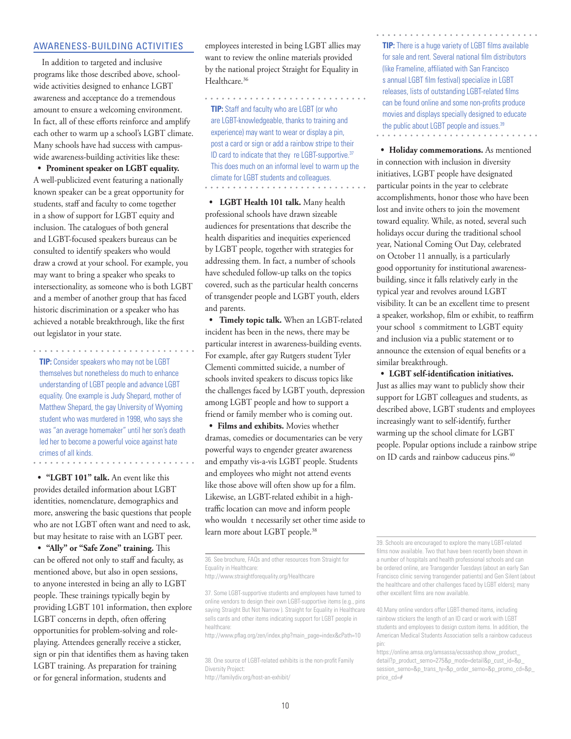## AWARENESS-BUILDING ACTIVITIES

In addition to targeted and inclusive programs like those described above, school-wide activities designed to enhance LGBT awareness and acceptance do a tremendous amount to ensure a welcoming environment. In fact, all of these efforts reinforce and amplify each other to warm up a school's LGBT climate. Many schools have had success with campus-wide awareness-building activities like these:

- **Prominent speaker on LGBT equality.** A well-publicized event featuring a nationally known speaker can be a great opportunity for students, staff and faculty to come together in a show of support for LGBT equity and inclusion. The catalogues of both general and LGBT-focused speakers bureaus can be consulted to identify speakers who would draw a crowd at your school. For example, you may want to bring a speaker who speaks to intersectionality, as someone who is both LGBT and a member of another group that has faced historic discrimination or a speaker who has achieved a notable breakthrough, like the first out legislator in your state.

**TIP:** Consider speakers who may not be LGBT themselves but nonetheless do much to enhance understanding of LGBT people and advance LGBT equality. One example is Judy Shepard, mother of Matthew Shepard, the gay University of Wyoming student who was murdered in 1998, who says she was "an average homemaker" until her son's death led her to become a powerful voice against hate crimes of all kinds.

- **"LGBT 101" talk.** An event like this provides detailed information about LGBT identities, nomenclature, demographics and more, answering the basic questions that people who are not LGBT often want and need to ask, but may hesitate to raise with an LGBT peer.
- **"Ally" or "Safe Zone" training.** This can be offered not only to staff and faculty, as mentioned above, but also in open sessions, to anyone interested in being an ally to LGBT people. These trainings typically begin by providing LGBT 101 information, then explore LGBT concerns in depth, often offering opportunities for problem-solving and role-playing. Attendees generally receive a sticker, sign or pin that identifies them as having taken LGBT training. As preparation for training or for general information, students and employees interested in being LGBT allies may want to review the online materials provided by the national project Straight for Equality in Healthcare.[36]

**TIP:** Staff and faculty who are LGBT (or who are LGBT-knowledgeable, thanks to training and experience) may want to wear or display a pin, post a card or sign or add a rainbow stripe to their ID card to indicate that they re LGBT-supportive.[37] This does much on an informal level to warm up the climate for LGBT students and colleagues.

- **LGBT Health 101 talk.** Many health professional schools have drawn sizeable audiences for presentations that describe the health disparities and inequities experienced by LGBT people, together with strategies for addressing them. In fact, a number of schools have scheduled follow-up talks on the topics covered, such as the particular health concerns of transgender people and LGBT youth, elders and parents.
- **Timely topic talk.** When an LGBT-related incident has been in the news, there may be particular interest in awareness-building events. For example, after gay Rutgers student Tyler Clementi committed suicide, a number of schools invited speakers to discuss topics like the challenges faced by LGBT youth, depression among LGBT people and how to support a friend or family member who is coming out.
- **Films and exhibits.** Movies whether dramas, comedies or documentaries can be very powerful ways to engender greater awareness and empathy vis-a-vis LGBT people. Students and employees who might not attend events like those above will often show up for a film. Likewise, an LGBT-related exhibit in a high-traffic location can move and inform people who wouldn t necessarily set other time aside to learn more about LGBT people.[38]

**TIP:** There is a huge variety of LGBT films available for sale and rent. Several national film distributors (like Frameline, affiliated with San Francisco s annual LGBT film festival) specialize in LGBT releases, lists of outstanding LGBT-related films can be found online and some non-profits produce movies and displays specially designed to educate the public about LGBT people and issues.[39]

- **Holiday commemorations.** As mentioned in connection with inclusion in diversity initiatives, LGBT people have designated particular points in the year to celebrate accomplishments, honor those who have been lost and invite others to join the movement toward equality. While, as noted, several such holidays occur during the traditional school year, National Coming Out Day, celebrated on October 11 annually, is a particularly good opportunity for institutional awareness-building, since it falls relatively early in the typical year and revolves around LGBT visibility. It can be an excellent time to present a speaker, workshop, film or exhibit, to reaffirm your school s commitment to LGBT equity and inclusion via a public statement or to announce the extension of equal benefits or a similar breakthrough.
- **LGBT self-identification initiatives.** Just as allies may want to publicly show their support for LGBT colleagues and students, as described above, LGBT students and employees increasingly want to self-identify, further warming up the school climate for LGBT people. Popular options include a rainbow stripe on ID cards and rainbow caduceus pins.[40]

---

36. See brochure, FAQs and other resources from Straight for Equality in Healthcare: http://www.straightforequality.org/Healthcare

37. Some LGBT-supportive students and employees have turned to online vendors to design their own LGBT-supportive items (e.g., pins saying Straight But Not Narrow ). Straight for Equality in Healthcare sells cards and other items indicating support for LGBT people in healthcare: http://www.pflag.org/zen/index.php?main_page=index&cPath=10

38. One source of LGBT-related exhibits is the non-profit Family Diversity Project: http://familydiv.org/host-an-exhibit/

39. Schools are encouraged to explore the many LGBT-related films now available. Two that have been recently been shown in a number of hospitals and health professional schools and can be ordered online, are Transgender Tuesdays (about an early San Francisco clinic serving transgender patients) and Gen Silent (about the healthcare and other challenges faced by LGBT elders); many other excellent films are now available.

40. Many online vendors offer LGBT-themed items, including rainbow stickers the length of an ID card or work with LGBT students and employees to design custom items. In addition, the American Medical Students Association sells a rainbow caduceus pin: https://online.amsa.org/amsassa/ecssashop.show_product_detail?p_product_serno=275&p_mode=detail&p_cust_id=&p_session_serno=&p_trans_ty=&p_order_serno=&p_promo_cd=&p_price_cd=#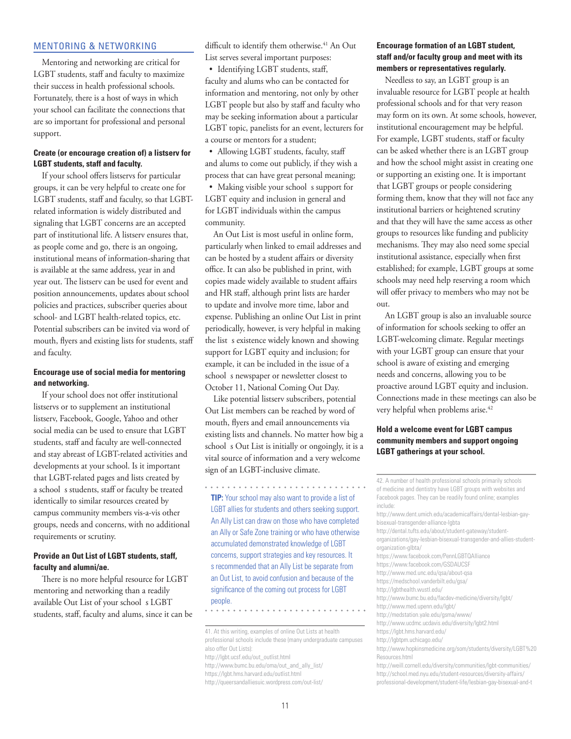## MENTORING & NETWORKING

Mentoring and networking are critical for LGBT students, staff and faculty to maximize their success in health professional schools. Fortunately, there is a host of ways in which your school can facilitate the connections that are so important for professional and personal support.

**Create (or encourage creation of) a listserv for LGBT students, staff and faculty.**

If your school offers listservs for particular groups, it can be very helpful to create one for LGBT students, staff and faculty, so that LGBT-related information is widely distributed and signaling that LGBT concerns are an accepted part of institutional life. A listserv ensures that, as people come and go, there is an ongoing, institutional means of information-sharing that is available at the same address, year in and year out. The listserv can be used for event and position announcements, updates about school policies and practices, subscriber queries about school- and LGBT health-related topics, etc. Potential subscribers can be invited via word of mouth, flyers and existing lists for students, staff and faculty.

**Encourage use of social media for mentoring and networking.**

If your school does not offer institutional listservs or to supplement an institutional listserv, Facebook, Google, Yahoo and other social media can be used to ensure that LGBT students, staff and faculty are well-connected and stay abreast of LGBT-related activities and developments at your school. Is it important that LGBT-related pages and lists created by a school s students, staff or faculty be treated identically to similar resources created by campus community members vis-a-vis other groups, needs and concerns, with no additional requirements or scrutiny.

**Provide an Out List of LGBT students, staff, faculty and alumni/ae.**

There is no more helpful resource for LGBT mentoring and networking than a readily available Out List of your school s LGBT students, staff, faculty and alums, since it can be difficult to identify them otherwise.[41] An Out List serves several important purposes:

- Identifying LGBT students, staff, faculty and alums who can be contacted for information and mentoring, not only by other LGBT people but also by staff and faculty who may be seeking information about a particular LGBT topic, panelists for an event, lecturers for a course or mentors for a student;
- Allowing LGBT students, faculty, staff and alums to come out publicly, if they wish a process that can have great personal meaning;
- Making visible your school s support for LGBT equity and inclusion in general and for LGBT individuals within the campus community.

An Out List is most useful in online form, particularly when linked to email addresses and can be hosted by a student affairs or diversity office. It can also be published in print, with copies made widely available to student affairs and HR staff, although print lists are harder to update and involve more time, labor and expense. Publishing an online Out List in print periodically, however, is very helpful in making the list s existence widely known and showing support for LGBT equity and inclusion; for example, it can be included in the issue of a school s newspaper or newsletter closest to October 11, National Coming Out Day.

Like potential listserv subscribers, potential Out List members can be reached by word of mouth, flyers and email announcements via existing lists and channels. No matter how big a school s Out List is initially or ongoingly, it is a vital source of information and a very welcome sign of an LGBT-inclusive climate.

**TIP:** Your school may also want to provide a list of LGBT allies for students and others seeking support. An Ally List can draw on those who have completed an Ally or Safe Zone training or who have otherwise accumulated demonstrated knowledge of LGBT concerns, support strategies and key resources. It s recommended that an Ally List be separate from an Out List, to avoid confusion and because of the significance of the coming out process for LGBT people.

**Encourage formation of an LGBT student, staff and/or faculty group and meet with its members or representatives regularly.**

Needless to say, an LGBT group is an invaluable resource for LGBT people at health professional schools and for that very reason may form on its own. At some schools, however, institutional encouragement may be helpful. For example, LGBT students, staff or faculty can be asked whether there is an LGBT group and how the school might assist in creating one or supporting an existing one. It is important that LGBT groups or people considering forming them, know that they will not face any institutional barriers or heightened scrutiny and that they will have the same access as other groups to resources like funding and publicity mechanisms. They may also need some special institutional assistance, especially when first established; for example, LGBT groups at some schools may need help reserving a room which will offer privacy to members who may not be out.

An LGBT group is also an invaluable source of information for schools seeking to offer an LGBT-welcoming climate. Regular meetings with your LGBT group can ensure that your school is aware of existing and emerging needs and concerns, allowing you to be proactive around LGBT equity and inclusion. Connections made in these meetings can also be very helpful when problems arise.[42]

**Hold a welcome event for LGBT campus community members and support ongoing LGBT gatherings at your school.**

---

41. At this writing, examples of online Out Lists at health professional schools include these (many undergraduate campuses also offer Out Lists):
http://lgbt.ucsf.edu/out_outlist.html
http://www.bumc.bu.edu/oma/out_and_ally_list/
https://lgbt.hms.harvard.edu/outlist.html
http://queersandalliesuic.wordpress.com/out-list/

42. A number of health professional schools primarily schools of medicine and dentistry have LGBT groups with websites and Facebook pages. They can be readily found online; examples include:
http://www.dent.umich.edu/academicaffairs/dental-lesbian-gay-bisexual-transgender-alliance-lgbta
http://dental.tufts.edu/about/student-gateway/student-organizations/gay-lesbian-bisexual-transgender-and-allies-student-organization-glbta/
https://www.facebook.com/PennLGBTQAlliance
https://www.facebook.com/GSDAUCSF
http://www.med.unc.edu/qsa/about-qsa
https://medschool.vanderbilt.edu/gsa/
http://lgbthealth.wustl.edu/
http://www.bumc.bu.edu/facdev-medicine/diversity/lgbt/
http://www.med.upenn.edu/lgbt/
http://medstation.yale.edu/gsma/www/
http://www.ucdmc.ucdavis.edu/diversity/lgbt2.html
https://lgbt.hms.harvard.edu/
http://lgbtpm.uchicago.edu/
http://www.hopkinsmedicine.org/som/students/diversity/LGBT%20Resources.html
http://weill.cornell.edu/diversity/communities/lgbt-communities/
http://school.med.nyu.edu/student-resources/diversity-affairs/professional-development/student-life/lesbian-gay-bisexual-and-t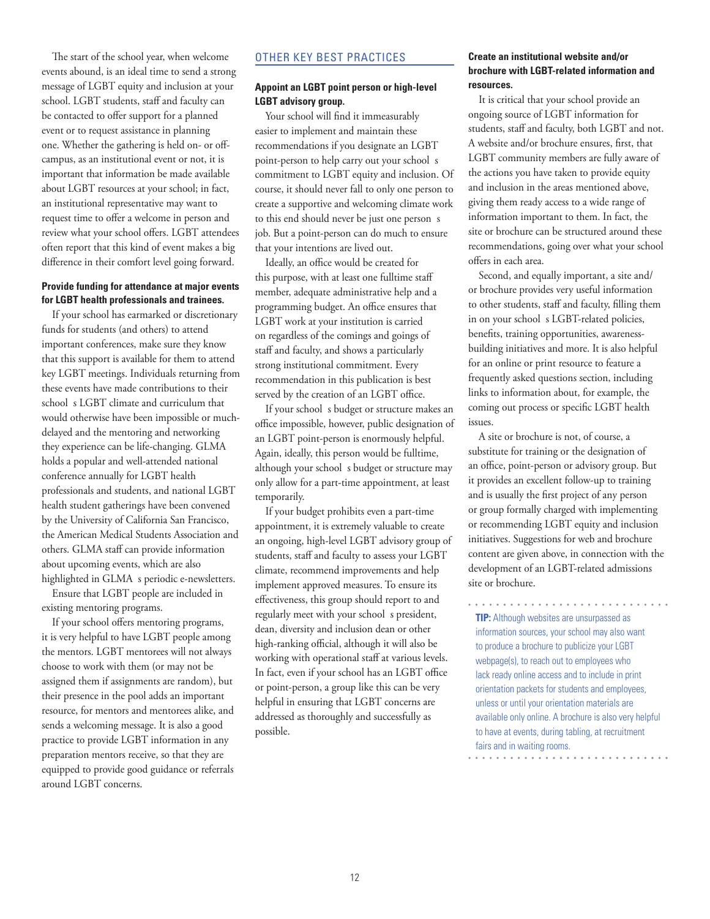The start of the school year, when welcome events abound, is an ideal time to send a strong message of LGBT equity and inclusion at your school. LGBT students, staff and faculty can be contacted to offer support for a planned event or to request assistance in planning one. Whether the gathering is held on- or off-campus, as an institutional event or not, it is important that information be made available about LGBT resources at your school; in fact, an institutional representative may want to request time to offer a welcome in person and review what your school offers. LGBT attendees often report that this kind of event makes a big difference in their comfort level going forward.

**Provide funding for attendance at major events for LGBT health professionals and trainees.**

If your school has earmarked or discretionary funds for students (and others) to attend important conferences, make sure they know that this support is available for them to attend key LGBT meetings. Individuals returning from these events have made contributions to their school s LGBT climate and curriculum that would otherwise have been impossible or much-delayed and the mentoring and networking they experience can be life-changing. GLMA holds a popular and well-attended national conference annually for LGBT health professionals and students, and national LGBT health student gatherings have been convened by the University of California San Francisco, the American Medical Students Association and others. GLMA staff can provide information about upcoming events, which are also highlighted in GLMA s periodic e-newsletters.

Ensure that LGBT people are included in existing mentoring programs.

If your school offers mentoring programs, it is very helpful to have LGBT people among the mentors. LGBT mentorees will not always choose to work with them (or may not be assigned them if assignments are random), but their presence in the pool adds an important resource, for mentors and mentorees alike, and sends a welcoming message. It is also a good practice to provide LGBT information in any preparation mentors receive, so that they are equipped to provide good guidance or referrals around LGBT concerns.

## OTHER KEY BEST PRACTICES

**Appoint an LGBT point person or high-level LGBT advisory group.**

Your school will find it immeasurably easier to implement and maintain these recommendations if you designate an LGBT point-person to help carry out your school s commitment to LGBT equity and inclusion. Of course, it should never fall to only one person to create a supportive and welcoming climate work to this end should never be just one person s job. But a point-person can do much to ensure that your intentions are lived out.

Ideally, an office would be created for this purpose, with at least one fulltime staff member, adequate administrative help and a programming budget. An office ensures that LGBT work at your institution is carried on regardless of the comings and goings of staff and faculty, and shows a particularly strong institutional commitment. Every recommendation in this publication is best served by the creation of an LGBT office.

If your school s budget or structure makes an office impossible, however, public designation of an LGBT point-person is enormously helpful. Again, ideally, this person would be fulltime, although your school s budget or structure may only allow for a part-time appointment, at least temporarily.

If your budget prohibits even a part-time appointment, it is extremely valuable to create an ongoing, high-level LGBT advisory group of students, staff and faculty to assess your LGBT climate, recommend improvements and help implement approved measures. To ensure its effectiveness, this group should report to and regularly meet with your school s president, dean, diversity and inclusion dean or other high-ranking official, although it will also be working with operational staff at various levels. In fact, even if your school has an LGBT office or point-person, a group like this can be very helpful in ensuring that LGBT concerns are addressed as thoroughly and successfully as possible.

**Create an institutional website and/or brochure with LGBT-related information and resources.**

It is critical that your school provide an ongoing source of LGBT information for students, staff and faculty, both LGBT and not. A website and/or brochure ensures, first, that LGBT community members are fully aware of the actions you have taken to provide equity and inclusion in the areas mentioned above, giving them ready access to a wide range of information important to them. In fact, the site or brochure can be structured around these recommendations, going over what your school offers in each area.

Second, and equally important, a site and/or brochure provides very useful information to other students, staff and faculty, filling them in on your school s LGBT-related policies, benefits, training opportunities, awareness-building initiatives and more. It is also helpful for an online or print resource to feature a frequently asked questions section, including links to information about, for example, the coming out process or specific LGBT health issues.

A site or brochure is not, of course, a substitute for training or the designation of an office, point-person or advisory group. But it provides an excellent follow-up to training and is usually the first project of any person or group formally charged with implementing or recommending LGBT equity and inclusion initiatives. Suggestions for web and brochure content are given above, in connection with the development of an LGBT-related admissions site or brochure.

**TIP:** Although websites are unsurpassed as information sources, your school may also want to produce a brochure to publicize your LGBT webpage(s), to reach out to employees who lack ready online access and to include in print orientation packets for students and employees, unless or until your orientation materials are available only online. A brochure is also very helpful to have at events, during tabling, at recruitment fairs and in waiting rooms.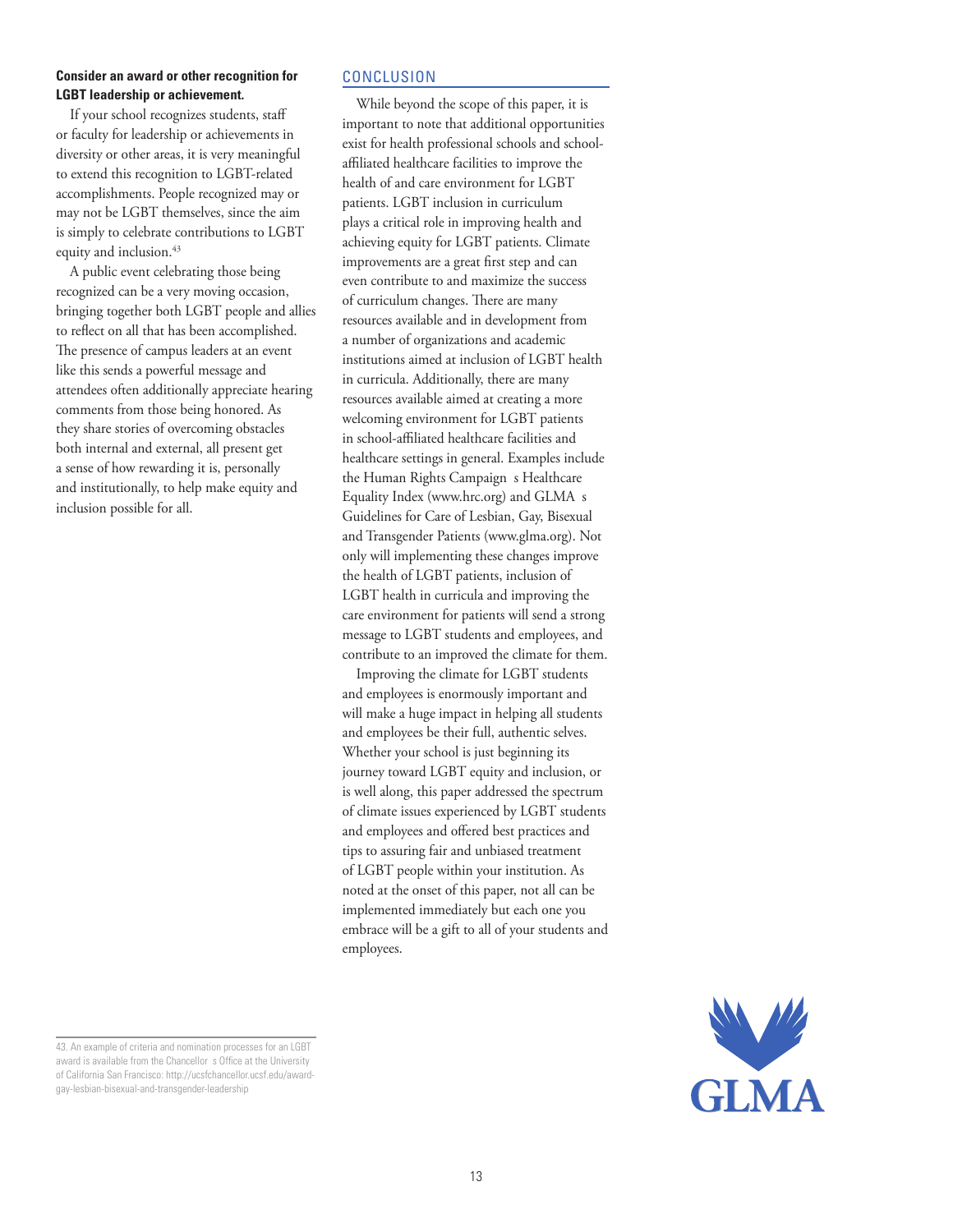**Consider an award or other recognition for LGBT leadership or achievement.**

If your school recognizes students, staff or faculty for leadership or achievements in diversity or other areas, it is very meaningful to extend this recognition to LGBT-related accomplishments. People recognized may or may not be LGBT themselves, since the aim is simply to celebrate contributions to LGBT equity and inclusion.[43]

A public event celebrating those being recognized can be a very moving occasion, bringing together both LGBT people and allies to reflect on all that has been accomplished. The presence of campus leaders at an event like this sends a powerful message and attendees often additionally appreciate hearing comments from those being honored. As they share stories of overcoming obstacles both internal and external, all present get a sense of how rewarding it is, personally and institutionally, to help make equity and inclusion possible for all.

## CONCLUSION

While beyond the scope of this paper, it is important to note that additional opportunities exist for health professional schools and school-affiliated healthcare facilities to improve the health of and care environment for LGBT patients. LGBT inclusion in curriculum plays a critical role in improving health and achieving equity for LGBT patients. Climate improvements are a great first step and can even contribute to and maximize the success of curriculum changes. There are many resources available and in development from a number of organizations and academic institutions aimed at inclusion of LGBT health in curricula. Additionally, there are many resources available aimed at creating a more welcoming environment for LGBT patients in school-affiliated healthcare facilities and healthcare settings in general. Examples include the Human Rights Campaign s Healthcare Equality Index (www.hrc.org) and GLMA s Guidelines for Care of Lesbian, Gay, Bisexual and Transgender Patients (www.glma.org). Not only will implementing these changes improve the health of LGBT patients, inclusion of LGBT health in curricula and improving the care environment for patients will send a strong message to LGBT students and employees, and contribute to an improved the climate for them.

Improving the climate for LGBT students and employees is enormously important and will make a huge impact in helping all students and employees be their full, authentic selves. Whether your school is just beginning its journey toward LGBT equity and inclusion, or is well along, this paper addressed the spectrum of climate issues experienced by LGBT students and employees and offered best practices and tips to assuring fair and unbiased treatment of LGBT people within your institution. As noted at the onset of this paper, not all can be implemented immediately but each one you embrace will be a gift to all of your students and employees.

---

43. An example of criteria and nomination processes for an LGBT award is available from the Chancellor s Office at the University of California San Francisco: http://ucsfchancellor.ucsf.edu/award-gay-lesbian-bisexual-and-transgender-leadership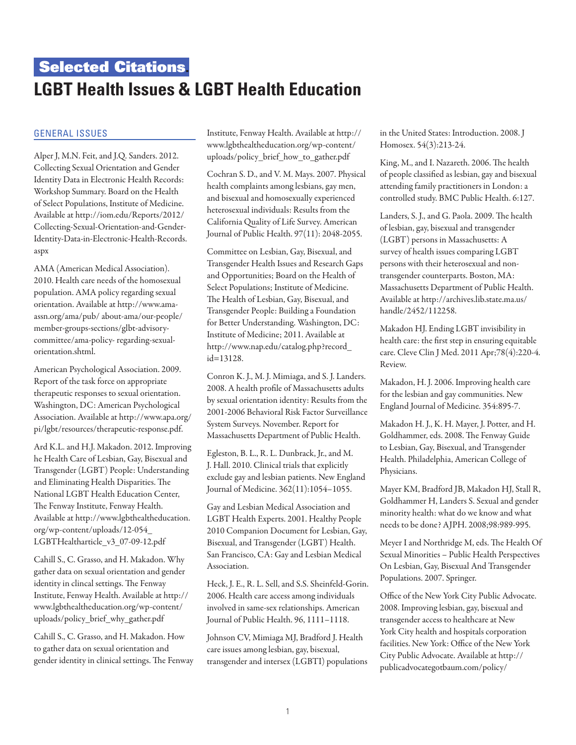# Selected Citations

# LGBT Health Issues & LGBT Health Education

## GENERAL ISSUES

Alper J, M.N. Feit, and J.Q. Sanders. 2012. Collecting Sexual Orientation and Gender Identity Data in Electronic Health Records: Workshop Summary. Board on the Health of Select Populations, Institute of Medicine. Available at http://iom.edu/Reports/2012/Collecting-Sexual-Orientation-and-Gender-Identity-Data-in-Electronic-Health-Records.aspx

AMA (American Medical Association). 2010. Health care needs of the homosexual population. AMA policy regarding sexual orientation. Available at http://www.ama-assn.org/ama/pub/ about-ama/our-people/member-groups-sections/glbt-advisory-committee/ama-policy- regarding-sexual-orientation.shtml.

American Psychological Association. 2009. Report of the task force on appropriate therapeutic responses to sexual orientation. Washington, DC: American Psychological Association. Available at http://www.apa.org/pi/lgbt/resources/therapeutic-response.pdf.

Ard K.L. and H.J. Makadon. 2012. Improving he Health Care of Lesbian, Gay, Bisexual and Transgender (LGBT) People: Understanding and Eliminating Health Disparities. The National LGBT Health Education Center, The Fenway Institute, Fenway Health. Available at http://www.lgbthealtheducation.org/wp-content/uploads/12-054_LGBTHealtharticle_v3_07-09-12.pdf

Cahill S., C. Grasso, and H. Makadon. Why gather data on sexual orientation and gender identity in clincal settings. The Fenway Institute, Fenway Health. Available at http://www.lgbthealtheducation.org/wp-content/uploads/policy_brief_why_gather.pdf

Cahill S., C. Grasso, and H. Makadon. How to gather data on sexual orientation and gender identity in clinical settings. The Fenway Institute, Fenway Health. Available at http://www.lgbthealtheducation.org/wp-content/uploads/policy_brief_how_to_gather.pdf

Cochran S. D., and V. M. Mays. 2007. Physical health complaints among lesbians, gay men, and bisexual and homosexually experienced heterosexual individuals: Results from the California Quality of Life Survey. American Journal of Public Health. 97(11): 2048-2055.

Committee on Lesbian, Gay, Bisexual, and Transgender Health Issues and Research Gaps and Opportunities; Board on the Health of Select Populations; Institute of Medicine. The Health of Lesbian, Gay, Bisexual, and Transgender People: Building a Foundation for Better Understanding. Washington, DC: Institute of Medicine; 2011. Available at http://www.nap.edu/catalog.php?record_id=13128.

Conron K. J., M. J. Mimiaga, and S. J. Landers. 2008. A health profile of Massachusetts adults by sexual orientation identity: Results from the 2001-2006 Behavioral Risk Factor Surveillance System Surveys. November. Report for Massachusetts Department of Public Health.

Egleston, B. L., R. L. Dunbrack, Jr., and M. J. Hall. 2010. Clinical trials that explicitly exclude gay and lesbian patients. New England Journal of Medicine. 362(11):1054–1055.

Gay and Lesbian Medical Association and LGBT Health Experts. 2001. Healthy People 2010 Companion Document for Lesbian, Gay, Bisexual, and Transgender (LGBT) Health. San Francisco, CA: Gay and Lesbian Medical Association.

Heck, J. E., R. L. Sell, and S.S. Sheinfeld-Gorin. 2006. Health care access among individuals involved in same-sex relationships. American Journal of Public Health. 96, 1111–1118.

Johnson CV, Mimiaga MJ, Bradford J. Health care issues among lesbian, gay, bisexual, transgender and intersex (LGBTI) populations in the United States: Introduction. 2008. J Homosex. 54(3):213-24.

King, M., and I. Nazareth. 2006. The health of people classified as lesbian, gay and bisexual attending family practitioners in London: a controlled study. BMC Public Health. 6:127.

Landers, S. J., and G. Paola. 2009. The health of lesbian, gay, bisexual and transgender (LGBT) persons in Massachusetts: A survey of health issues comparing LGBT persons with their heterosexual and non-transgender counterparts. Boston, MA: Massachusetts Department of Public Health. Available at http://archives.lib.state.ma.us/handle/2452/112258.

Makadon HJ. Ending LGBT invisibility in health care: the first step in ensuring equitable care. Cleve Clin J Med. 2011 Apr;78(4):220-4. Review.

Makadon, H. J. 2006. Improving health care for the lesbian and gay communities. New England Journal of Medicine. 354:895-7.

Makadon H. J., K. H. Mayer, J. Potter, and H. Goldhammer, eds. 2008. The Fenway Guide to Lesbian, Gay, Bisexual, and Transgender Health. Philadelphia, American College of Physicians.

Mayer KM, Bradford JB, Makadon HJ, Stall R, Goldhammer H, Landers S. Sexual and gender minority health: what do we know and what needs to be done? AJPH. 2008;98:989-995.

Meyer I and Northridge M, eds. The Health Of Sexual Minorities – Public Health Perspectives On Lesbian, Gay, Bisexual And Transgender Populations. 2007. Springer.

Office of the New York City Public Advocate. 2008. Improving lesbian, gay, bisexual and transgender access to healthcare at New York City health and hospitals corporation facilities. New York: Office of the New York City Public Advocate. Available at http://publicadvocategotbaum.com/policy/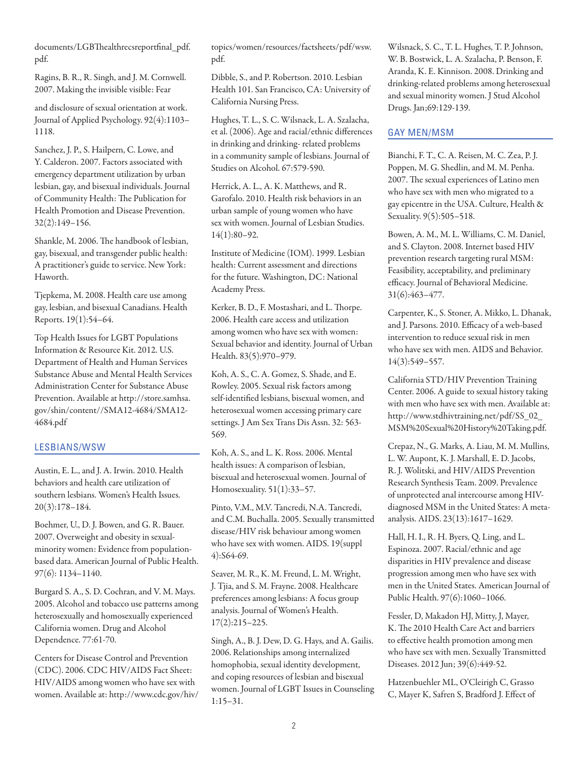documents/LGBThealthrecsreportfinal_pdf.pdf.

Ragins, B. R., R. Singh, and J. M. Cornwell. 2007. Making the invisible visible: Fear

and disclosure of sexual orientation at work. Journal of Applied Psychology. 92(4):1103–1118.

Sanchez, J. P., S. Hailpern, C. Lowe, and Y. Calderon. 2007. Factors associated with emergency department utilization by urban lesbian, gay, and bisexual individuals. Journal of Community Health: The Publication for Health Promotion and Disease Prevention. 32(2):149–156.

Shankle, M. 2006. The handbook of lesbian, gay, bisexual, and transgender public health: A practitioner's guide to service. New York: Haworth.

Tjepkema, M. 2008. Health care use among gay, lesbian, and bisexual Canadians. Health Reports. 19(1):54–64.

Top Health Issues for LGBT Populations Information & Resource Kit. 2012. U.S. Department of Health and Human Services Substance Abuse and Mental Health Services Administration Center for Substance Abuse Prevention. Available at http://store.samhsa.gov/shin/content//SMA12-4684/SMA12-4684.pdf

## LESBIANS/WSW

Austin, E. L., and J. A. Irwin. 2010. Health behaviors and health care utilization of southern lesbians. Women's Health Issues. 20(3):178–184.

Boehmer, U., D. J. Bowen, and G. R. Bauer. 2007. Overweight and obesity in sexual-minority women: Evidence from population-based data. American Journal of Public Health. 97(6): 1134–1140.

Burgard S. A., S. D. Cochran, and V. M. Mays. 2005. Alcohol and tobacco use patterns among heterosexually and homosexually experienced California women. Drug and Alcohol Dependence. 77:61-70.

Centers for Disease Control and Prevention (CDC). 2006. CDC HIV/AIDS Fact Sheet: HIV/AIDS among women who have sex with women. Available at: http://www.cdc.gov/hiv/topics/women/resources/factsheets/pdf/wsw.pdf.

Dibble, S., and P. Robertson. 2010. Lesbian Health 101. San Francisco, CA: University of California Nursing Press.

Hughes, T. L., S. C. Wilsnack, L. A. Szalacha, et al. (2006). Age and racial/ethnic differences in drinking and drinking- related problems in a community sample of lesbians. Journal of Studies on Alcohol. 67:579-590.

Herrick, A. L., A. K. Matthews, and R. Garofalo. 2010. Health risk behaviors in an urban sample of young women who have sex with women. Journal of Lesbian Studies. 14(1):80–92.

Institute of Medicine (IOM). 1999. Lesbian health: Current assessment and directions for the future. Washington, DC: National Academy Press.

Kerker, B. D., F. Mostashari, and L. Thorpe. 2006. Health care access and utilization among women who have sex with women: Sexual behavior and identity. Journal of Urban Health. 83(5):970–979.

Koh, A. S., C. A. Gomez, S. Shade, and E. Rowley. 2005. Sexual risk factors among self-identified lesbians, bisexual women, and heterosexual women accessing primary care settings. J Am Sex Trans Dis Assn. 32: 563-569.

Koh, A. S., and L. K. Ross. 2006. Mental health issues: A comparison of lesbian, bisexual and heterosexual women. Journal of Homosexuality. 51(1):33–57.

Pinto, V.M., M.V. Tancredi, N.A. Tancredi, and C.M. Buchalla. 2005. Sexually transmitted disease/HIV risk behaviour among women who have sex with women. AIDS. 19(suppl 4):S64-69.

Seaver, M. R., K. M. Freund, L. M. Wright, J. Tjia, and S. M. Frayne. 2008. Healthcare preferences among lesbians: A focus group analysis. Journal of Women's Health. 17(2):215–225.

Singh, A., B. J. Dew, D. G. Hays, and A. Gailis. 2006. Relationships among internalized homophobia, sexual identity development, and coping resources of lesbian and bisexual women. Journal of LGBT Issues in Counseling 1:15–31.

Wilsnack, S. C., T. L. Hughes, T. P. Johnson, W. B. Bostwick, L. A. Szalacha, P. Benson, F. Aranda, K. E. Kinnison. 2008. Drinking and drinking-related problems among heterosexual and sexual minority women. J Stud Alcohol Drugs. Jan;69:129-139.

## GAY MEN/MSM

Bianchi, F. T., C. A. Reisen, M. C. Zea, P. J. Poppen, M. G. Shedlin, and M. M. Penha. 2007. The sexual experiences of Latino men who have sex with men who migrated to a gay epicentre in the USA. Culture, Health & Sexuality. 9(5):505–518.

Bowen, A. M., M. L. Williams, C. M. Daniel, and S. Clayton. 2008. Internet based HIV prevention research targeting rural MSM: Feasibility, acceptability, and preliminary efficacy. Journal of Behavioral Medicine. 31(6):463–477.

Carpenter, K., S. Stoner, A. Mikko, L. Dhanak, and J. Parsons. 2010. Efficacy of a web-based intervention to reduce sexual risk in men who have sex with men. AIDS and Behavior. 14(3):549–557.

California STD/HIV Prevention Training Center. 2006. A guide to sexual history taking with men who have sex with men. Available at: http://www.stdhivtraining.net/pdf/SS_02_MSM%20Sexual%20History%20Taking.pdf.

Crepaz, N., G. Marks, A. Liau, M. M. Mullins, L. W. Aupont, K. J. Marshall, E. D. Jacobs, R. J. Wolitski, and HIV/AIDS Prevention Research Synthesis Team. 2009. Prevalence of unprotected anal intercourse among HIV-diagnosed MSM in the United States: A meta-analysis. AIDS. 23(13):1617–1629.

Hall, H. I., R. H. Byers, Q. Ling, and L. Espinoza. 2007. Racial/ethnic and age disparities in HIV prevalence and disease progression among men who have sex with men in the United States. American Journal of Public Health. 97(6):1060–1066.

Fessler, D, Makadon HJ, Mitty, J, Mayer, K. The 2010 Health Care Act and barriers to effective health promotion among men who have sex with men. Sexually Transmitted Diseases. 2012 Jun; 39(6):449-52.

Hatzenbuehler ML, O'Cleirigh C, Grasso C, Mayer K, Safren S, Bradford J. Effect of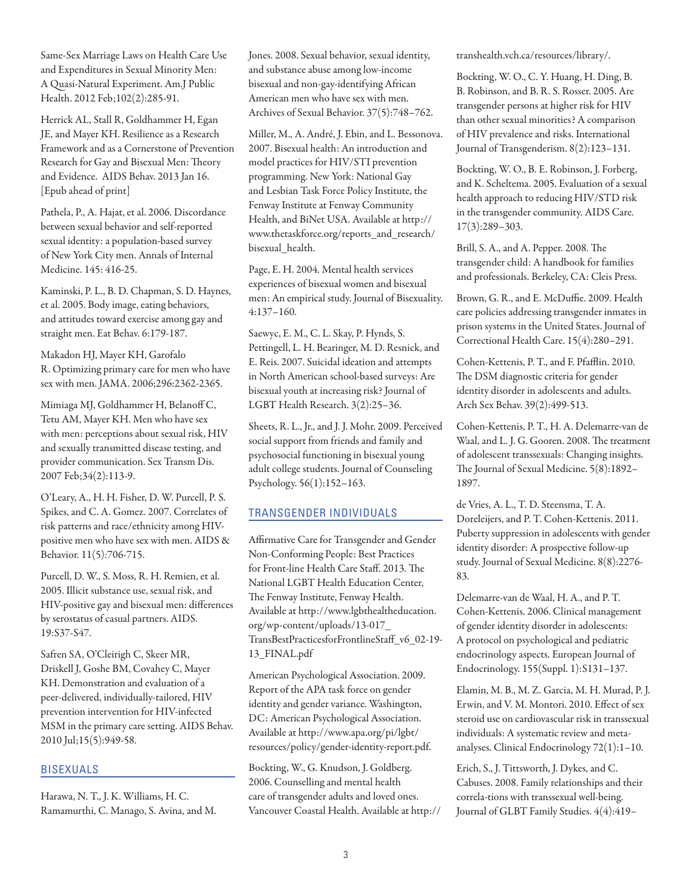Same-Sex Marriage Laws on Health Care Use and Expenditures in Sexual Minority Men: A Quasi-Natural Experiment. Am.J Public Health. 2012 Feb;102(2):285-91.

Herrick AL, Stall R, Goldhammer H, Egan JE, and Mayer KH. Resilience as a Research Framework and as a Cornerstone of Prevention Research for Gay and Bisexual Men: Theory and Evidence. AIDS Behav. 2013 Jan 16. [Epub ahead of print]

Pathela, P., A. Hajat, et al. 2006. Discordance between sexual behavior and self-reported sexual identity: a population-based survey of New York City men. Annals of Internal Medicine. 145: 416-25.

Kaminski, P. L., B. D. Chapman, S. D. Haynes, et al. 2005. Body image, eating behaviors, and attitudes toward exercise among gay and straight men. Eat Behav. 6:179-187.

Makadon HJ, Mayer KH, Garofalo R. Optimizing primary care for men who have sex with men. JAMA. 2006;296:2362-2365.

Mimiaga MJ, Goldhammer H, Belanoff C, Tetu AM, Mayer KH. Men who have sex with men: perceptions about sexual risk, HIV and sexually transmitted disease testing, and provider communication. Sex Transm Dis. 2007 Feb;34(2):113-9.

O'Leary, A., H. H. Fisher, D. W. Purcell, P. S. Spikes, and C. A. Gomez. 2007. Correlates of risk patterns and race/ethnicity among HIV-positive men who have sex with men. AIDS & Behavior. 11(5):706-715.

Purcell, D. W., S. Moss, R. H. Remien, et al. 2005. Illicit substance use, sexual risk, and HIV-positive gay and bisexual men: differences by serostatus of casual partners. AIDS. 19:S37-S47.

Safren SA, O'Cleirigh C, Skeer MR, Driskell J, Goshe BM, Covahey C, Mayer KH. Demonstration and evaluation of a peer-delivered, individually-tailored, HIV prevention intervention for HIV-infected MSM in the primary care setting. AIDS Behav. 2010 Jul;15(5):949-58.

## BISEXUALS

Harawa, N. T., J. K. Williams, H. C. Ramamurthi, C. Manago, S. Avina, and M. Jones. 2008. Sexual behavior, sexual identity, and substance abuse among low-income bisexual and non-gay-identifying African American men who have sex with men. Archives of Sexual Behavior. 37(5):748–762.

Miller, M., A. André, J. Ebin, and L. Bessonova. 2007. Bisexual health: An introduction and model practices for HIV/STI prevention programming. New York: National Gay and Lesbian Task Force Policy Institute, the Fenway Institute at Fenway Community Health, and BiNet USA. Available at http://www.thetaskforce.org/reports_and_research/bisexual_health.

Page, E. H. 2004. Mental health services experiences of bisexual women and bisexual men: An empirical study. Journal of Bisexuality. 4:137–160.

Saewyc, E. M., C. L. Skay, P. Hynds, S. Pettingell, L. H. Bearinger, M. D. Resnick, and E. Reis. 2007. Suicidal ideation and attempts in North American school-based surveys: Are bisexual youth at increasing risk? Journal of LGBT Health Research. 3(2):25–36.

Sheets, R. L., Jr., and J. J. Mohr. 2009. Perceived social support from friends and family and psychosocial functioning in bisexual young adult college students. Journal of Counseling Psychology. 56(1):152–163.

## TRANSGENDER INDIVIDUALS

Affirmative Care for Transgender and Gender Non-Conforming People: Best Practices for Front-line Health Care Staff. 2013. The National LGBT Health Education Center, The Fenway Institute, Fenway Health. Available at http://www.lgbthealtheducation.org/wp-content/uploads/13-017_TransBestPracticesforFrontlineStaff_v6_02-19-13_FINAL.pdf

American Psychological Association. 2009. Report of the APA task force on gender identity and gender variance. Washington, DC: American Psychological Association. Available at http://www.apa.org/pi/lgbt/resources/policy/gender-identity-report.pdf.

Bockting, W., G. Knudson, J. Goldberg. 2006. Counselling and mental health care of transgender adults and loved ones. Vancouver Coastal Health. Available at http://transhealth.vch.ca/resources/library/.

Bockting, W. O., C. Y. Huang, H. Ding, B. B. Robinson, and B. R. S. Rosser. 2005. Are transgender persons at higher risk for HIV than other sexual minorities? A comparison of HIV prevalence and risks. International Journal of Transgenderism. 8(2):123–131.

Bockting, W. O., B. E. Robinson, J. Forberg, and K. Scheltema. 2005. Evaluation of a sexual health approach to reducing HIV/STD risk in the transgender community. AIDS Care. 17(3):289–303.

Brill, S. A., and A. Pepper. 2008. The transgender child: A handbook for families and professionals. Berkeley, CA: Cleis Press.

Brown, G. R., and E. McDuffie. 2009. Health care policies addressing transgender inmates in prison systems in the United States. Journal of Correctional Health Care. 15(4):280–291.

Cohen-Kettenis, P. T., and F. Pfäfflin. 2010. The DSM diagnostic criteria for gender identity disorder in adolescents and adults. Arch Sex Behav. 39(2):499-513.

Cohen-Kettenis, P. T., H. A. Delemarre-van de Waal, and L. J. G. Gooren. 2008. The treatment of adolescent transsexuals: Changing insights. The Journal of Sexual Medicine. 5(8):1892–1897.

de Vries, A. L., T. D. Steensma, T. A. Doreleijers, and P. T. Cohen-Kettenis. 2011. Puberty suppression in adolescents with gender identity disorder: A prospective follow-up study. Journal of Sexual Medicine. 8(8):2276-83.

Delemarre-van de Waal, H. A., and P. T. Cohen-Kettenis. 2006. Clinical management of gender identity disorder in adolescents: A protocol on psychological and pediatric endocrinology aspects. European Journal of Endocrinology. 155(Suppl. 1):S131–137.

Elamin, M. B., M. Z. Garcia, M. H. Murad, P. J. Erwin, and V. M. Montori. 2010. Effect of sex steroid use on cardiovascular risk in transsexual individuals: A systematic review and meta-analyses. Clinical Endocrinology 72(1):1–10.

Erich, S., J. Tittsworth, J. Dykes, and C. Cabuses. 2008. Family relationships and their correla-tions with transsexual well-being. Journal of GLBT Family Studies. 4(4):419–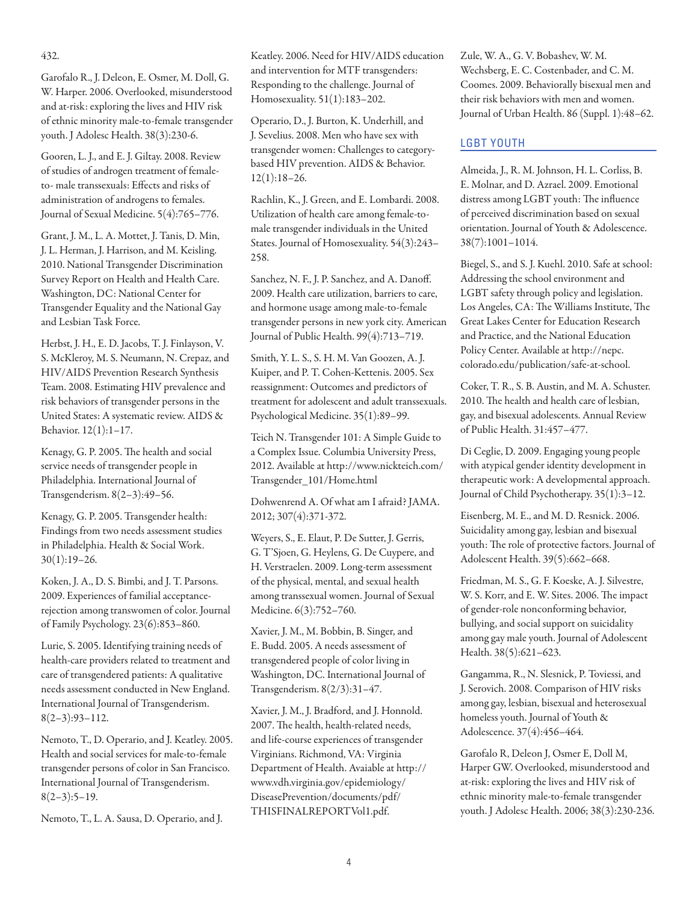432.

Garofalo R., J. Deleon, E. Osmer, M. Doll, G. W. Harper. 2006. Overlooked, misunderstood and at-risk: exploring the lives and HIV risk of ethnic minority male-to-female transgender youth. J Adolesc Health. 38(3):230-6.

Gooren, L. J., and E. J. Giltay. 2008. Review of studies of androgen treatment of female-to- male transsexuals: Effects and risks of administration of androgens to females. Journal of Sexual Medicine. 5(4):765–776.

Grant, J. M., L. A. Mottet, J. Tanis, D. Min, J. L. Herman, J. Harrison, and M. Keisling. 2010. National Transgender Discrimination Survey Report on Health and Health Care. Washington, DC: National Center for Transgender Equality and the National Gay and Lesbian Task Force.

Herbst, J. H., E. D. Jacobs, T. J. Finlayson, V. S. McKleroy, M. S. Neumann, N. Crepaz, and HIV/AIDS Prevention Research Synthesis Team. 2008. Estimating HIV prevalence and risk behaviors of transgender persons in the United States: A systematic review. AIDS & Behavior. 12(1):1–17.

Kenagy, G. P. 2005. The health and social service needs of transgender people in Philadelphia. International Journal of Transgenderism. 8(2–3):49–56.

Kenagy, G. P. 2005. Transgender health: Findings from two needs assessment studies in Philadelphia. Health & Social Work. 30(1):19–26.

Koken, J. A., D. S. Bimbi, and J. T. Parsons. 2009. Experiences of familial acceptance-rejection among transwomen of color. Journal of Family Psychology. 23(6):853–860.

Lurie, S. 2005. Identifying training needs of health-care providers related to treatment and care of transgendered patients: A qualitative needs assessment conducted in New England. International Journal of Transgenderism. 8(2–3):93–112.

Nemoto, T., D. Operario, and J. Keatley. 2005. Health and social services for male-to-female transgender persons of color in San Francisco. International Journal of Transgenderism. 8(2–3):5–19.

Nemoto, T., L. A. Sausa, D. Operario, and J. Keatley. 2006. Need for HIV/AIDS education and intervention for MTF transgenders: Responding to the challenge. Journal of Homosexuality. 51(1):183–202.

Operario, D., J. Burton, K. Underhill, and J. Sevelius. 2008. Men who have sex with transgender women: Challenges to category-based HIV prevention. AIDS & Behavior. 12(1):18–26.

Rachlin, K., J. Green, and E. Lombardi. 2008. Utilization of health care among female-to-male transgender individuals in the United States. Journal of Homosexuality. 54(3):243–258.

Sanchez, N. F., J. P. Sanchez, and A. Danoff. 2009. Health care utilization, barriers to care, and hormone usage among male-to-female transgender persons in new york city. American Journal of Public Health. 99(4):713–719.

Smith, Y. L. S., S. H. M. Van Goozen, A. J. Kuiper, and P. T. Cohen-Kettenis. 2005. Sex reassignment: Outcomes and predictors of treatment for adolescent and adult transsexuals. Psychological Medicine. 35(1):89–99.

Teich N. Transgender 101: A Simple Guide to a Complex Issue. Columbia University Press, 2012. Available at http://www.nickteich.com/Transgender_101/Home.html

Dohwenrend A. Of what am I afraid? JAMA. 2012; 307(4):371-372.

Weyers, S., E. Elaut, P. De Sutter, J. Gerris, G. T'Sjoen, G. Heylens, G. De Cuypere, and H. Verstraelen. 2009. Long-term assessment of the physical, mental, and sexual health among transsexual women. Journal of Sexual Medicine. 6(3):752–760.

Xavier, J. M., M. Bobbin, B. Singer, and E. Budd. 2005. A needs assessment of transgendered people of color living in Washington, DC. International Journal of Transgenderism. 8(2/3):31–47.

Xavier, J. M., J. Bradford, and J. Honnold. 2007. The health, health-related needs, and life-course experiences of transgender Virginians. Richmond, VA: Virginia Department of Health. Avaiable at http://www.vdh.virginia.gov/epidemiology/DiseasePrevention/documents/pdf/THISFINALREPORTVol1.pdf.

Zule, W. A., G. V. Bobashev, W. M. Wechsberg, E. C. Costenbader, and C. M. Coomes. 2009. Behaviorally bisexual men and their risk behaviors with men and women. Journal of Urban Health. 86 (Suppl. 1):48–62.

## LGBT YOUTH

Almeida, J., R. M. Johnson, H. L. Corliss, B. E. Molnar, and D. Azrael. 2009. Emotional distress among LGBT youth: The influence of perceived discrimination based on sexual orientation. Journal of Youth & Adolescence. 38(7):1001–1014.

Biegel, S., and S. J. Kuehl. 2010. Safe at school: Addressing the school environment and LGBT safety through policy and legislation. Los Angeles, CA: The Williams Institute, The Great Lakes Center for Education Research and Practice, and the National Education Policy Center. Available at http://nepc.colorado.edu/publication/safe-at-school.

Coker, T. R., S. B. Austin, and M. A. Schuster. 2010. The health and health care of lesbian, gay, and bisexual adolescents. Annual Review of Public Health. 31:457–477.

Di Ceglie, D. 2009. Engaging young people with atypical gender identity development in therapeutic work: A developmental approach. Journal of Child Psychotherapy. 35(1):3–12.

Eisenberg, M. E., and M. D. Resnick. 2006. Suicidality among gay, lesbian and bisexual youth: The role of protective factors. Journal of Adolescent Health. 39(5):662–668.

Friedman, M. S., G. F. Koeske, A. J. Silvestre, W. S. Korr, and E. W. Sites. 2006. The impact of gender-role nonconforming behavior, bullying, and social support on suicidality among gay male youth. Journal of Adolescent Health. 38(5):621–623.

Gangamma, R., N. Slesnick, P. Toviessi, and J. Serovich. 2008. Comparison of HIV risks among gay, lesbian, bisexual and heterosexual homeless youth. Journal of Youth & Adolescence. 37(4):456–464.

Garofalo R, Deleon J, Osmer E, Doll M, Harper GW. Overlooked, misunderstood and at-risk: exploring the lives and HIV risk of ethnic minority male-to-female transgender youth. J Adolesc Health. 2006; 38(3):230-236.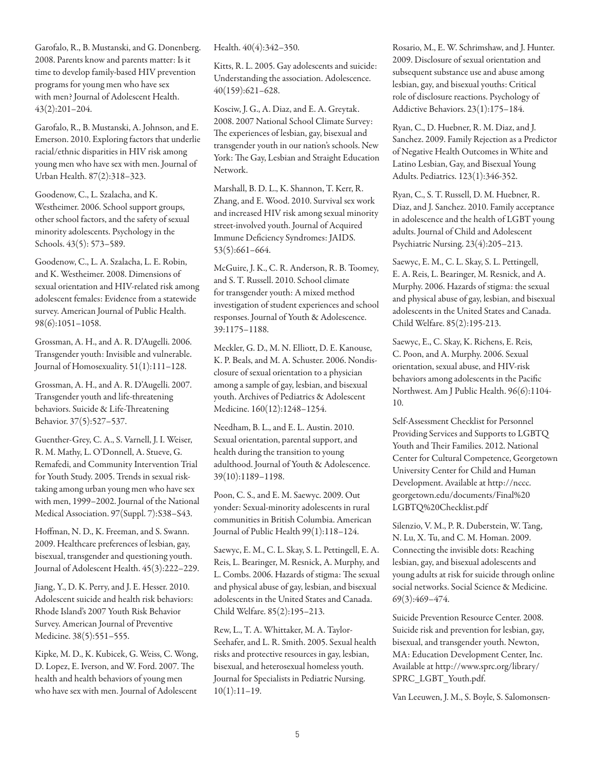Garofalo, R., B. Mustanski, and G. Donenberg. 2008. Parents know and parents matter: Is it time to develop family-based HIV prevention programs for young men who have sex with men? Journal of Adolescent Health. 43(2):201–204.

Garofalo, R., B. Mustanski, A. Johnson, and E. Emerson. 2010. Exploring factors that underlie racial/ethnic disparities in HIV risk among young men who have sex with men. Journal of Urban Health. 87(2):318–323.

Goodenow, C., L. Szalacha, and K. Westheimer. 2006. School support groups, other school factors, and the safety of sexual minority adolescents. Psychology in the Schools. 43(5): 573–589.

Goodenow, C., L. A. Szalacha, L. E. Robin, and K. Westheimer. 2008. Dimensions of sexual orientation and HIV-related risk among adolescent females: Evidence from a statewide survey. American Journal of Public Health. 98(6):1051–1058.

Grossman, A. H., and A. R. D'Augelli. 2006. Transgender youth: Invisible and vulnerable. Journal of Homosexuality. 51(1):111–128.

Grossman, A. H., and A. R. D'Augelli. 2007. Transgender youth and life-threatening behaviors. Suicide & Life-Threatening Behavior. 37(5):527–537.

Guenther-Grey, C. A., S. Varnell, J. I. Weiser, R. M. Mathy, L. O'Donnell, A. Stueve, G. Remafedi, and Community Intervention Trial for Youth Study. 2005. Trends in sexual risk-taking among urban young men who have sex with men, 1999–2002. Journal of the National Medical Association. 97(Suppl. 7):S38–S43.

Hoffman, N. D., K. Freeman, and S. Swann. 2009. Healthcare preferences of lesbian, gay, bisexual, transgender and questioning youth. Journal of Adolescent Health. 45(3):222–229.

Jiang, Y., D. K. Perry, and J. E. Hesser. 2010. Adolescent suicide and health risk behaviors: Rhode Island's 2007 Youth Risk Behavior Survey. American Journal of Preventive Medicine. 38(5):551–555.

Kipke, M. D., K. Kubicek, G. Weiss, C. Wong, D. Lopez, E. Iverson, and W. Ford. 2007. The health and health behaviors of young men who have sex with men. Journal of Adolescent Health. 40(4):342–350.

Kitts, R. L. 2005. Gay adolescents and suicide: Understanding the association. Adolescence. 40(159):621–628.

Kosciw, J. G., A. Diaz, and E. A. Greytak. 2008. 2007 National School Climate Survey: The experiences of lesbian, gay, bisexual and transgender youth in our nation's schools. New York: The Gay, Lesbian and Straight Education Network.

Marshall, B. D. L., K. Shannon, T. Kerr, R. Zhang, and E. Wood. 2010. Survival sex work and increased HIV risk among sexual minority street-involved youth. Journal of Acquired Immune Deficiency Syndromes: JAIDS. 53(5):661–664.

McGuire, J. K., C. R. Anderson, R. B. Toomey, and S. T. Russell. 2010. School climate for transgender youth: A mixed method investigation of student experiences and school responses. Journal of Youth & Adolescence. 39:1175–1188.

Meckler, G. D., M. N. Elliott, D. E. Kanouse, K. P. Beals, and M. A. Schuster. 2006. Nondisclosure of sexual orientation to a physician among a sample of gay, lesbian, and bisexual youth. Archives of Pediatrics & Adolescent Medicine. 160(12):1248–1254.

Needham, B. L., and E. L. Austin. 2010. Sexual orientation, parental support, and health during the transition to young adulthood. Journal of Youth & Adolescence. 39(10):1189–1198.

Poon, C. S., and E. M. Saewyc. 2009. Out yonder: Sexual-minority adolescents in rural communities in British Columbia. American Journal of Public Health 99(1):118–124.

Saewyc, E. M., C. L. Skay, S. L. Pettingell, E. A. Reis, L. Bearinger, M. Resnick, A. Murphy, and L. Combs. 2006. Hazards of stigma: The sexual and physical abuse of gay, lesbian, and bisexual adolescents in the United States and Canada. Child Welfare. 85(2):195–213.

Rew, L., T. A. Whittaker, M. A. Taylor-Seehafer, and L. R. Smith. 2005. Sexual health risks and protective resources in gay, lesbian, bisexual, and heterosexual homeless youth. Journal for Specialists in Pediatric Nursing. 10(1):11–19.

Rosario, M., E. W. Schrimshaw, and J. Hunter. 2009. Disclosure of sexual orientation and subsequent substance use and abuse among lesbian, gay, and bisexual youths: Critical role of disclosure reactions. Psychology of Addictive Behaviors. 23(1):175–184.

Ryan, C., D. Huebner, R. M. Diaz, and J. Sanchez. 2009. Family Rejection as a Predictor of Negative Health Outcomes in White and Latino Lesbian, Gay, and Bisexual Young Adults. Pediatrics. 123(1):346-352.

Ryan, C., S. T. Russell, D. M. Huebner, R. Diaz, and J. Sanchez. 2010. Family acceptance in adolescence and the health of LGBT young adults. Journal of Child and Adolescent Psychiatric Nursing. 23(4):205–213.

Saewyc, E. M., C. L. Skay, S. L. Pettingell, E. A. Reis, L. Bearinger, M. Resnick, and A. Murphy. 2006. Hazards of stigma: the sexual and physical abuse of gay, lesbian, and bisexual adolescents in the United States and Canada. Child Welfare. 85(2):195-213.

Saewyc, E., C. Skay, K. Richens, E. Reis, C. Poon, and A. Murphy. 2006. Sexual orientation, sexual abuse, and HIV-risk behaviors among adolescents in the Pacific Northwest. Am J Public Health. 96(6):1104-10.

Self-Assessment Checklist for Personnel Providing Services and Supports to LGBTQ Youth and Their Families. 2012. National Center for Cultural Competence, Georgetown University Center for Child and Human Development. Available at http://nccc.georgetown.edu/documents/Final%20LGBTQ%20Checklist.pdf

Silenzio, V. M., P. R. Duberstein, W. Tang, N. Lu, X. Tu, and C. M. Homan. 2009. Connecting the invisible dots: Reaching lesbian, gay, and bisexual adolescents and young adults at risk for suicide through online social networks. Social Science & Medicine. 69(3):469–474.

Suicide Prevention Resource Center. 2008. Suicide risk and prevention for lesbian, gay, bisexual, and transgender youth. Newton, MA: Education Development Center, Inc. Available at http://www.sprc.org/library/SPRC_LGBT_Youth.pdf.

Van Leeuwen, J. M., S. Boyle, S. Salomonsen-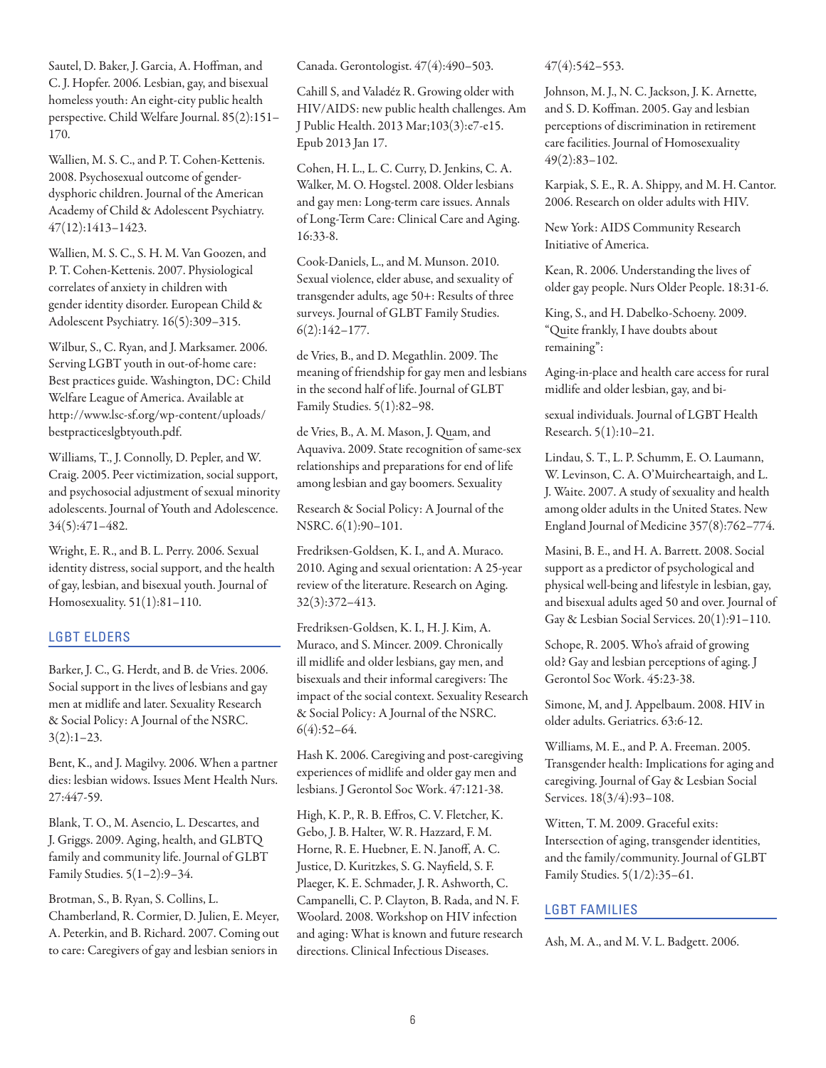Sautel, D. Baker, J. Garcia, A. Hoffman, and C. J. Hopfer. 2006. Lesbian, gay, and bisexual homeless youth: An eight-city public health perspective. Child Welfare Journal. 85(2):151–170.

Wallien, M. S. C., and P. T. Cohen-Kettenis. 2008. Psychosexual outcome of gender-dysphoric children. Journal of the American Academy of Child & Adolescent Psychiatry. 47(12):1413–1423.

Wallien, M. S. C., S. H. M. Van Goozen, and P. T. Cohen-Kettenis. 2007. Physiological correlates of anxiety in children with gender identity disorder. European Child & Adolescent Psychiatry. 16(5):309–315.

Wilbur, S., C. Ryan, and J. Marksamer. 2006. Serving LGBT youth in out-of-home care: Best practices guide. Washington, DC: Child Welfare League of America. Available at http://www.lsc-sf.org/wp-content/uploads/bestpracticeslgbtyouth.pdf.

Williams, T., J. Connolly, D. Pepler, and W. Craig. 2005. Peer victimization, social support, and psychosocial adjustment of sexual minority adolescents. Journal of Youth and Adolescence. 34(5):471–482.

Wright, E. R., and B. L. Perry. 2006. Sexual identity distress, social support, and the health of gay, lesbian, and bisexual youth. Journal of Homosexuality. 51(1):81–110.

## LGBT ELDERS

Barker, J. C., G. Herdt, and B. de Vries. 2006. Social support in the lives of lesbians and gay men at midlife and later. Sexuality Research & Social Policy: A Journal of the NSRC. 3(2):1–23.

Bent, K., and J. Magilvy. 2006. When a partner dies: lesbian widows. Issues Ment Health Nurs. 27:447-59.

Blank, T. O., M. Asencio, L. Descartes, and J. Griggs. 2009. Aging, health, and GLBTQ family and community life. Journal of GLBT Family Studies. 5(1–2):9–34.

Brotman, S., B. Ryan, S. Collins, L. Chamberland, R. Cormier, D. Julien, E. Meyer, A. Peterkin, and B. Richard. 2007. Coming out to care: Caregivers of gay and lesbian seniors in Canada. Gerontologist. 47(4):490–503.

Cahill S, and Valadéz R. Growing older with HIV/AIDS: new public health challenges. Am J Public Health. 2013 Mar;103(3):e7-e15. Epub 2013 Jan 17.

Cohen, H. L., L. C. Curry, D. Jenkins, C. A. Walker, M. O. Hogstel. 2008. Older lesbians and gay men: Long-term care issues. Annals of Long-Term Care: Clinical Care and Aging. 16:33-8.

Cook-Daniels, L., and M. Munson. 2010. Sexual violence, elder abuse, and sexuality of transgender adults, age 50+: Results of three surveys. Journal of GLBT Family Studies. 6(2):142–177.

de Vries, B., and D. Megathlin. 2009. The meaning of friendship for gay men and lesbians in the second half of life. Journal of GLBT Family Studies. 5(1):82–98.

de Vries, B., A. M. Mason, J. Quam, and Aquaviva. 2009. State recognition of same-sex relationships and preparations for end of life among lesbian and gay boomers. Sexuality Research & Social Policy: A Journal of the NSRC. 6(1):90–101.

Fredriksen-Goldsen, K. I., and A. Muraco. 2010. Aging and sexual orientation: A 25-year review of the literature. Research on Aging. 32(3):372–413.

Fredriksen-Goldsen, K. I., H. J. Kim, A. Muraco, and S. Mincer. 2009. Chronically ill midlife and older lesbians, gay men, and bisexuals and their informal caregivers: The impact of the social context. Sexuality Research & Social Policy: A Journal of the NSRC. 6(4):52–64.

Hash K. 2006. Caregiving and post-caregiving experiences of midlife and older gay men and lesbians. J Gerontol Soc Work. 47:121-38.

High, K. P., R. B. Effros, C. V. Fletcher, K. Gebo, J. B. Halter, W. R. Hazzard, F. M. Horne, R. E. Huebner, E. N. Janoff, A. C. Justice, D. Kuritzkes, S. G. Nayfield, S. F. Plaeger, K. E. Schmader, J. R. Ashworth, C. Campanelli, C. P. Clayton, B. Rada, and N. F. Woolard. 2008. Workshop on HIV infection and aging: What is known and future research directions. Clinical Infectious Diseases. 47(4):542–553.

Johnson, M. J., N. C. Jackson, J. K. Arnette, and S. D. Koffman. 2005. Gay and lesbian perceptions of discrimination in retirement care facilities. Journal of Homosexuality 49(2):83–102.

Karpiak, S. E., R. A. Shippy, and M. H. Cantor. 2006. Research on older adults with HIV. New York: AIDS Community Research Initiative of America.

Kean, R. 2006. Understanding the lives of older gay people. Nurs Older People. 18:31-6.

King, S., and H. Dabelko-Schoeny. 2009. "Quite frankly, I have doubts about remaining": Aging-in-place and health care access for rural midlife and older lesbian, gay, and bisexual individuals. Journal of LGBT Health Research. 5(1):10–21.

Lindau, S. T., L. P. Schumm, E. O. Laumann, W. Levinson, C. A. O'Muircheartaigh, and L. J. Waite. 2007. A study of sexuality and health among older adults in the United States. New England Journal of Medicine 357(8):762–774.

Masini, B. E., and H. A. Barrett. 2008. Social support as a predictor of psychological and physical well-being and lifestyle in lesbian, gay, and bisexual adults aged 50 and over. Journal of Gay & Lesbian Social Services. 20(1):91–110.

Schope, R. 2005. Who's afraid of growing old? Gay and lesbian perceptions of aging. J Gerontol Soc Work. 45:23-38.

Simone, M, and J. Appelbaum. 2008. HIV in older adults. Geriatrics. 63:6-12.

Williams, M. E., and P. A. Freeman. 2005. Transgender health: Implications for aging and caregiving. Journal of Gay & Lesbian Social Services. 18(3/4):93–108.

Witten, T. M. 2009. Graceful exits: Intersection of aging, transgender identities, and the family/community. Journal of GLBT Family Studies. 5(1/2):35–61.

## LGBT FAMILIES

Ash, M. A., and M. V. L. Badgett. 2006.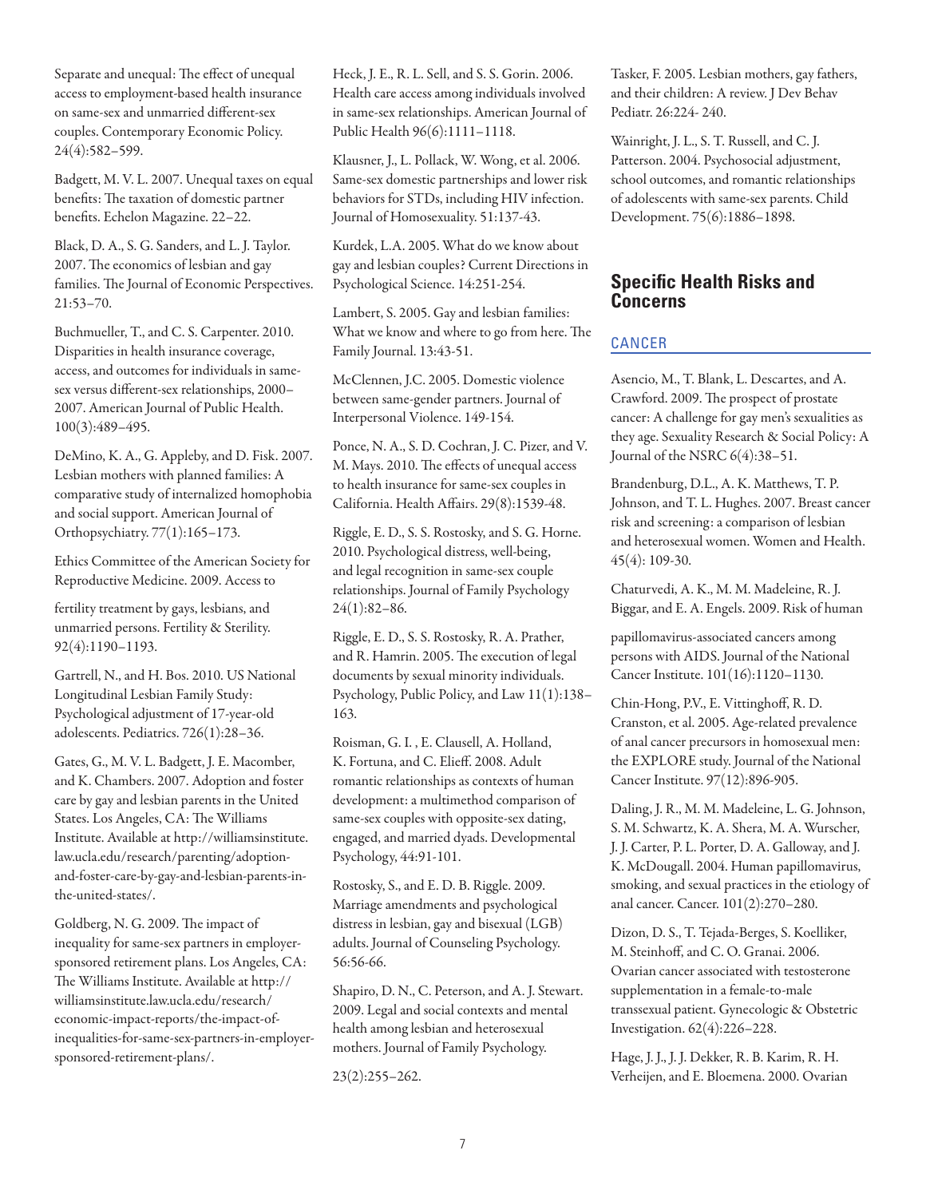Separate and unequal: The effect of unequal access to employment-based health insurance on same-sex and unmarried different-sex couples. Contemporary Economic Policy. 24(4):582–599.

Badgett, M. V. L. 2007. Unequal taxes on equal benefits: The taxation of domestic partner benefits. Echelon Magazine. 22–22.

Black, D. A., S. G. Sanders, and L. J. Taylor. 2007. The economics of lesbian and gay families. The Journal of Economic Perspectives. 21:53–70.

Buchmueller, T., and C. S. Carpenter. 2010. Disparities in health insurance coverage, access, and outcomes for individuals in same-sex versus different-sex relationships, 2000–2007. American Journal of Public Health. 100(3):489–495.

DeMino, K. A., G. Appleby, and D. Fisk. 2007. Lesbian mothers with planned families: A comparative study of internalized homophobia and social support. American Journal of Orthopsychiatry. 77(1):165–173.

Ethics Committee of the American Society for Reproductive Medicine. 2009. Access to

fertility treatment by gays, lesbians, and unmarried persons. Fertility & Sterility. 92(4):1190–1193.

Gartrell, N., and H. Bos. 2010. US National Longitudinal Lesbian Family Study: Psychological adjustment of 17-year-old adolescents. Pediatrics. 726(1):28–36.

Gates, G., M. V. L. Badgett, J. E. Macomber, and K. Chambers. 2007. Adoption and foster care by gay and lesbian parents in the United States. Los Angeles, CA: The Williams Institute. Available at http://williamsinstitute.law.ucla.edu/research/parenting/adoption-and-foster-care-by-gay-and-lesbian-parents-in-the-united-states/.

Goldberg, N. G. 2009. The impact of inequality for same-sex partners in employer-sponsored retirement plans. Los Angeles, CA: The Williams Institute. Available at http://williamsinstitute.law.ucla.edu/research/economic-impact-reports/the-impact-of-inequalities-for-same-sex-partners-in-employer-sponsored-retirement-plans/.

Heck, J. E., R. L. Sell, and S. S. Gorin. 2006. Health care access among individuals involved in same-sex relationships. American Journal of Public Health 96(6):1111–1118.

Klausner, J., L. Pollack, W. Wong, et al. 2006. Same-sex domestic partnerships and lower risk behaviors for STDs, including HIV infection. Journal of Homosexuality. 51:137-43.

Kurdek, L.A. 2005. What do we know about gay and lesbian couples? Current Directions in Psychological Science. 14:251-254.

Lambert, S. 2005. Gay and lesbian families: What we know and where to go from here. The Family Journal. 13:43-51.

McClennen, J.C. 2005. Domestic violence between same-gender partners. Journal of Interpersonal Violence. 149-154.

Ponce, N. A., S. D. Cochran, J. C. Pizer, and V. M. Mays. 2010. The effects of unequal access to health insurance for same-sex couples in California. Health Affairs. 29(8):1539-48.

Riggle, E. D., S. S. Rostosky, and S. G. Horne. 2010. Psychological distress, well-being, and legal recognition in same-sex couple relationships. Journal of Family Psychology 24(1):82–86.

Riggle, E. D., S. S. Rostosky, R. A. Prather, and R. Hamrin. 2005. The execution of legal documents by sexual minority individuals. Psychology, Public Policy, and Law 11(1):138–163.

Roisman, G. I. , E. Clausell, A. Holland, K. Fortuna, and C. Elieff. 2008. Adult romantic relationships as contexts of human development: a multimethod comparison of same-sex couples with opposite-sex dating, engaged, and married dyads. Developmental Psychology, 44:91-101.

Rostosky, S., and E. D. B. Riggle. 2009. Marriage amendments and psychological distress in lesbian, gay and bisexual (LGB) adults. Journal of Counseling Psychology. 56:56-66.

Shapiro, D. N., C. Peterson, and A. J. Stewart. 2009. Legal and social contexts and mental health among lesbian and heterosexual mothers. Journal of Family Psychology.

23(2):255–262.

Tasker, F. 2005. Lesbian mothers, gay fathers, and their children: A review. J Dev Behav Pediatr. 26:224- 240.

Wainright, J. L., S. T. Russell, and C. J. Patterson. 2004. Psychosocial adjustment, school outcomes, and romantic relationships of adolescents with same-sex parents. Child Development. 75(6):1886–1898.

## Specific Health Risks and Concerns

### CANCER

Asencio, M., T. Blank, L. Descartes, and A. Crawford. 2009. The prospect of prostate cancer: A challenge for gay men's sexualities as they age. Sexuality Research & Social Policy: A Journal of the NSRC 6(4):38–51.

Brandenburg, D.L., A. K. Matthews, T. P. Johnson, and T. L. Hughes. 2007. Breast cancer risk and screening: a comparison of lesbian and heterosexual women. Women and Health. 45(4): 109-30.

Chaturvedi, A. K., M. M. Madeleine, R. J. Biggar, and E. A. Engels. 2009. Risk of human

papillomavirus-associated cancers among persons with AIDS. Journal of the National Cancer Institute. 101(16):1120–1130.

Chin-Hong, P.V., E. Vittinghoff, R. D. Cranston, et al. 2005. Age-related prevalence of anal cancer precursors in homosexual men: the EXPLORE study. Journal of the National Cancer Institute. 97(12):896-905.

Daling, J. R., M. M. Madeleine, L. G. Johnson, S. M. Schwartz, K. A. Shera, M. A. Wurscher, J. J. Carter, P. L. Porter, D. A. Galloway, and J. K. McDougall. 2004. Human papillomavirus, smoking, and sexual practices in the etiology of anal cancer. Cancer. 101(2):270–280.

Dizon, D. S., T. Tejada-Berges, S. Koelliker, M. Steinhoff, and C. O. Granai. 2006. Ovarian cancer associated with testosterone supplementation in a female-to-male transsexual patient. Gynecologic & Obstetric Investigation. 62(4):226–228.

Hage, J. J., J. J. Dekker, R. B. Karim, R. H. Verheijen, and E. Bloemena. 2000. Ovarian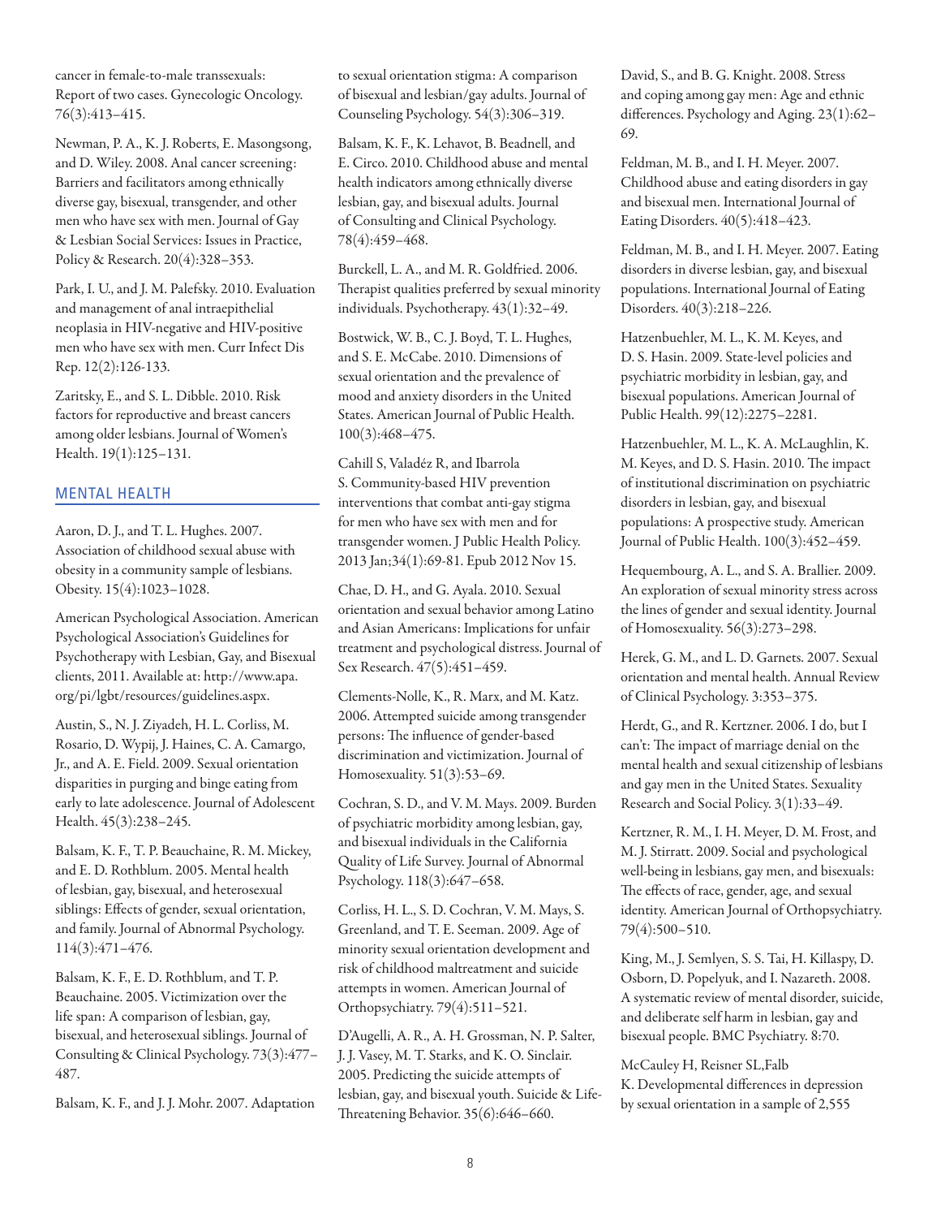cancer in female-to-male transsexuals: Report of two cases. Gynecologic Oncology. 76(3):413–415.

Newman, P. A., K. J. Roberts, E. Masongsong, and D. Wiley. 2008. Anal cancer screening: Barriers and facilitators among ethnically diverse gay, bisexual, transgender, and other men who have sex with men. Journal of Gay & Lesbian Social Services: Issues in Practice, Policy & Research. 20(4):328–353.

Park, I. U., and J. M. Palefsky. 2010. Evaluation and management of anal intraepithelial neoplasia in HIV-negative and HIV-positive men who have sex with men. Curr Infect Dis Rep. 12(2):126-133.

Zaritsky, E., and S. L. Dibble. 2010. Risk factors for reproductive and breast cancers among older lesbians. Journal of Women's Health. 19(1):125–131.

## MENTAL HEALTH

Aaron, D. J., and T. L. Hughes. 2007. Association of childhood sexual abuse with obesity in a community sample of lesbians. Obesity. 15(4):1023–1028.

American Psychological Association. American Psychological Association's Guidelines for Psychotherapy with Lesbian, Gay, and Bisexual clients, 2011. Available at: http://www.apa.org/pi/lgbt/resources/guidelines.aspx.

Austin, S., N. J. Ziyadeh, H. L. Corliss, M. Rosario, D. Wypij, J. Haines, C. A. Camargo, Jr., and A. E. Field. 2009. Sexual orientation disparities in purging and binge eating from early to late adolescence. Journal of Adolescent Health. 45(3):238–245.

Balsam, K. F., T. P. Beauchaine, R. M. Mickey, and E. D. Rothblum. 2005. Mental health of lesbian, gay, bisexual, and heterosexual siblings: Effects of gender, sexual orientation, and family. Journal of Abnormal Psychology. 114(3):471–476.

Balsam, K. F., E. D. Rothblum, and T. P. Beauchaine. 2005. Victimization over the life span: A comparison of lesbian, gay, bisexual, and heterosexual siblings. Journal of Consulting & Clinical Psychology. 73(3):477–487.

Balsam, K. F., and J. J. Mohr. 2007. Adaptation to sexual orientation stigma: A comparison of bisexual and lesbian/gay adults. Journal of Counseling Psychology. 54(3):306–319.

Balsam, K. F., K. Lehavot, B. Beadnell, and E. Circo. 2010. Childhood abuse and mental health indicators among ethnically diverse lesbian, gay, and bisexual adults. Journal of Consulting and Clinical Psychology. 78(4):459–468.

Burckell, L. A., and M. R. Goldfried. 2006. Therapist qualities preferred by sexual minority individuals. Psychotherapy. 43(1):32–49.

Bostwick, W. B., C. J. Boyd, T. L. Hughes, and S. E. McCabe. 2010. Dimensions of sexual orientation and the prevalence of mood and anxiety disorders in the United States. American Journal of Public Health. 100(3):468–475.

Cahill S, Valadéz R, and Ibarrola S. Community-based HIV prevention interventions that combat anti-gay stigma for men who have sex with men and for transgender women. J Public Health Policy. 2013 Jan;34(1):69-81. Epub 2012 Nov 15.

Chae, D. H., and G. Ayala. 2010. Sexual orientation and sexual behavior among Latino and Asian Americans: Implications for unfair treatment and psychological distress. Journal of Sex Research. 47(5):451–459.

Clements-Nolle, K., R. Marx, and M. Katz. 2006. Attempted suicide among transgender persons: The influence of gender-based discrimination and victimization. Journal of Homosexuality. 51(3):53–69.

Cochran, S. D., and V. M. Mays. 2009. Burden of psychiatric morbidity among lesbian, gay, and bisexual individuals in the California Quality of Life Survey. Journal of Abnormal Psychology. 118(3):647–658.

Corliss, H. L., S. D. Cochran, V. M. Mays, S. Greenland, and T. E. Seeman. 2009. Age of minority sexual orientation development and risk of childhood maltreatment and suicide attempts in women. American Journal of Orthopsychiatry. 79(4):511–521.

D'Augelli, A. R., A. H. Grossman, N. P. Salter, J. J. Vasey, M. T. Starks, and K. O. Sinclair. 2005. Predicting the suicide attempts of lesbian, gay, and bisexual youth. Suicide & Life-Threatening Behavior. 35(6):646–660.

David, S., and B. G. Knight. 2008. Stress and coping among gay men: Age and ethnic differences. Psychology and Aging. 23(1):62–69.

Feldman, M. B., and I. H. Meyer. 2007. Childhood abuse and eating disorders in gay and bisexual men. International Journal of Eating Disorders. 40(5):418–423.

Feldman, M. B., and I. H. Meyer. 2007. Eating disorders in diverse lesbian, gay, and bisexual populations. International Journal of Eating Disorders. 40(3):218–226.

Hatzenbuehler, M. L., K. M. Keyes, and D. S. Hasin. 2009. State-level policies and psychiatric morbidity in lesbian, gay, and bisexual populations. American Journal of Public Health. 99(12):2275–2281.

Hatzenbuehler, M. L., K. A. McLaughlin, K. M. Keyes, and D. S. Hasin. 2010. The impact of institutional discrimination on psychiatric disorders in lesbian, gay, and bisexual populations: A prospective study. American Journal of Public Health. 100(3):452–459.

Hequembourg, A. L., and S. A. Brallier. 2009. An exploration of sexual minority stress across the lines of gender and sexual identity. Journal of Homosexuality. 56(3):273–298.

Herek, G. M., and L. D. Garnets. 2007. Sexual orientation and mental health. Annual Review of Clinical Psychology. 3:353–375.

Herdt, G., and R. Kertzner. 2006. I do, but I can't: The impact of marriage denial on the mental health and sexual citizenship of lesbians and gay men in the United States. Sexuality Research and Social Policy. 3(1):33–49.

Kertzner, R. M., I. H. Meyer, D. M. Frost, and M. J. Stirratt. 2009. Social and psychological well-being in lesbians, gay men, and bisexuals: The effects of race, gender, age, and sexual identity. American Journal of Orthopsychiatry. 79(4):500–510.

King, M., J. Semlyen, S. S. Tai, H. Killaspy, D. Osborn, D. Popelyuk, and I. Nazareth. 2008. A systematic review of mental disorder, suicide, and deliberate self harm in lesbian, gay and bisexual people. BMC Psychiatry. 8:70.

McCauley H, Reisner SL,Falb K. Developmental differences in depression by sexual orientation in a sample of 2,555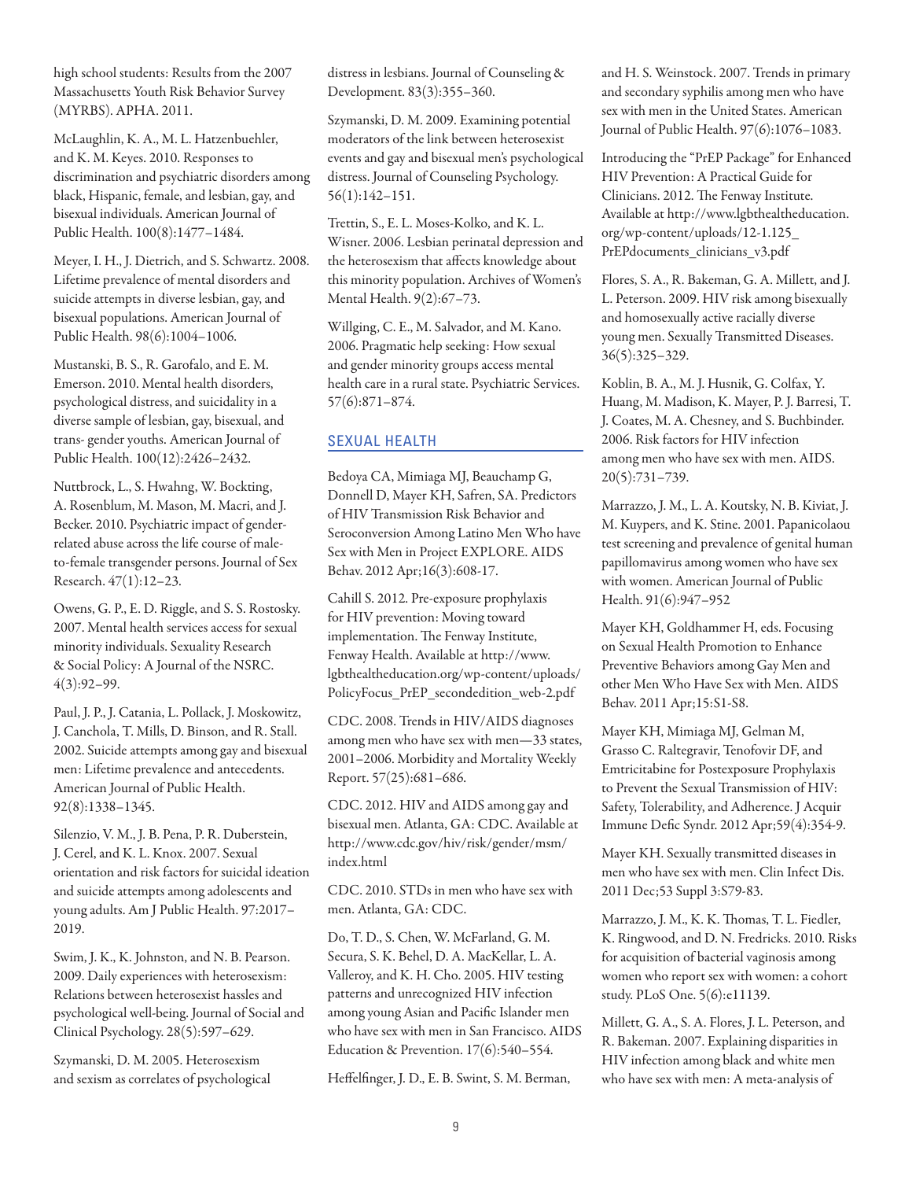high school students: Results from the 2007 Massachusetts Youth Risk Behavior Survey (MYRBS). APHA. 2011.

McLaughlin, K. A., M. L. Hatzenbuehler, and K. M. Keyes. 2010. Responses to discrimination and psychiatric disorders among black, Hispanic, female, and lesbian, gay, and bisexual individuals. American Journal of Public Health. 100(8):1477–1484.

Meyer, I. H., J. Dietrich, and S. Schwartz. 2008. Lifetime prevalence of mental disorders and suicide attempts in diverse lesbian, gay, and bisexual populations. American Journal of Public Health. 98(6):1004–1006.

Mustanski, B. S., R. Garofalo, and E. M. Emerson. 2010. Mental health disorders, psychological distress, and suicidality in a diverse sample of lesbian, gay, bisexual, and trans- gender youths. American Journal of Public Health. 100(12):2426–2432.

Nuttbrock, L., S. Hwahng, W. Bockting, A. Rosenblum, M. Mason, M. Macri, and J. Becker. 2010. Psychiatric impact of gender-related abuse across the life course of male-to-female transgender persons. Journal of Sex Research. 47(1):12–23.

Owens, G. P., E. D. Riggle, and S. S. Rostosky. 2007. Mental health services access for sexual minority individuals. Sexuality Research & Social Policy: A Journal of the NSRC. 4(3):92–99.

Paul, J. P., J. Catania, L. Pollack, J. Moskowitz, J. Canchola, T. Mills, D. Binson, and R. Stall. 2002. Suicide attempts among gay and bisexual men: Lifetime prevalence and antecedents. American Journal of Public Health. 92(8):1338–1345.

Silenzio, V. M., J. B. Pena, P. R. Duberstein, J. Cerel, and K. L. Knox. 2007. Sexual orientation and risk factors for suicidal ideation and suicide attempts among adolescents and young adults. Am J Public Health. 97:2017–2019.

Swim, J. K., K. Johnston, and N. B. Pearson. 2009. Daily experiences with heterosexism: Relations between heterosexist hassles and psychological well-being. Journal of Social and Clinical Psychology. 28(5):597–629.

Szymanski, D. M. 2005. Heterosexism and sexism as correlates of psychological distress in lesbians. Journal of Counseling & Development. 83(3):355–360.

Szymanski, D. M. 2009. Examining potential moderators of the link between heterosexist events and gay and bisexual men's psychological distress. Journal of Counseling Psychology. 56(1):142–151.

Trettin, S., E. L. Moses-Kolko, and K. L. Wisner. 2006. Lesbian perinatal depression and the heterosexism that affects knowledge about this minority population. Archives of Women's Mental Health. 9(2):67–73.

Willging, C. E., M. Salvador, and M. Kano. 2006. Pragmatic help seeking: How sexual and gender minority groups access mental health care in a rural state. Psychiatric Services. 57(6):871–874.

## SEXUAL HEALTH

Bedoya CA, Mimiaga MJ, Beauchamp G, Donnell D, Mayer KH, Safren, SA. Predictors of HIV Transmission Risk Behavior and Seroconversion Among Latino Men Who have Sex with Men in Project EXPLORE. AIDS Behav. 2012 Apr;16(3):608-17.

Cahill S. 2012. Pre-exposure prophylaxis for HIV prevention: Moving toward implementation. The Fenway Institute, Fenway Health. Available at http://www.lgbthealtheducation.org/wp-content/uploads/PolicyFocus_PrEP_secondedition_web-2.pdf

CDC. 2008. Trends in HIV/AIDS diagnoses among men who have sex with men—33 states, 2001–2006. Morbidity and Mortality Weekly Report. 57(25):681–686.

CDC. 2012. HIV and AIDS among gay and bisexual men. Atlanta, GA: CDC. Available at http://www.cdc.gov/hiv/risk/gender/msm/index.html

CDC. 2010. STDs in men who have sex with men. Atlanta, GA: CDC.

Do, T. D., S. Chen, W. McFarland, G. M. Secura, S. K. Behel, D. A. MacKellar, L. A. Valleroy, and K. H. Cho. 2005. HIV testing patterns and unrecognized HIV infection among young Asian and Pacific Islander men who have sex with men in San Francisco. AIDS Education & Prevention. 17(6):540–554.

Heffelfinger, J. D., E. B. Swint, S. M. Berman, and H. S. Weinstock. 2007. Trends in primary and secondary syphilis among men who have sex with men in the United States. American Journal of Public Health. 97(6):1076–1083.

Introducing the "PrEP Package" for Enhanced HIV Prevention: A Practical Guide for Clinicians. 2012. The Fenway Institute. Available at http://www.lgbthealtheducation.org/wp-content/uploads/12-1.125_PrEPdocuments_clinicians_v3.pdf

Flores, S. A., R. Bakeman, G. A. Millett, and J. L. Peterson. 2009. HIV risk among bisexually and homosexually active racially diverse young men. Sexually Transmitted Diseases. 36(5):325–329.

Koblin, B. A., M. J. Husnik, G. Colfax, Y. Huang, M. Madison, K. Mayer, P. J. Barresi, T. J. Coates, M. A. Chesney, and S. Buchbinder. 2006. Risk factors for HIV infection among men who have sex with men. AIDS. 20(5):731–739.

Marrazzo, J. M., L. A. Koutsky, N. B. Kiviat, J. M. Kuypers, and K. Stine. 2001. Papanicolaou test screening and prevalence of genital human papillomavirus among women who have sex with women. American Journal of Public Health. 91(6):947–952

Mayer KH, Goldhammer H, eds. Focusing on Sexual Health Promotion to Enhance Preventive Behaviors among Gay Men and other Men Who Have Sex with Men. AIDS Behav. 2011 Apr;15:S1-S8.

Mayer KH, Mimiaga MJ, Gelman M, Grasso C. Raltegravir, Tenofovir DF, and Emtricitabine for Postexposure Prophylaxis to Prevent the Sexual Transmission of HIV: Safety, Tolerability, and Adherence. J Acquir Immune Defic Syndr. 2012 Apr;59(4):354-9.

Mayer KH. Sexually transmitted diseases in men who have sex with men. Clin Infect Dis. 2011 Dec;53 Suppl 3:S79-83.

Marrazzo, J. M., K. K. Thomas, T. L. Fiedler, K. Ringwood, and D. N. Fredricks. 2010. Risks for acquisition of bacterial vaginosis among women who report sex with women: a cohort study. PLoS One. 5(6):e11139.

Millett, G. A., S. A. Flores, J. L. Peterson, and R. Bakeman. 2007. Explaining disparities in HIV infection among black and white men who have sex with men: A meta-analysis of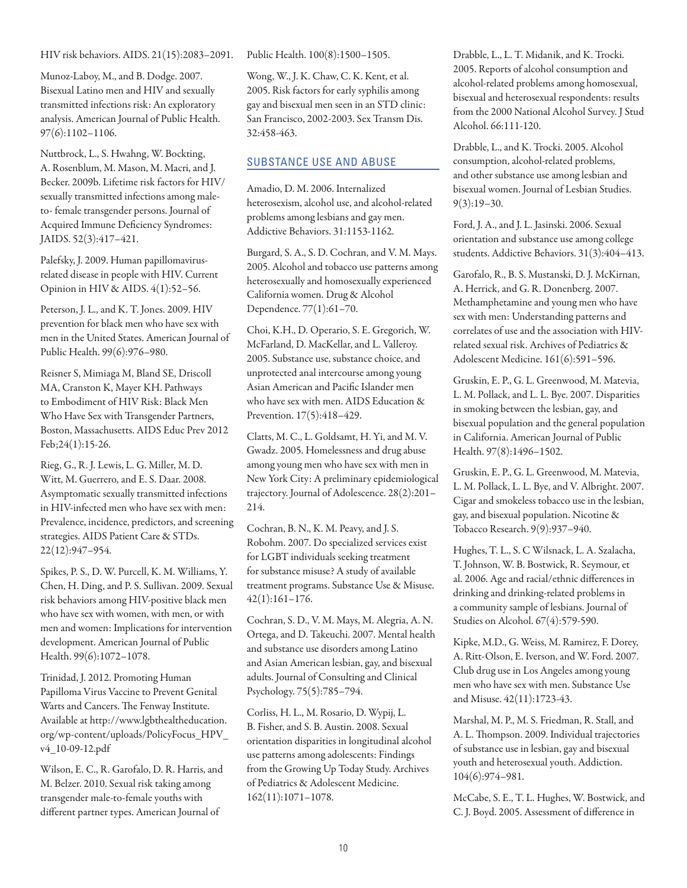HIV risk behaviors. AIDS. 21(15):2083–2091.

Munoz-Laboy, M., and B. Dodge. 2007. Bisexual Latino men and HIV and sexually transmitted infections risk: An exploratory analysis. American Journal of Public Health. 97(6):1102–1106.

Nuttbrock, L., S. Hwahng, W. Bockting, A. Rosenblum, M. Mason, M. Macri, and J. Becker. 2009b. Lifetime risk factors for HIV/ sexually transmitted infections among male-to- female transgender persons. Journal of Acquired Immune Deficiency Syndromes: JAIDS. 52(3):417–421.

Palefsky, J. 2009. Human papillomavirus-related disease in people with HIV. Current Opinion in HIV & AIDS. 4(1):52–56.

Peterson, J. L., and K. T. Jones. 2009. HIV prevention for black men who have sex with men in the United States. American Journal of Public Health. 99(6):976–980.

Reisner S, Mimiaga M, Bland SE, Driscoll MA, Cranston K, Mayer KH. Pathways to Embodiment of HIV Risk: Black Men Who Have Sex with Transgender Partners, Boston, Massachusetts. AIDS Educ Prev 2012 Feb;24(1):15-26.

Rieg, G., R. J. Lewis, L. G. Miller, M. D. Witt, M. Guerrero, and E. S. Daar. 2008. Asymptomatic sexually transmitted infections in HIV-infected men who have sex with men: Prevalence, incidence, predictors, and screening strategies. AIDS Patient Care & STDs. 22(12):947–954.

Spikes, P. S., D. W. Purcell, K. M. Williams, Y. Chen, H. Ding, and P. S. Sullivan. 2009. Sexual risk behaviors among HIV-positive black men who have sex with women, with men, or with men and women: Implications for intervention development. American Journal of Public Health. 99(6):1072–1078.

Trinidad, J. 2012. Promoting Human Papilloma Virus Vaccine to Prevent Genital Warts and Cancers. The Fenway Institute. Available at http://www.lgbthealtheducation.org/wp-content/uploads/PolicyFocus_HPV_v4_10-09-12.pdf

Wilson, E. C., R. Garofalo, D. R. Harris, and M. Belzer. 2010. Sexual risk taking among transgender male-to-female youths with different partner types. American Journal of Public Health. 100(8):1500–1505.

Wong, W., J. K. Chaw, C. K. Kent, et al. 2005. Risk factors for early syphilis among gay and bisexual men seen in an STD clinic: San Francisco, 2002-2003. Sex Transm Dis. 32:458-463.

## SUBSTANCE USE AND ABUSE

Amadio, D. M. 2006. Internalized heterosexism, alcohol use, and alcohol-related problems among lesbians and gay men. Addictive Behaviors. 31:1153-1162.

Burgard, S. A., S. D. Cochran, and V. M. Mays. 2005. Alcohol and tobacco use patterns among heterosexually and homosexually experienced California women. Drug & Alcohol Dependence. 77(1):61–70.

Choi, K.H., D. Operario, S. E. Gregorich, W. McFarland, D. MacKellar, and L. Valleroy. 2005. Substance use, substance choice, and unprotected anal intercourse among young Asian American and Pacific Islander men who have sex with men. AIDS Education & Prevention. 17(5):418–429.

Clatts, M. C., L. Goldsamt, H. Yi, and M. V. Gwadz. 2005. Homelessness and drug abuse among young men who have sex with men in New York City: A preliminary epidemiological trajectory. Journal of Adolescence. 28(2):201–214.

Cochran, B. N., K. M. Peavy, and J. S. Robohm. 2007. Do specialized services exist for LGBT individuals seeking treatment for substance misuse? A study of available treatment programs. Substance Use & Misuse. 42(1):161–176.

Cochran, S. D., V. M. Mays, M. Alegria, A. N. Ortega, and D. Takeuchi. 2007. Mental health and substance use disorders among Latino and Asian American lesbian, gay, and bisexual adults. Journal of Consulting and Clinical Psychology. 75(5):785–794.

Corliss, H. L., M. Rosario, D. Wypij, L. B. Fisher, and S. B. Austin. 2008. Sexual orientation disparities in longitudinal alcohol use patterns among adolescents: Findings from the Growing Up Today Study. Archives of Pediatrics & Adolescent Medicine. 162(11):1071–1078.

Drabble, L., L. T. Midanik, and K. Trocki. 2005. Reports of alcohol consumption and alcohol-related problems among homosexual, bisexual and heterosexual respondents: results from the 2000 National Alcohol Survey. J Stud Alcohol. 66:111-120.

Drabble, L., and K. Trocki. 2005. Alcohol consumption, alcohol-related problems, and other substance use among lesbian and bisexual women. Journal of Lesbian Studies. 9(3):19–30.

Ford, J. A., and J. L. Jasinski. 2006. Sexual orientation and substance use among college students. Addictive Behaviors. 31(3):404–413.

Garofalo, R., B. S. Mustanski, D. J. McKirnan, A. Herrick, and G. R. Donenberg. 2007. Methamphetamine and young men who have sex with men: Understanding patterns and correlates of use and the association with HIV-related sexual risk. Archives of Pediatrics & Adolescent Medicine. 161(6):591–596.

Gruskin, E. P., G. L. Greenwood, M. Matevia, L. M. Pollack, and L. L. Bye. 2007. Disparities in smoking between the lesbian, gay, and bisexual population and the general population in California. American Journal of Public Health. 97(8):1496–1502.

Gruskin, E. P., G. L. Greenwood, M. Matevia, L. M. Pollack, L. L. Bye, and V. Albright. 2007. Cigar and smokeless tobacco use in the lesbian, gay, and bisexual population. Nicotine & Tobacco Research. 9(9):937–940.

Hughes, T. L., S. C Wilsnack, L. A. Szalacha, T. Johnson, W. B. Bostwick, R. Seymour, et al. 2006. Age and racial/ethnic differences in drinking and drinking-related problems in a community sample of lesbians. Journal of Studies on Alcohol. 67(4):579-590.

Kipke, M.D., G. Weiss, M. Ramirez, F. Dorey, A. Ritt-Olson, E. Iverson, and W. Ford. 2007. Club drug use in Los Angeles among young men who have sex with men. Substance Use and Misuse. 42(11):1723-43.

Marshal, M. P., M. S. Friedman, R. Stall, and A. L. Thompson. 2009. Individual trajectories of substance use in lesbian, gay and bisexual youth and heterosexual youth. Addiction. 104(6):974–981.

McCabe, S. E., T. L. Hughes, W. Bostwick, and C. J. Boyd. 2005. Assessment of difference in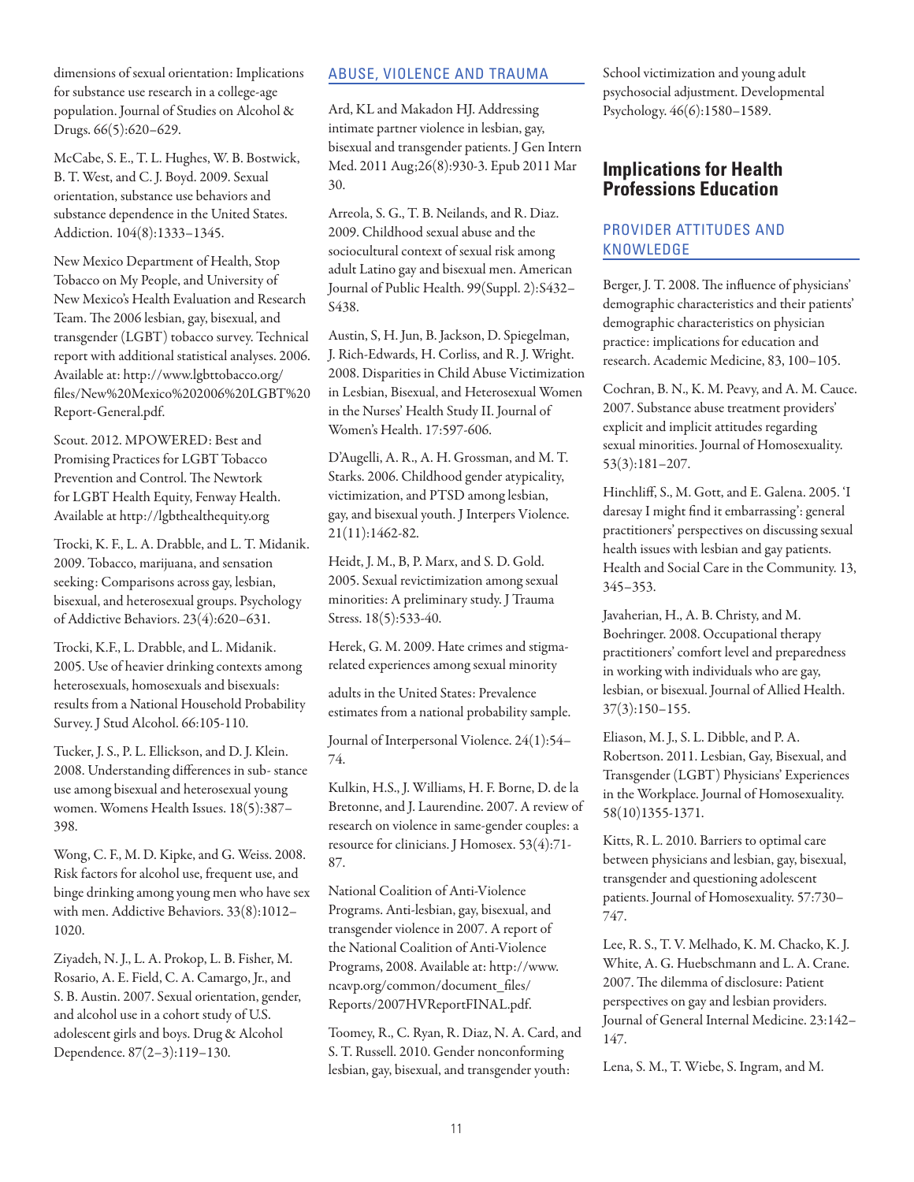dimensions of sexual orientation: Implications for substance use research in a college-age population. Journal of Studies on Alcohol & Drugs. 66(5):620–629.

McCabe, S. E., T. L. Hughes, W. B. Bostwick, B. T. West, and C. J. Boyd. 2009. Sexual orientation, substance use behaviors and substance dependence in the United States. Addiction. 104(8):1333–1345.

New Mexico Department of Health, Stop Tobacco on My People, and University of New Mexico's Health Evaluation and Research Team. The 2006 lesbian, gay, bisexual, and transgender (LGBT) tobacco survey. Technical report with additional statistical analyses. 2006. Available at: http://www.lgbttobacco.org/files/New%20Mexico%202006%20LGBT%20Report-General.pdf.

Scout. 2012. MPOWERED: Best and Promising Practices for LGBT Tobacco Prevention and Control. The Newtork for LGBT Health Equity, Fenway Health. Available at http://lgbthealthequity.org

Trocki, K. F., L. A. Drabble, and L. T. Midanik. 2009. Tobacco, marijuana, and sensation seeking: Comparisons across gay, lesbian, bisexual, and heterosexual groups. Psychology of Addictive Behaviors. 23(4):620–631.

Trocki, K.F., L. Drabble, and L. Midanik. 2005. Use of heavier drinking contexts among heterosexuals, homosexuals and bisexuals: results from a National Household Probability Survey. J Stud Alcohol. 66:105-110.

Tucker, J. S., P. L. Ellickson, and D. J. Klein. 2008. Understanding differences in sub- stance use among bisexual and heterosexual young women. Womens Health Issues. 18(5):387–398.

Wong, C. F., M. D. Kipke, and G. Weiss. 2008. Risk factors for alcohol use, frequent use, and binge drinking among young men who have sex with men. Addictive Behaviors. 33(8):1012–1020.

Ziyadeh, N. J., L. A. Prokop, L. B. Fisher, M. Rosario, A. E. Field, C. A. Camargo, Jr., and S. B. Austin. 2007. Sexual orientation, gender, and alcohol use in a cohort study of U.S. adolescent girls and boys. Drug & Alcohol Dependence. 87(2–3):119–130.

### ABUSE, VIOLENCE AND TRAUMA

Ard, KL and Makadon HJ. Addressing intimate partner violence in lesbian, gay, bisexual and transgender patients. J Gen Intern Med. 2011 Aug;26(8):930-3. Epub 2011 Mar 30.

Arreola, S. G., T. B. Neilands, and R. Diaz. 2009. Childhood sexual abuse and the sociocultural context of sexual risk among adult Latino gay and bisexual men. American Journal of Public Health. 99(Suppl. 2):S432–S438.

Austin, S, H. Jun, B. Jackson, D. Spiegelman, J. Rich-Edwards, H. Corliss, and R. J. Wright. 2008. Disparities in Child Abuse Victimization in Lesbian, Bisexual, and Heterosexual Women in the Nurses' Health Study II. Journal of Women's Health. 17:597-606.

D'Augelli, A. R., A. H. Grossman, and M. T. Starks. 2006. Childhood gender atypicality, victimization, and PTSD among lesbian, gay, and bisexual youth. J Interpers Violence. 21(11):1462-82.

Heidt, J. M., B, P. Marx, and S. D. Gold. 2005. Sexual revictimization among sexual minorities: A preliminary study. J Trauma Stress. 18(5):533-40.

Herek, G. M. 2009. Hate crimes and stigma-related experiences among sexual minority adults in the United States: Prevalence estimates from a national probability sample. Journal of Interpersonal Violence. 24(1):54–74.

Kulkin, H.S., J. Williams, H. F. Borne, D. de la Bretonne, and J. Laurendine. 2007. A review of research on violence in same-gender couples: a resource for clinicians. J Homosex. 53(4):71-87.

National Coalition of Anti-Violence Programs. Anti-lesbian, gay, bisexual, and transgender violence in 2007. A report of the National Coalition of Anti-Violence Programs, 2008. Available at: http://www.ncavp.org/common/document_files/Reports/2007HVReportFINAL.pdf.

Toomey, R., C. Ryan, R. Diaz, N. A. Card, and S. T. Russell. 2010. Gender nonconforming lesbian, gay, bisexual, and transgender youth: School victimization and young adult psychosocial adjustment. Developmental Psychology. 46(6):1580–1589.

## Implications for Health Professions Education

### PROVIDER ATTITUDES AND KNOWLEDGE

Berger, J. T. 2008. The influence of physicians' demographic characteristics and their patients' demographic characteristics on physician practice: implications for education and research. Academic Medicine, 83, 100–105.

Cochran, B. N., K. M. Peavy, and A. M. Cauce. 2007. Substance abuse treatment providers' explicit and implicit attitudes regarding sexual minorities. Journal of Homosexuality. 53(3):181–207.

Hinchliff, S., M. Gott, and E. Galena. 2005. 'I daresay I might find it embarrassing': general practitioners' perspectives on discussing sexual health issues with lesbian and gay patients. Health and Social Care in the Community. 13, 345–353.

Javaherian, H., A. B. Christy, and M. Boehringer. 2008. Occupational therapy practitioners' comfort level and preparedness in working with individuals who are gay, lesbian, or bisexual. Journal of Allied Health. 37(3):150–155.

Eliason, M. J., S. L. Dibble, and P. A. Robertson. 2011. Lesbian, Gay, Bisexual, and Transgender (LGBT) Physicians' Experiences in the Workplace. Journal of Homosexuality. 58(10)1355-1371.

Kitts, R. L. 2010. Barriers to optimal care between physicians and lesbian, gay, bisexual, transgender and questioning adolescent patients. Journal of Homosexuality. 57:730–747.

Lee, R. S., T. V. Melhado, K. M. Chacko, K. J. White, A. G. Huebschmann and L. A. Crane. 2007. The dilemma of disclosure: Patient perspectives on gay and lesbian providers. Journal of General Internal Medicine. 23:142–147.

Lena, S. M., T. Wiebe, S. Ingram, and M.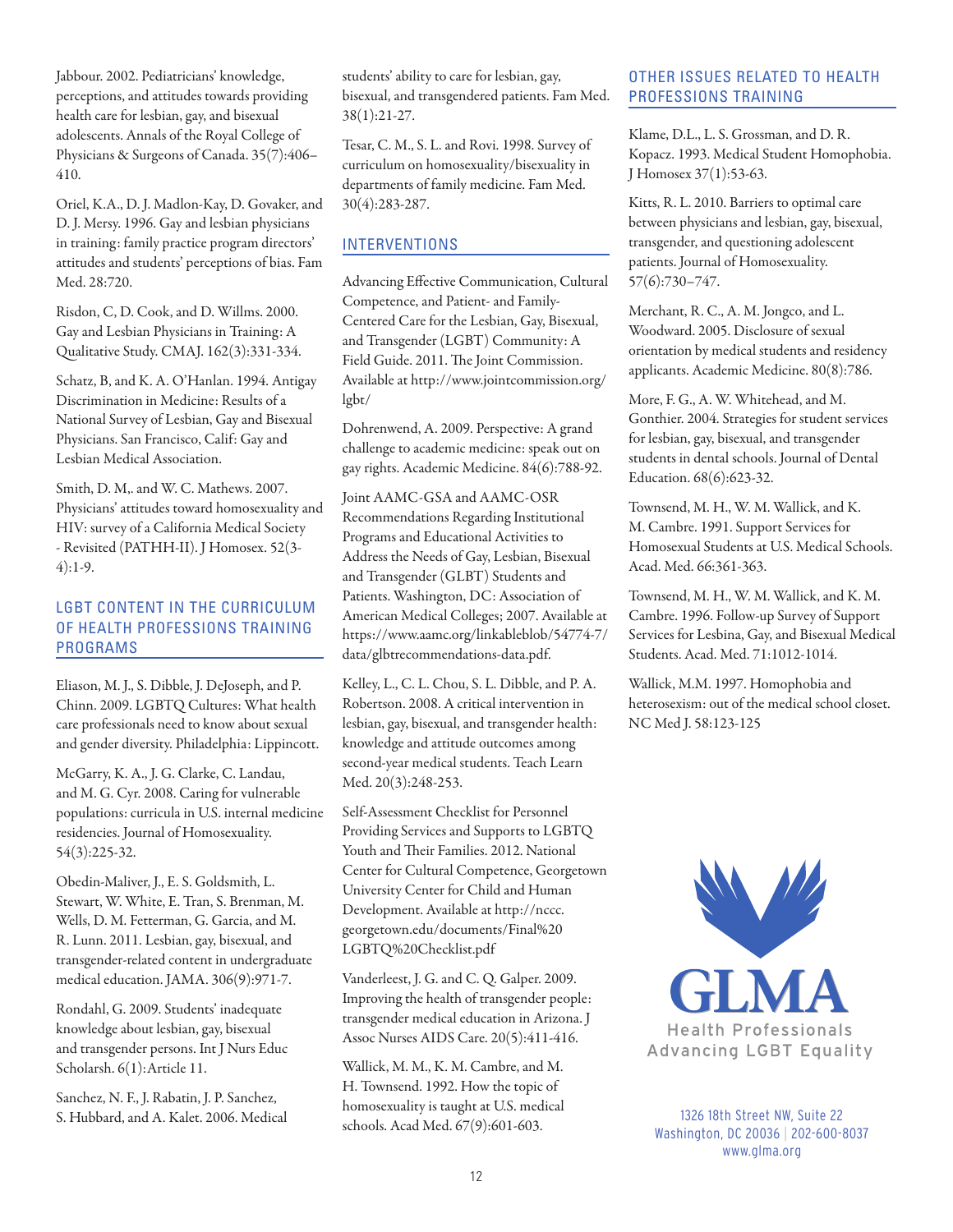Jabbour. 2002. Pediatricians' knowledge, perceptions, and attitudes towards providing health care for lesbian, gay, and bisexual adolescents. Annals of the Royal College of Physicians & Surgeons of Canada. 35(7):406–410.

Oriel, K.A., D. J. Madlon-Kay, D. Govaker, and D. J. Mersy. 1996. Gay and lesbian physicians in training: family practice program directors' attitudes and students' perceptions of bias. Fam Med. 28:720.

Risdon, C, D. Cook, and D. Willms. 2000. Gay and Lesbian Physicians in Training: A Qualitative Study. CMAJ. 162(3):331-334.

Schatz, B, and K. A. O'Hanlan. 1994. Antigay Discrimination in Medicine: Results of a National Survey of Lesbian, Gay and Bisexual Physicians. San Francisco, Calif: Gay and Lesbian Medical Association.

Smith, D. M,. and W. C. Mathews. 2007. Physicians' attitudes toward homosexuality and HIV: survey of a California Medical Society - Revisited (PATHH-II). J Homosex. 52(3-4):1-9.

## LGBT CONTENT IN THE CURRICULUM OF HEALTH PROFESSIONS TRAINING PROGRAMS

Eliason, M. J., S. Dibble, J. DeJoseph, and P. Chinn. 2009. LGBTQ Cultures: What health care professionals need to know about sexual and gender diversity. Philadelphia: Lippincott.

McGarry, K. A., J. G. Clarke, C. Landau, and M. G. Cyr. 2008. Caring for vulnerable populations: curricula in U.S. internal medicine residencies. Journal of Homosexuality. 54(3):225-32.

Obedin-Maliver, J., E. S. Goldsmith, L. Stewart, W. White, E. Tran, S. Brenman, M. Wells, D. M. Fetterman, G. Garcia, and M. R. Lunn. 2011. Lesbian, gay, bisexual, and transgender-related content in undergraduate medical education. JAMA. 306(9):971-7.

Rondahl, G. 2009. Students' inadequate knowledge about lesbian, gay, bisexual and transgender persons. Int J Nurs Educ Scholarsh. 6(1):Article 11.

Sanchez, N. F., J. Rabatin, J. P. Sanchez, S. Hubbard, and A. Kalet. 2006. Medical students' ability to care for lesbian, gay, bisexual, and transgendered patients. Fam Med. 38(1):21-27.

Tesar, C. M., S. L. and Rovi. 1998. Survey of curriculum on homosexuality/bisexuality in departments of family medicine. Fam Med. 30(4):283-287.

## INTERVENTIONS

Advancing Effective Communication, Cultural Competence, and Patient- and Family-Centered Care for the Lesbian, Gay, Bisexual, and Transgender (LGBT) Community: A Field Guide. 2011. The Joint Commission. Available at http://www.jointcommission.org/lgbt/

Dohrenwend, A. 2009. Perspective: A grand challenge to academic medicine: speak out on gay rights. Academic Medicine. 84(6):788-92.

Joint AAMC-GSA and AAMC-OSR Recommendations Regarding Institutional Programs and Educational Activities to Address the Needs of Gay, Lesbian, Bisexual and Transgender (GLBT) Students and Patients. Washington, DC: Association of American Medical Colleges; 2007. Available at https://www.aamc.org/linkableblob/54774-7/data/glbtrecommendations-data.pdf.

Kelley, L., C. L. Chou, S. L. Dibble, and P. A. Robertson. 2008. A critical intervention in lesbian, gay, bisexual, and transgender health: knowledge and attitude outcomes among second-year medical students. Teach Learn Med. 20(3):248-253.

Self-Assessment Checklist for Personnel Providing Services and Supports to LGBTQ Youth and Their Families. 2012. National Center for Cultural Competence, Georgetown University Center for Child and Human Development. Available at http://nccc.georgetown.edu/documents/Final%20 LGBTQ%20Checklist.pdf

Vanderleest, J. G. and C. Q. Galper. 2009. Improving the health of transgender people: transgender medical education in Arizona. J Assoc Nurses AIDS Care. 20(5):411-416.

Wallick, M. M., K. M. Cambre, and M. H. Townsend. 1992. How the topic of homosexuality is taught at U.S. medical schools. Acad Med. 67(9):601-603.

## OTHER ISSUES RELATED TO HEALTH PROFESSIONS TRAINING

Klame, D.L., L. S. Grossman, and D. R. Kopacz. 1993. Medical Student Homophobia. J Homosex 37(1):53-63.

Kitts, R. L. 2010. Barriers to optimal care between physicians and lesbian, gay, bisexual, transgender, and questioning adolescent patients. Journal of Homosexuality. 57(6):730–747.

Merchant, R. C., A. M. Jongco, and L. Woodward. 2005. Disclosure of sexual orientation by medical students and residency applicants. Academic Medicine. 80(8):786.

More, F. G., A. W. Whitehead, and M. Gonthier. 2004. Strategies for student services for lesbian, gay, bisexual, and transgender students in dental schools. Journal of Dental Education. 68(6):623-32.

Townsend, M. H., W. M. Wallick, and K. M. Cambre. 1991. Support Services for Homosexual Students at U.S. Medical Schools. Acad. Med. 66:361-363.

Townsend, M. H., W. M. Wallick, and K. M. Cambre. 1996. Follow-up Survey of Support Services for Lesbina, Gay, and Bisexual Medical Students. Acad. Med. 71:1012-1014.

Wallick, M.M. 1997. Homophobia and heterosexism: out of the medical school closet. NC Med J. 58:123-125

GLMA
Health Professionals
Advancing LGBT Equality

1326 18th Street NW, Suite 22
Washington, DC 20036 | 202-600-8037
www.glma.org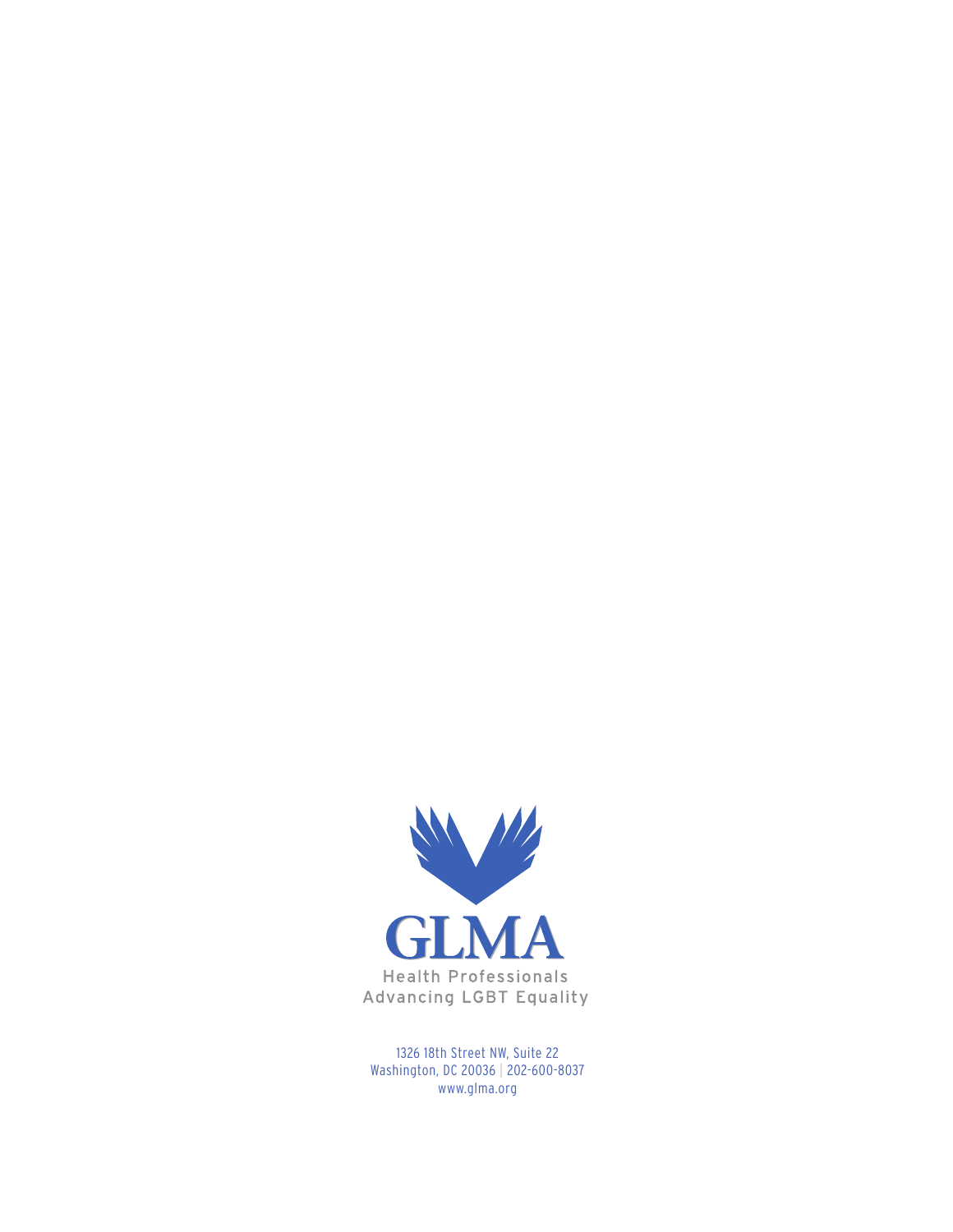GLMA

Health Professionals
Advancing LGBT Equality

1326 18th Street NW, Suite 22
Washington, DC 20036 | 202-600-8037
www.glma.org